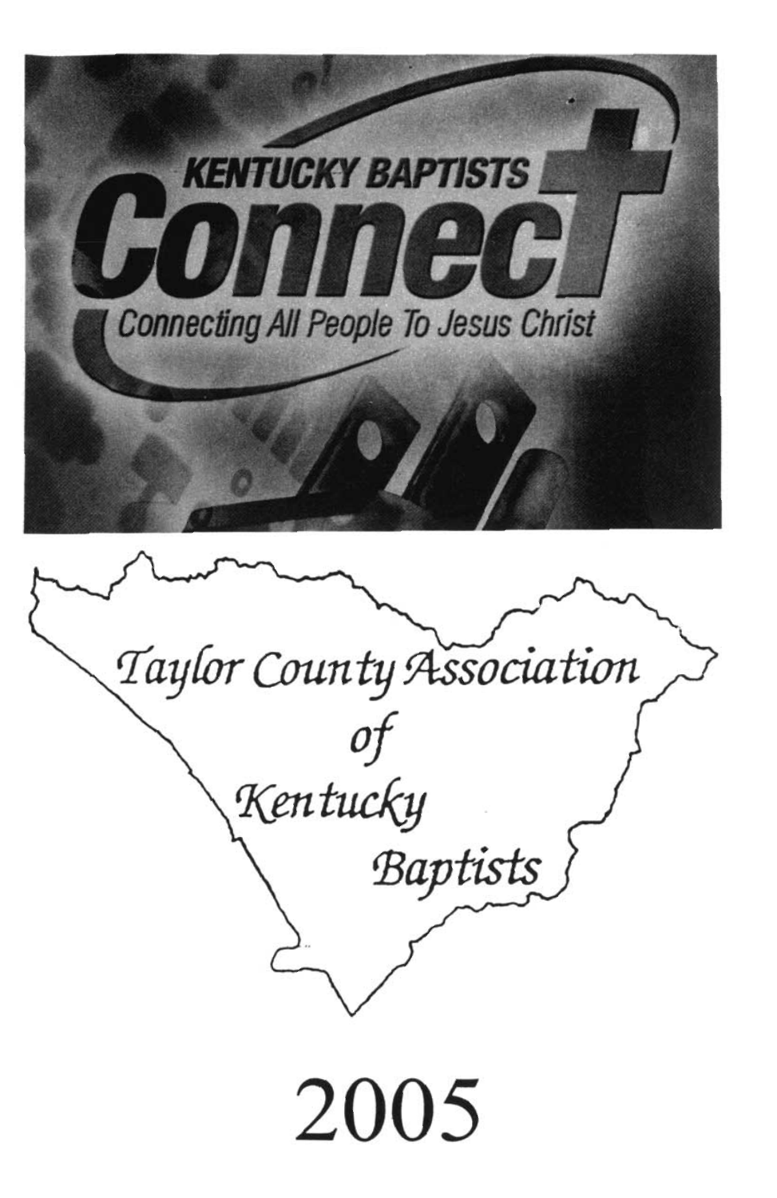KENTUCKY BAPTISTS

# Connect

Connecting All People To Jesus Christ

*Taylor County Association*

*of*

*Kentucky*

*Baptists*

# 2005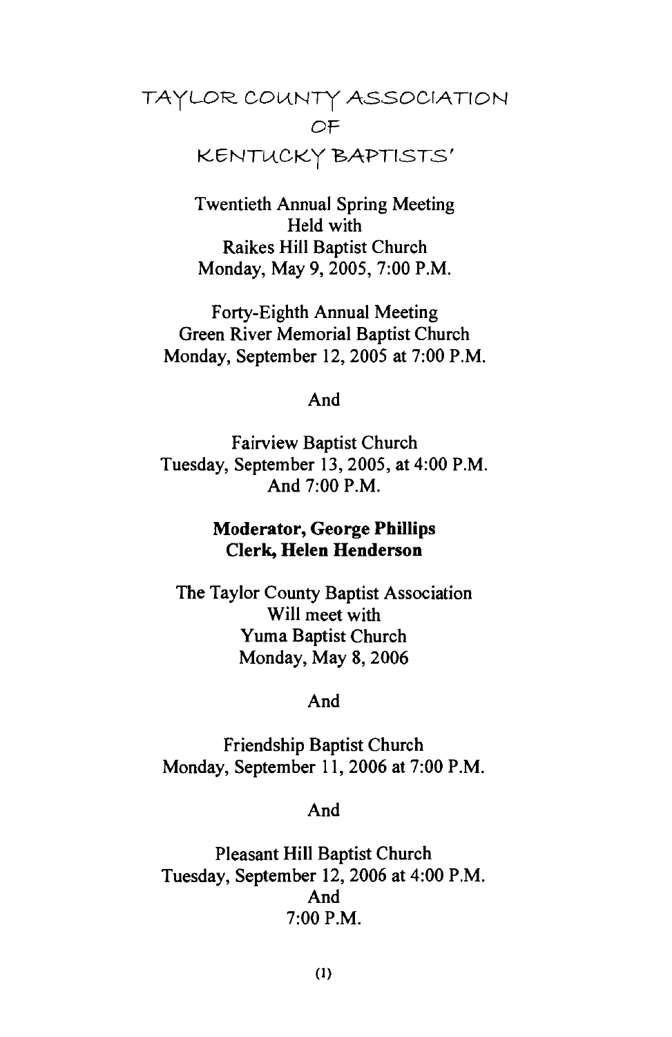# TAYLOR COUNTY ASSOCIATION
# OF
# KENTUCKY BAPTISTS'

Twentieth Annual Spring Meeting
Held with
Raikes Hill Baptist Church
Monday, May 9, 2005, 7:00 P.M.

Forty-Eighth Annual Meeting
Green River Memorial Baptist Church
Monday, September 12, 2005 at 7:00 P.M.

And

Fairview Baptist Church
Tuesday, September 13, 2005, at 4:00 P.M.
And 7:00 P.M.

**Moderator, George Phillips**
**Clerk, Helen Henderson**

The Taylor County Baptist Association
Will meet with
Yuma Baptist Church
Monday, May 8, 2006

And

Friendship Baptist Church
Monday, September 11, 2006 at 7:00 P.M.

And

Pleasant Hill Baptist Church
Tuesday, September 12, 2006 at 4:00 P.M.
And
7:00 P.M.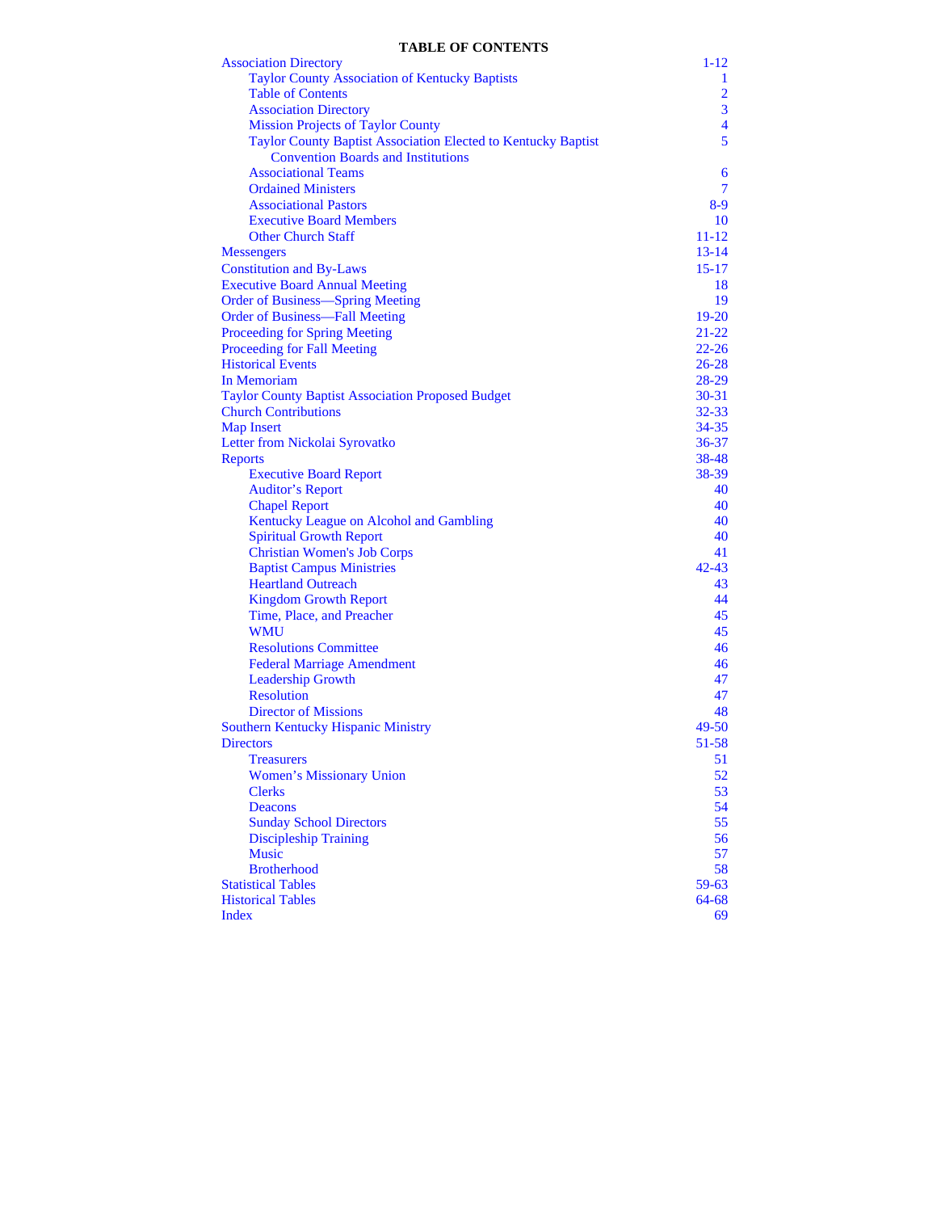# TABLE OF CONTENTS

| | |
|---|---|
| Association Directory | 1-12 |
| Taylor County Association of Kentucky Baptists | 1 |
| Table of Contents | 2 |
| Association Directory | 3 |
| Mission Projects of Taylor County | 4 |
| Taylor County Baptist Association Elected to Kentucky Baptist Convention Boards and Institutions | 5 |
| Associational Teams | 6 |
| Ordained Ministers | 7 |
| Associational Pastors | 8-9 |
| Executive Board Members | 10 |
| Other Church Staff | 11-12 |
| Messengers | 13-14 |
| Constitution and By-Laws | 15-17 |
| Executive Board Annual Meeting | 18 |
| Order of Business—Spring Meeting | 19 |
| Order of Business—Fall Meeting | 19-20 |
| Proceeding for Spring Meeting | 21-22 |
| Proceeding for Fall Meeting | 22-26 |
| Historical Events | 26-28 |
| In Memoriam | 28-29 |
| Taylor County Baptist Association Proposed Budget | 30-31 |
| Church Contributions | 32-33 |
| Map Insert | 34-35 |
| Letter from Nickolai Syrovatko | 36-37 |
| Reports | 38-48 |
| Executive Board Report | 38-39 |
| Auditor's Report | 40 |
| Chapel Report | 40 |
| Kentucky League on Alcohol and Gambling | 40 |
| Spiritual Growth Report | 40 |
| Christian Women's Job Corps | 41 |
| Baptist Campus Ministries | 42-43 |
| Heartland Outreach | 43 |
| Kingdom Growth Report | 44 |
| Time, Place, and Preacher | 45 |
| WMU | 45 |
| Resolutions Committee | 46 |
| Federal Marriage Amendment | 46 |
| Leadership Growth | 47 |
| Resolution | 47 |
| Director of Missions | 48 |
| Southern Kentucky Hispanic Ministry | 49-50 |
| Directors | 51-58 |
| Treasurers | 51 |
| Women's Missionary Union | 52 |
| Clerks | 53 |
| Deacons | 54 |
| Sunday School Directors | 55 |
| Discipleship Training | 56 |
| Music | 57 |
| Brotherhood | 58 |
| Statistical Tables | 59-63 |
| Historical Tables | 64-68 |
| Index | 69 |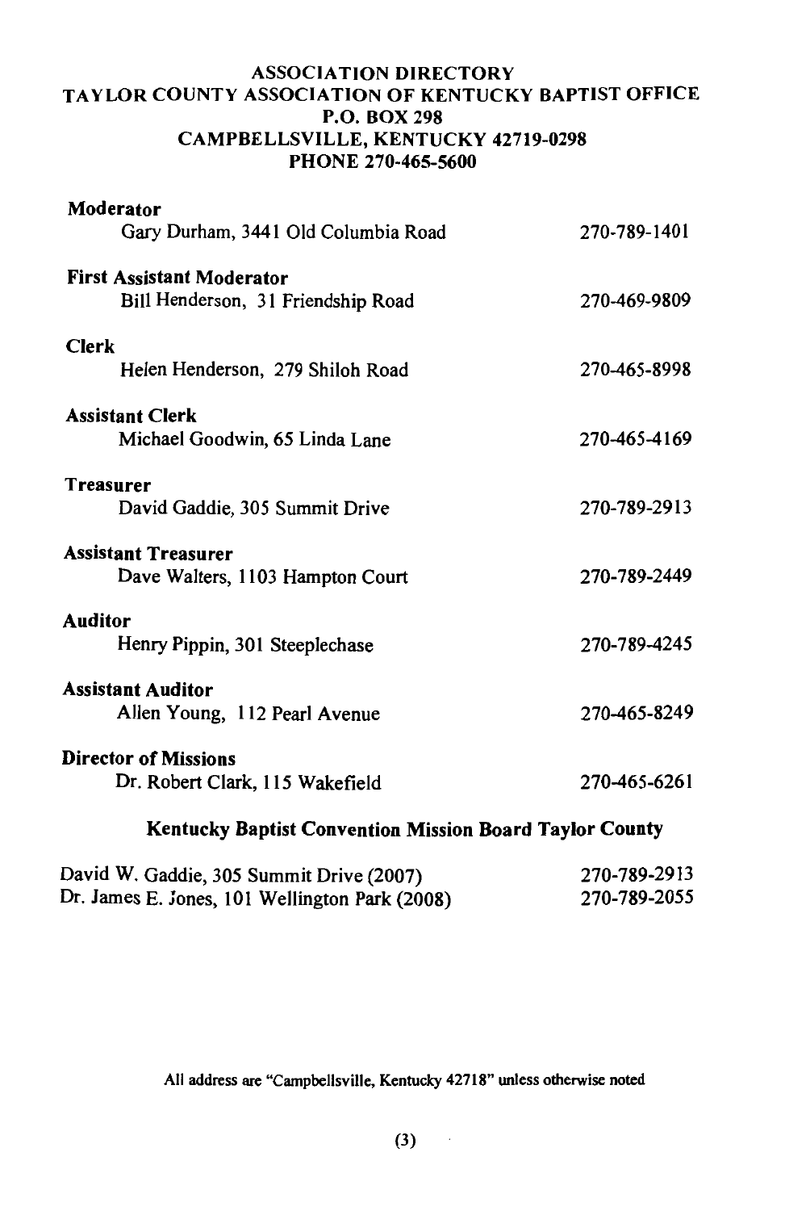# ASSOCIATION DIRECTORY
## TAYLOR COUNTY ASSOCIATION OF KENTUCKY BAPTIST OFFICE
**P.O. BOX 298**
**CAMPBELLSVILLE, KENTUCKY 42719-0298**
**PHONE 270-465-5600**

**Moderator**
Gary Durham, 3441 Old Columbia Road — 270-789-1401

**First Assistant Moderator**
Bill Henderson, 31 Friendship Road — 270-469-9809

**Clerk**
Helen Henderson, 279 Shiloh Road — 270-465-8998

**Assistant Clerk**
Michael Goodwin, 65 Linda Lane — 270-465-4169

**Treasurer**
David Gaddie, 305 Summit Drive — 270-789-2913

**Assistant Treasurer**
Dave Walters, 1103 Hampton Court — 270-789-2449

**Auditor**
Henry Pippin, 301 Steeplechase — 270-789-4245

**Assistant Auditor**
Allen Young, 112 Pearl Avenue — 270-465-8249

**Director of Missions**
Dr. Robert Clark, 115 Wakefield — 270-465-6261

### Kentucky Baptist Convention Mission Board Taylor County

David W. Gaddie, 305 Summit Drive (2007) — 270-789-2913
Dr. James E. Jones, 101 Wellington Park (2008) — 270-789-2055

All address are "Campbellsville, Kentucky 42718" unless otherwise noted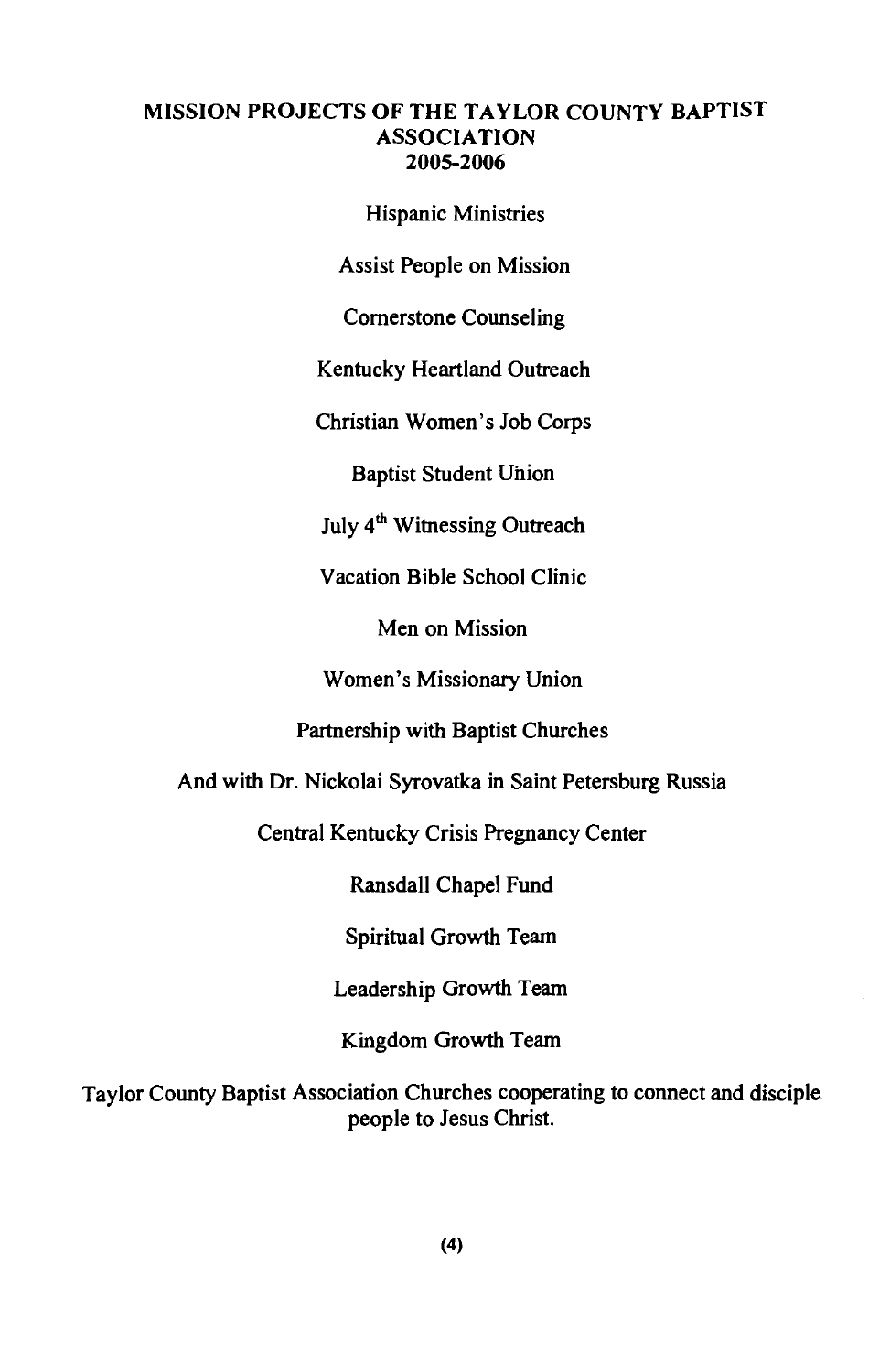# MISSION PROJECTS OF THE TAYLOR COUNTY BAPTIST ASSOCIATION 2005-2006

Hispanic Ministries

Assist People on Mission

Cornerstone Counseling

Kentucky Heartland Outreach

Christian Women's Job Corps

Baptist Student Union

July 4th Witnessing Outreach

Vacation Bible School Clinic

Men on Mission

Women's Missionary Union

Partnership with Baptist Churches

And with Dr. Nickolai Syrovatka in Saint Petersburg Russia

Central Kentucky Crisis Pregnancy Center

Ransdall Chapel Fund

Spiritual Growth Team

Leadership Growth Team

Kingdom Growth Team

Taylor County Baptist Association Churches cooperating to connect and disciple people to Jesus Christ.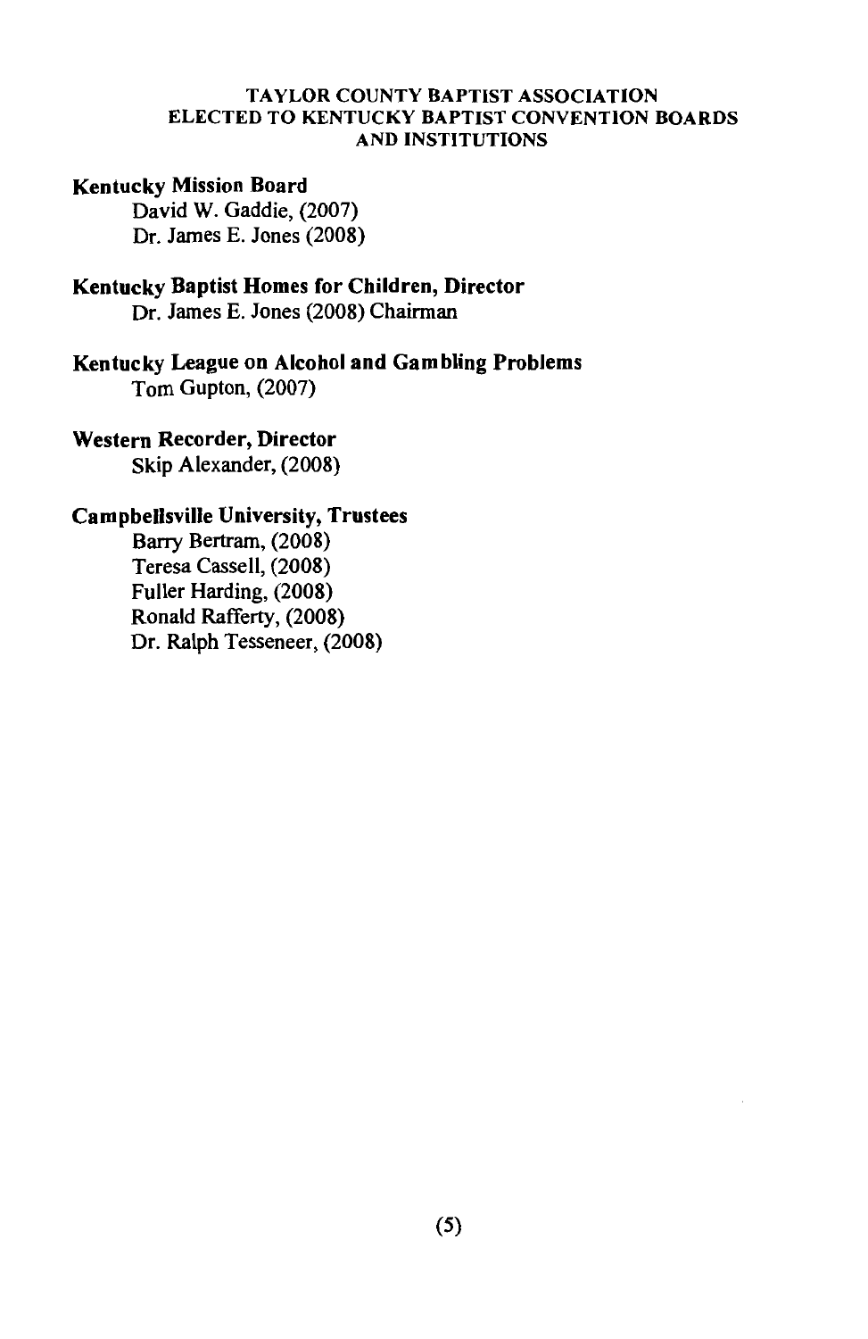# TAYLOR COUNTY BAPTIST ASSOCIATION ELECTED TO KENTUCKY BAPTIST CONVENTION BOARDS AND INSTITUTIONS

**Kentucky Mission Board**

David W. Gaddie, (2007)
Dr. James E. Jones (2008)

**Kentucky Baptist Homes for Children, Director**

Dr. James E. Jones (2008) Chairman

**Kentucky League on Alcohol and Gambling Problems**

Tom Gupton, (2007)

**Western Recorder, Director**

Skip Alexander, (2008)

**Campbellsville University, Trustees**

Barry Bertram, (2008)
Teresa Cassell, (2008)
Fuller Harding, (2008)
Ronald Rafferty, (2008)
Dr. Ralph Tesseneer, (2008)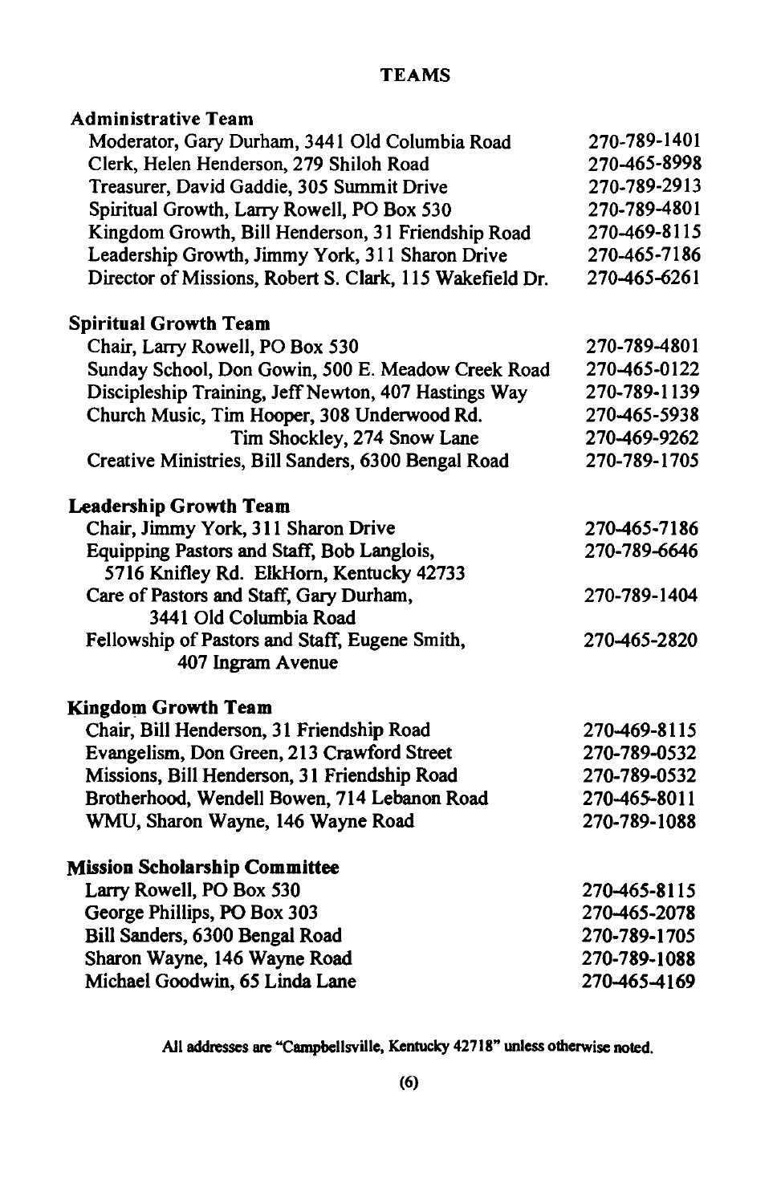# TEAMS

## Administrative Team

| | |
|---|---|
| Moderator, Gary Durham, 3441 Old Columbia Road | 270-789-1401 |
| Clerk, Helen Henderson, 279 Shiloh Road | 270-465-8998 |
| Treasurer, David Gaddie, 305 Summit Drive | 270-789-2913 |
| Spiritual Growth, Larry Rowell, PO Box 530 | 270-789-4801 |
| Kingdom Growth, Bill Henderson, 31 Friendship Road | 270-469-8115 |
| Leadership Growth, Jimmy York, 311 Sharon Drive | 270-465-7186 |
| Director of Missions, Robert S. Clark, 115 Wakefield Dr. | 270-465-6261 |

## Spiritual Growth Team

| | |
|---|---|
| Chair, Larry Rowell, PO Box 530 | 270-789-4801 |
| Sunday School, Don Gowin, 500 E. Meadow Creek Road | 270-465-0122 |
| Discipleship Training, Jeff Newton, 407 Hastings Way | 270-789-1139 |
| Church Music, Tim Hooper, 308 Underwood Rd. | 270-465-5938 |
| Tim Shockley, 274 Snow Lane | 270-469-9262 |
| Creative Ministries, Bill Sanders, 6300 Bengal Road | 270-789-1705 |

## Leadership Growth Team

| | |
|---|---|
| Chair, Jimmy York, 311 Sharon Drive | 270-465-7186 |
| Equipping Pastors and Staff, Bob Langlois, 5716 Knifley Rd. ElkHorn, Kentucky 42733 | 270-789-6646 |
| Care of Pastors and Staff, Gary Durham, 3441 Old Columbia Road | 270-789-1404 |
| Fellowship of Pastors and Staff, Eugene Smith, 407 Ingram Avenue | 270-465-2820 |

## Kingdom Growth Team

| | |
|---|---|
| Chair, Bill Henderson, 31 Friendship Road | 270-469-8115 |
| Evangelism, Don Green, 213 Crawford Street | 270-789-0532 |
| Missions, Bill Henderson, 31 Friendship Road | 270-789-0532 |
| Brotherhood, Wendell Bowen, 714 Lebanon Road | 270-465-8011 |
| WMU, Sharon Wayne, 146 Wayne Road | 270-789-1088 |

## Mission Scholarship Committee

| | |
|---|---|
| Larry Rowell, PO Box 530 | 270-465-8115 |
| George Phillips, PO Box 303 | 270-465-2078 |
| Bill Sanders, 6300 Bengal Road | 270-789-1705 |
| Sharon Wayne, 146 Wayne Road | 270-789-1088 |
| Michael Goodwin, 65 Linda Lane | 270-465-4169 |

**All addresses are "Campbellsville, Kentucky 42718" unless otherwise noted.**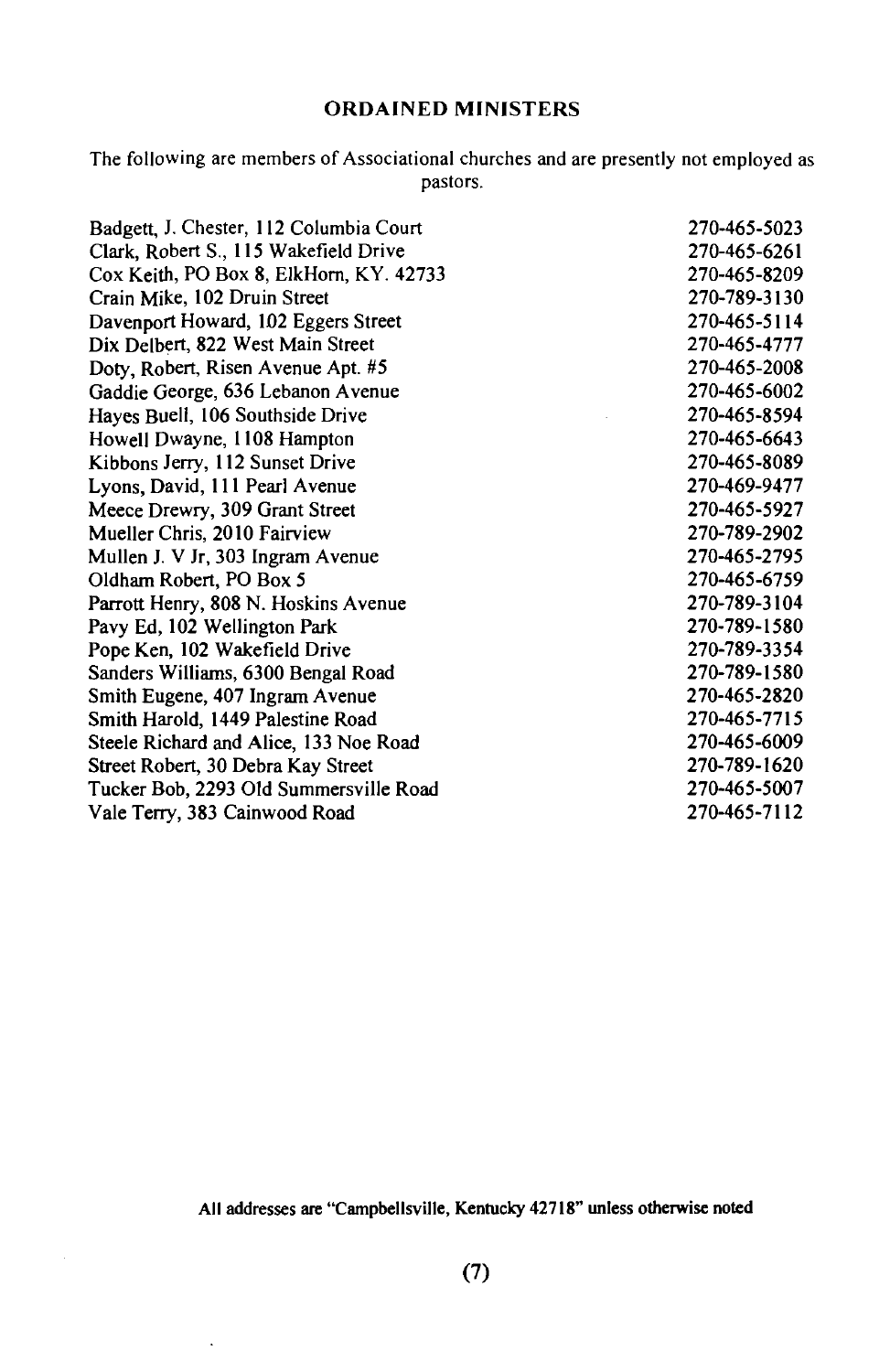## ORDAINED MINISTERS

The following are members of Associational churches and are presently not employed as pastors.

| | |
|---|---|
| Badgett, J. Chester, 112 Columbia Court | 270-465-5023 |
| Clark, Robert S., 115 Wakefield Drive | 270-465-6261 |
| Cox Keith, PO Box 8, ElkHorn, KY. 42733 | 270-465-8209 |
| Crain Mike, 102 Druin Street | 270-789-3130 |
| Davenport Howard, 102 Eggers Street | 270-465-5114 |
| Dix Delbert, 822 West Main Street | 270-465-4777 |
| Doty, Robert, Risen Avenue Apt. #5 | 270-465-2008 |
| Gaddie George, 636 Lebanon Avenue | 270-465-6002 |
| Hayes Buell, 106 Southside Drive | 270-465-8594 |
| Howell Dwayne, 1108 Hampton | 270-465-6643 |
| Kibbons Jerry, 112 Sunset Drive | 270-465-8089 |
| Lyons, David, 111 Pearl Avenue | 270-469-9477 |
| Meece Drewry, 309 Grant Street | 270-465-5927 |
| Mueller Chris, 2010 Fairview | 270-789-2902 |
| Mullen J. V Jr, 303 Ingram Avenue | 270-465-2795 |
| Oldham Robert, PO Box 5 | 270-465-6759 |
| Parrott Henry, 808 N. Hoskins Avenue | 270-789-3104 |
| Pavy Ed, 102 Wellington Park | 270-789-1580 |
| Pope Ken, 102 Wakefield Drive | 270-789-3354 |
| Sanders Williams, 6300 Bengal Road | 270-789-1580 |
| Smith Eugene, 407 Ingram Avenue | 270-465-2820 |
| Smith Harold, 1449 Palestine Road | 270-465-7715 |
| Steele Richard and Alice, 133 Noe Road | 270-465-6009 |
| Street Robert, 30 Debra Kay Street | 270-789-1620 |
| Tucker Bob, 2293 Old Summersville Road | 270-465-5007 |
| Vale Terry, 383 Cainwood Road | 270-465-7112 |

**All addresses are "Campbellsville, Kentucky 42718" unless otherwise noted**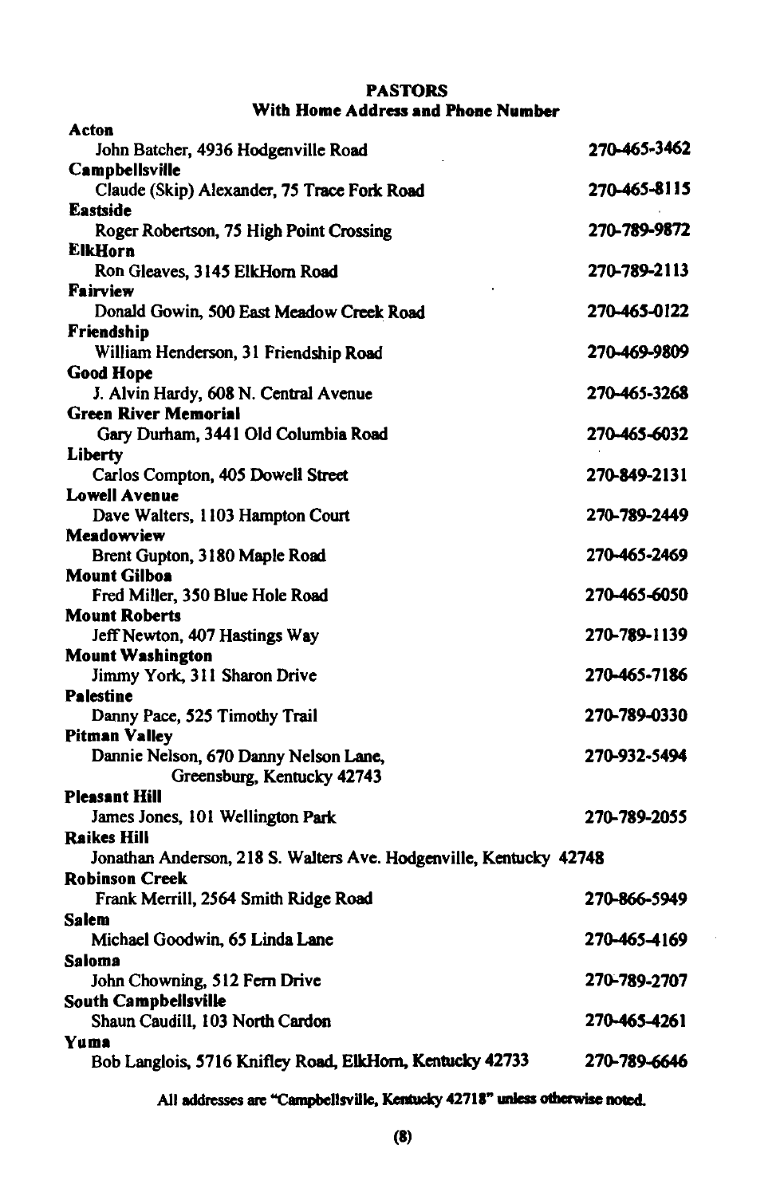# PASTORS

## With Home Address and Phone Number

**Acton**
John Batcher, 4936 Hodgenville Road — 270-465-3462

**Campbellsville**
Claude (Skip) Alexander, 75 Trace Fork Road — 270-465-8115

**Eastside**
Roger Robertson, 75 High Point Crossing — 270-789-9872

**ElkHorn**
Ron Gleaves, 3145 ElkHorn Road — 270-789-2113

**Fairview**
Donald Gowin, 500 East Meadow Creek Road — 270-465-0122

**Friendship**
William Henderson, 31 Friendship Road — 270-469-9809

**Good Hope**
J. Alvin Hardy, 608 N. Central Avenue — 270-465-3268

**Green River Memorial**
Gary Durham, 3441 Old Columbia Road — 270-465-6032

**Liberty**
Carlos Compton, 405 Dowell Street — 270-849-2131

**Lowell Avenue**
Dave Walters, 1103 Hampton Court — 270-789-2449

**Meadowview**
Brent Gupton, 3180 Maple Road — 270-465-2469

**Mount Gilboa**
Fred Miller, 350 Blue Hole Road — 270-465-6050

**Mount Roberts**
Jeff Newton, 407 Hastings Way — 270-789-1139

**Mount Washington**
Jimmy York, 311 Sharon Drive — 270-465-7186

**Palestine**
Danny Pace, 525 Timothy Trail — 270-789-0330

**Pitman Valley**
Dannie Nelson, 670 Danny Nelson Lane, Greensburg, Kentucky 42743 — 270-932-5494

**Pleasant Hill**
James Jones, 101 Wellington Park — 270-789-2055

**Raikes Hill**
Jonathan Anderson, 218 S. Walters Ave. Hodgenville, Kentucky 42748

**Robinson Creek**
Frank Merrill, 2564 Smith Ridge Road — 270-866-5949

**Salem**
Michael Goodwin, 65 Linda Lane — 270-465-4169

**Saloma**
John Chowning, 512 Fern Drive — 270-789-2707

**South Campbellsville**
Shaun Caudill, 103 North Cardon — 270-465-4261

**Yuma**
Bob Langlois, 5716 Knifley Road, ElkHorn, Kentucky 42733 — 270-789-6646

**All addresses are "Campbellsville, Kentucky 42718" unless otherwise noted.**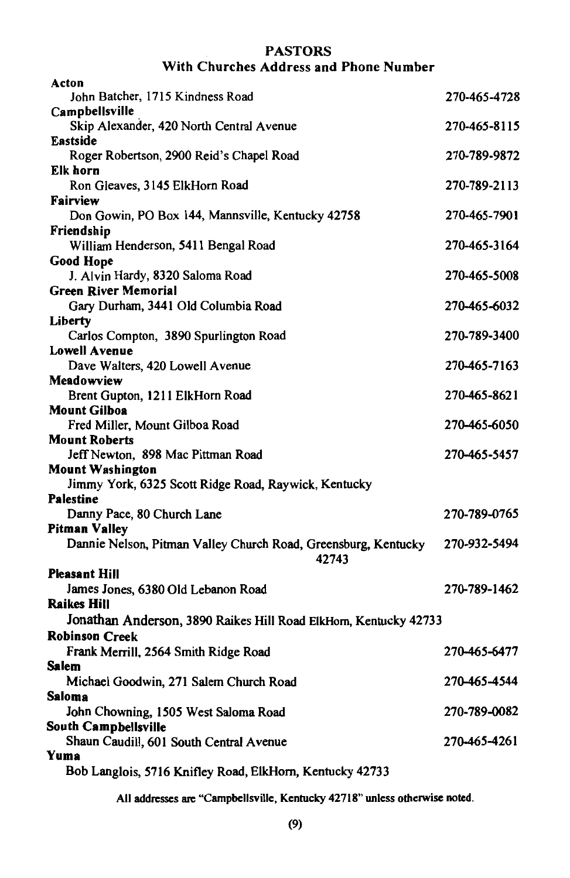# PASTORS

## With Churches Address and Phone Number

**Acton**
John Batcher, 1715 Kindness Road — 270-465-4728

**Campbellsville**
Skip Alexander, 420 North Central Avenue — 270-465-8115

**Eastside**
Roger Robertson, 2900 Reid's Chapel Road — 270-789-9872

**Elk horn**
Ron Gleaves, 3145 ElkHorn Road — 270-789-2113

**Fairview**
Don Gowin, PO Box 144, Mannsville, Kentucky 42758 — 270-465-7901

**Friendship**
William Henderson, 5411 Bengal Road — 270-465-3164

**Good Hope**
J. Alvin Hardy, 8320 Saloma Road — 270-465-5008

**Green River Memorial**
Gary Durham, 3441 Old Columbia Road — 270-465-6032

**Liberty**
Carlos Compton, 3890 Spurlington Road — 270-789-3400

**Lowell Avenue**
Dave Walters, 420 Lowell Avenue — 270-465-7163

**Meadowview**
Brent Gupton, 1211 ElkHorn Road — 270-465-8621

**Mount Gilboa**
Fred Miller, Mount Gilboa Road — 270-465-6050

**Mount Roberts**
Jeff Newton, 898 Mac Pittman Road — 270-465-5457

**Mount Washington**
Jimmy York, 6325 Scott Ridge Road, Raywick, Kentucky

**Palestine**
Danny Pace, 80 Church Lane — 270-789-0765

**Pitman Valley**
Dannie Nelson, Pitman Valley Church Road, Greensburg, Kentucky 42743 — 270-932-5494

**Pleasant Hill**
James Jones, 6380 Old Lebanon Road — 270-789-1462

**Raikes Hill**
Jonathan Anderson, 3890 Raikes Hill Road ElkHorn, Kentucky 42733

**Robinson Creek**
Frank Merrill, 2564 Smith Ridge Road — 270-465-6477

**Salem**
Michael Goodwin, 271 Salem Church Road — 270-465-4544

**Saloma**
John Chowning, 1505 West Saloma Road — 270-789-0082

**South Campbellsville**
Shaun Caudill, 601 South Central Avenue — 270-465-4261

**Yuma**
Bob Langlois, 5716 Knifley Road, ElkHorn, Kentucky 42733

All addresses are "Campbellsville, Kentucky 42718" unless otherwise noted.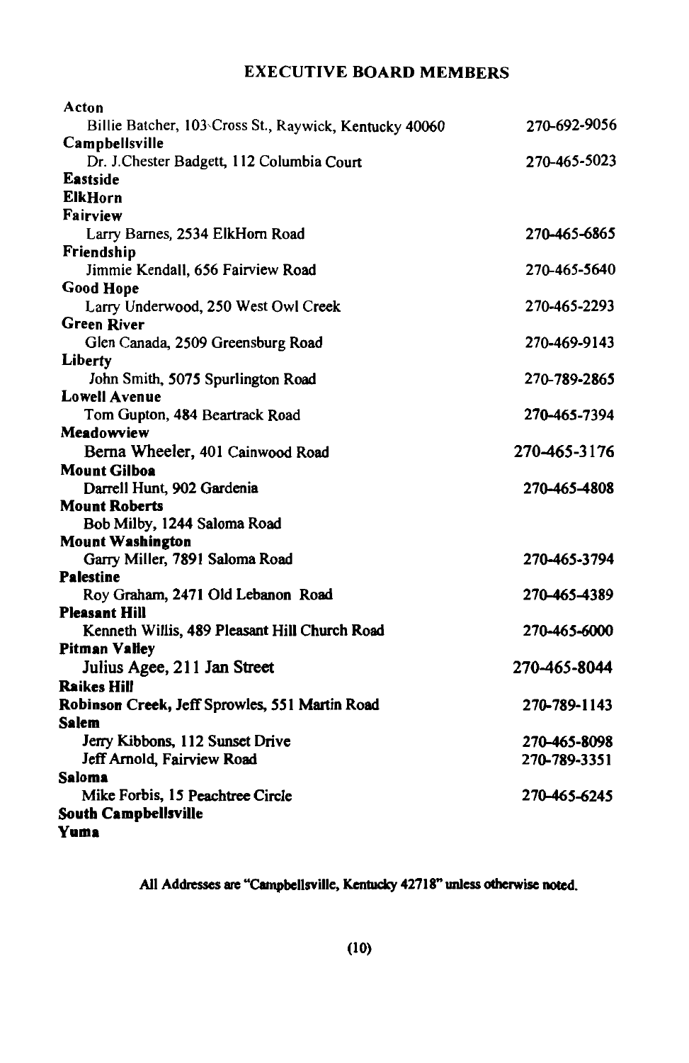## EXECUTIVE BOARD MEMBERS

**Acton**
Billie Batcher, 103 Cross St., Raywick, Kentucky 40060 — 270-692-9056

**Campbellsville**
Dr. J.Chester Badgett, 112 Columbia Court — 270-465-5023

**Eastside**

**ElkHorn**

**Fairview**
Larry Barnes, 2534 ElkHorn Road — 270-465-6865

**Friendship**
Jimmie Kendall, 656 Fairview Road — 270-465-5640

**Good Hope**
Larry Underwood, 250 West Owl Creek — 270-465-2293

**Green River**
Glen Canada, 2509 Greensburg Road — 270-469-9143

**Liberty**
John Smith, 5075 Spurlington Road — 270-789-2865

**Lowell Avenue**
Tom Gupton, 484 Beartrack Road — 270-465-7394

**Meadowview**
Berna Wheeler, 401 Cainwood Road — 270-465-3176

**Mount Gilboa**
Darrell Hunt, 902 Gardenia — 270-465-4808

**Mount Roberts**
Bob Milby, 1244 Saloma Road

**Mount Washington**
Garry Miller, 7891 Saloma Road — 270-465-3794

**Palestine**
Roy Graham, 2471 Old Lebanon Road — 270-465-4389

**Pleasant Hill**
Kenneth Willis, 489 Pleasant Hill Church Road — 270-465-6000

**Pitman Valley**
Julius Agee, 211 Jan Street — 270-465-8044

**Raikes Hill**

**Robinson Creek, Jeff Sprowles, 551 Martin Road** — 270-789-1143

**Salem**
Jerry Kibbons, 112 Sunset Drive — 270-465-8098
Jeff Arnold, Fairview Road — 270-789-3351

**Saloma**
Mike Forbis, 15 Peachtree Circle — 270-465-6245

**South Campbellsville**

**Yuma**

**All Addresses are "Campbellsville, Kentucky 42718" unless otherwise noted.**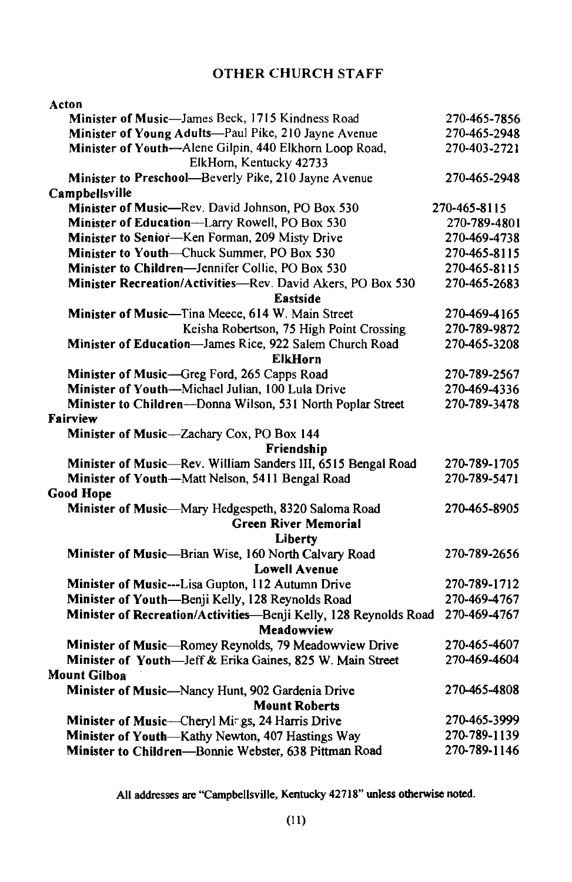## OTHER CHURCH STAFF

**Acton**

**Minister of Music**—James Beck, 1715 Kindness Road 270-465-7856
**Minister of Young Adults**—Paul Pike, 210 Jayne Avenue 270-465-2948
**Minister of Youth**—Alene Gilpin, 440 Elkhorn Loop Road, ElkHorn, Kentucky 42733 270-403-2721
**Minister to Preschool**—Beverly Pike, 210 Jayne Avenue 270-465-2948

**Campbellsville**

**Minister of Music**—Rev. David Johnson, PO Box 530 270-465-8115
**Minister of Education**—Larry Rowell, PO Box 530 270-789-4801
**Minister to Senior**—Ken Forman, 209 Misty Drive 270-469-4738
**Minister to Youth**—Chuck Summer, PO Box 530 270-465-8115
**Minister to Children**—Jennifer Collie, PO Box 530 270-465-8115
**Minister Recreation/Activities**—Rev. David Akers, PO Box 530 270-465-2683

**Eastside**

**Minister of Music**—Tina Meece, 614 W. Main Street 270-469-4165
Keisha Robertson, 75 High Point Crossing 270-789-9872
**Minister of Education**—James Rice, 922 Salem Church Road 270-465-3208

**ElkHorn**

**Minister of Music**—Greg Ford, 265 Capps Road 270-789-2567
**Minister of Youth**—Michael Julian, 100 Lula Drive 270-469-4336
**Minister to Children**—Donna Wilson, 531 North Poplar Street 270-789-3478

**Fairview**

**Minister of Music**—Zachary Cox, PO Box 144

**Friendship**

**Minister of Music**—Rev. William Sanders III, 6515 Bengal Road 270-789-1705
**Minister of Youth**—Matt Nelson, 5411 Bengal Road 270-789-5471

**Good Hope**

**Minister of Music**—Mary Hedgespeth, 8320 Saloma Road 270-465-8905

**Green River Memorial**

**Liberty**

**Minister of Music**—Brian Wise, 160 North Calvary Road 270-789-2656

**Lowell Avenue**

**Minister of Music**---Lisa Gupton, 112 Autumn Drive 270-789-1712
**Minister of Youth**—Benji Kelly, 128 Reynolds Road 270-469-4767
**Minister of Recreation/Activities**—Benji Kelly, 128 Reynolds Road 270-469-4767

**Meadowview**

**Minister of Music**—Romey Reynolds, 79 Meadowview Drive 270-465-4607
**Minister of Youth**—Jeff & Erika Gaines, 825 W. Main Street 270-469-4604

**Mount Gilboa**

**Minister of Music**—Nancy Hunt, 902 Gardenia Drive 270-465-4808

**Mount Roberts**

**Minister of Music**—Cheryl Mirgs, 24 Harris Drive 270-465-3999
**Minister of Youth**—Kathy Newton, 407 Hastings Way 270-789-1139
**Minister to Children**—Bonnie Webster, 638 Pittman Road 270-789-1146

All addresses are "Campbellsville, Kentucky 42718" unless otherwise noted.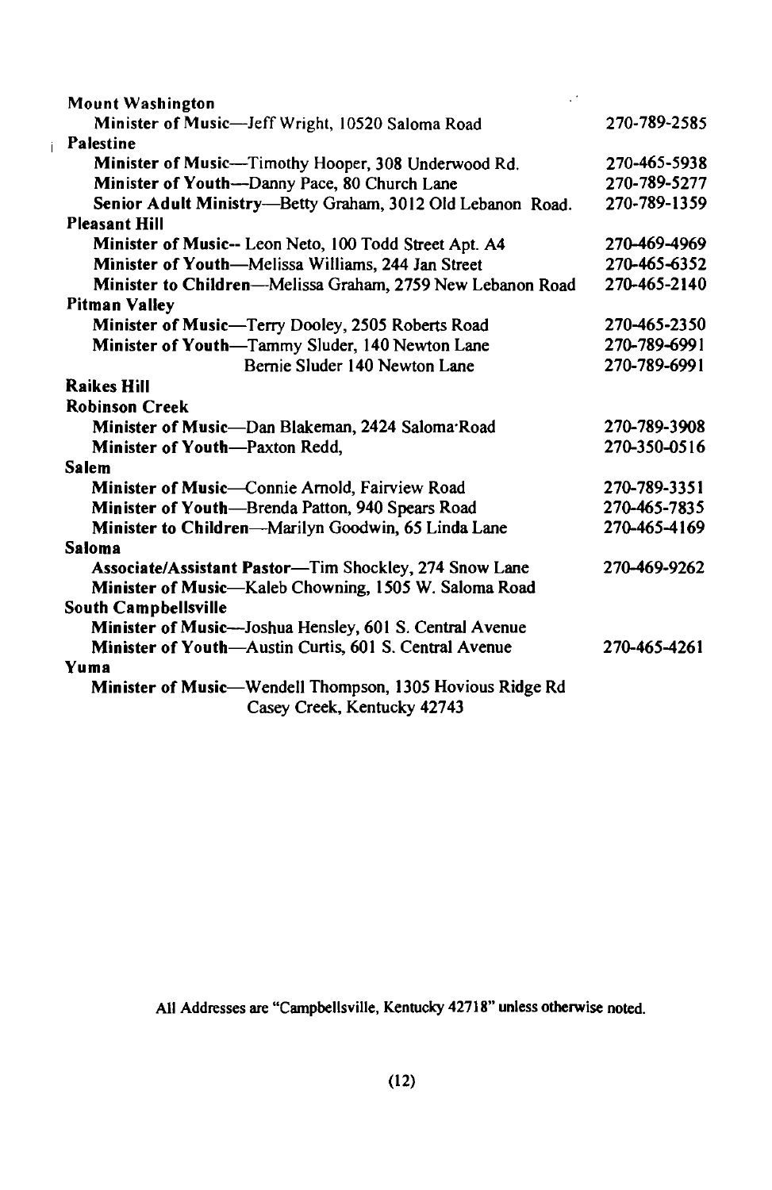**Mount Washington**

Minister of Music—Jeff Wright, 10520 Saloma Road 270-789-2585

**Palestine**

**Minister of Music**—Timothy Hooper, 308 Underwood Rd. 270-465-5938

**Minister of Youth**—Danny Pace, 80 Church Lane 270-789-5277

**Senior Adult Ministry**—Betty Graham, 3012 Old Lebanon Road. 270-789-1359

**Pleasant Hill**

**Minister of Music**-- Leon Neto, 100 Todd Street Apt. A4 270-469-4969

**Minister of Youth**—Melissa Williams, 244 Jan Street 270-465-6352

**Minister to Children**—Melissa Graham, 2759 New Lebanon Road 270-465-2140

**Pitman Valley**

**Minister of Music**—Terry Dooley, 2505 Roberts Road 270-465-2350

**Minister of Youth**—Tammy Sluder, 140 Newton Lane 270-789-6991

Bernie Sluder 140 Newton Lane 270-789-6991

**Raikes Hill**

**Robinson Creek**

**Minister of Music**—Dan Blakeman, 2424 Saloma Road 270-789-3908

**Minister of Youth**—Paxton Redd, 270-350-0516

**Salem**

**Minister of Music**—Connie Arnold, Fairview Road 270-789-3351

**Minister of Youth**—Brenda Patton, 940 Spears Road 270-465-7835

**Minister to Children**—Marilyn Goodwin, 65 Linda Lane 270-465-4169

**Saloma**

**Associate/Assistant Pastor**—Tim Shockley, 274 Snow Lane 270-469-9262

**Minister of Music**—Kaleb Chowning, 1505 W. Saloma Road

**South Campbellsville**

**Minister of Music**—Joshua Hensley, 601 S. Central Avenue

**Minister of Youth**—Austin Curtis, 601 S. Central Avenue 270-465-4261

**Yuma**

**Minister of Music**—Wendell Thompson, 1305 Hovious Ridge Rd
Casey Creek, Kentucky 42743

All Addresses are "Campbellsville, Kentucky 42718" unless otherwise noted.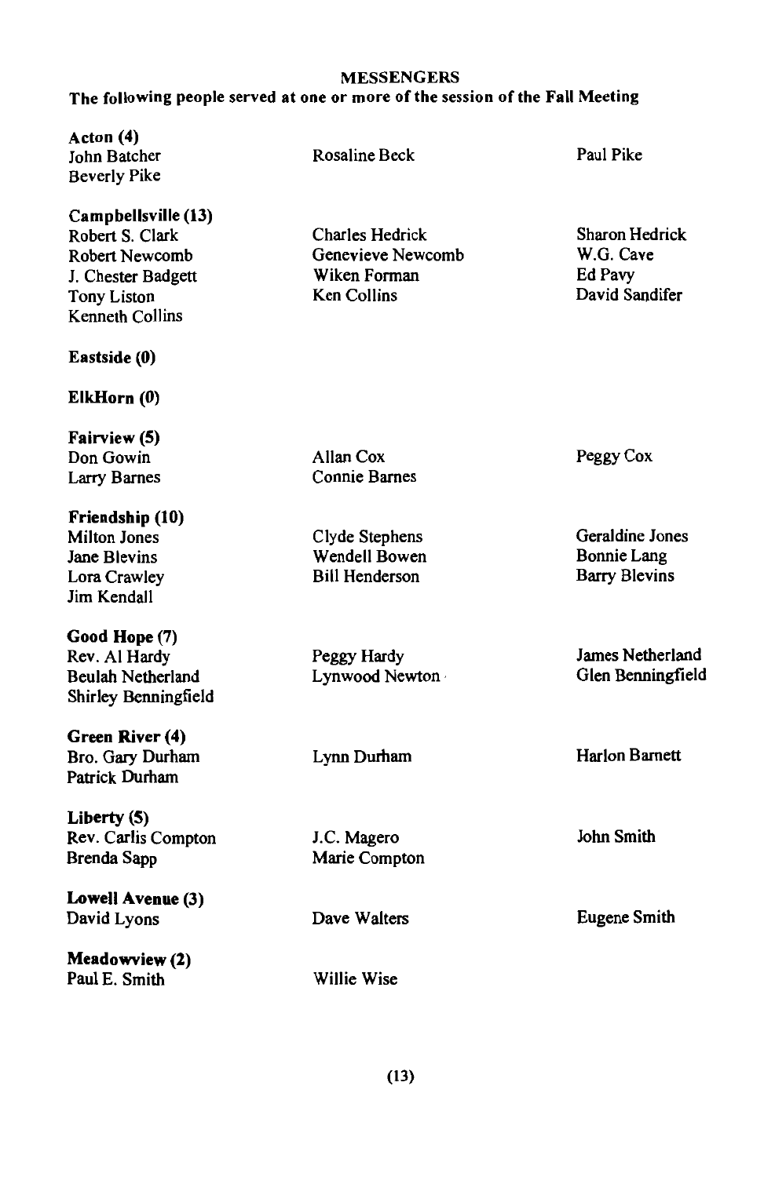## MESSENGERS

**The following people served at one or more of the session of the Fall Meeting**

**Acton (4)**
John Batcher
Rosaline Beck
Paul Pike
Beverly Pike

**Campbellsville (13)**
Robert S. Clark
Charles Hedrick
Sharon Hedrick
Robert Newcomb
Genevieve Newcomb
W.G. Cave
J. Chester Badgett
Wiken Forman
Ed Pavy
Tony Liston
Ken Collins
David Sandifer
Kenneth Collins

**Eastside (0)**

**ElkHorn (0)**

**Fairview (5)**
Don Gowin
Allan Cox
Peggy Cox
Larry Barnes
Connie Barnes

**Friendship (10)**
Milton Jones
Clyde Stephens
Geraldine Jones
Jane Blevins
Wendell Bowen
Bonnie Lang
Lora Crawley
Bill Henderson
Barry Blevins
Jim Kendall

**Good Hope (7)**
Rev. Al Hardy
Peggy Hardy
James Netherland
Beulah Netherland
Lynwood Newton
Glen Benningfield
Shirley Benningfield

**Green River (4)**
Bro. Gary Durham
Lynn Durham
Harlon Barnett
Patrick Durham

**Liberty (5)**
Rev. Carlis Compton
J.C. Magero
John Smith
Brenda Sapp
Marie Compton

**Lowell Avenue (3)**
David Lyons
Dave Walters
Eugene Smith

**Meadowview (2)**
Paul E. Smith
Willie Wise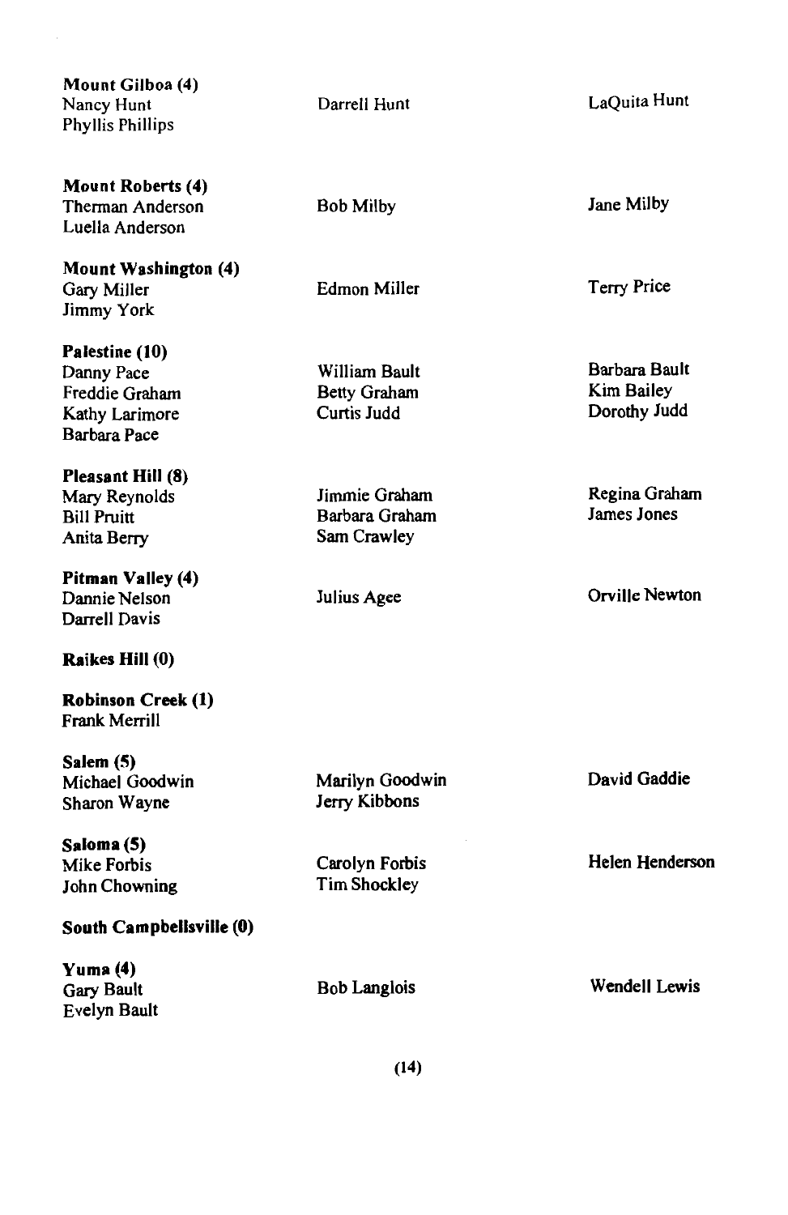**Mount Gilboa (4)**

| | | |
|---|---|---|
| Nancy Hunt | Darrell Hunt | LaQuita Hunt |
| Phyllis Phillips | | |

**Mount Roberts (4)**

| | | |
|---|---|---|
| Therman Anderson | Bob Milby | Jane Milby |
| Luella Anderson | | |

**Mount Washington (4)**

| | | |
|---|---|---|
| Gary Miller | Edmon Miller | Terry Price |
| Jimmy York | | |

**Palestine (10)**

| | | |
|---|---|---|
| Danny Pace | William Bault | Barbara Bault |
| Freddie Graham | Betty Graham | Kim Bailey |
| Kathy Larimore | Curtis Judd | Dorothy Judd |
| Barbara Pace | | |

**Pleasant Hill (8)**

| | | |
|---|---|---|
| Mary Reynolds | Jimmie Graham | Regina Graham |
| Bill Pruitt | Barbara Graham | James Jones |
| Anita Berry | Sam Crawley | |

**Pitman Valley (4)**

| | | |
|---|---|---|
| Dannie Nelson | Julius Agee | Orville Newton |
| Darrell Davis | | |

**Raikes Hill (0)**

**Robinson Creek (1)**

Frank Merrill

**Salem (5)**

| | | |
|---|---|---|
| Michael Goodwin | Marilyn Goodwin | David Gaddie |
| Sharon Wayne | Jerry Kibbons | |

**Saloma (5)**

| | | |
|---|---|---|
| Mike Forbis | Carolyn Forbis | Helen Henderson |
| John Chowning | Tim Shockley | |

**South Campbellsville (0)**

**Yuma (4)**

| | | |
|---|---|---|
| Gary Bault | Bob Langlois | Wendell Lewis |
| Evelyn Bault | | |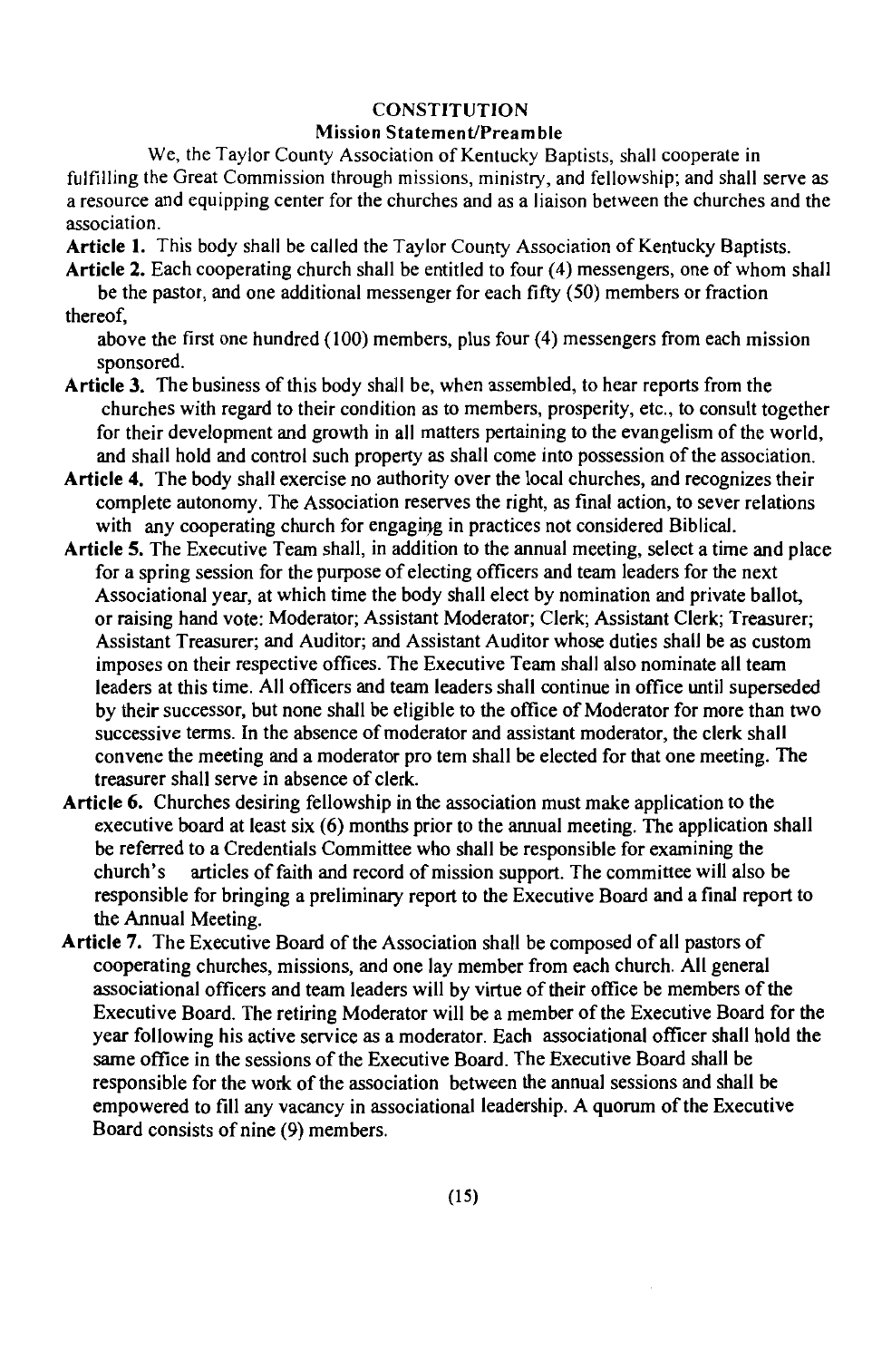# CONSTITUTION

## Mission Statement/Preamble

We, the Taylor County Association of Kentucky Baptists, shall cooperate in fulfilling the Great Commission through missions, ministry, and fellowship; and shall serve as a resource and equipping center for the churches and as a liaison between the churches and the association.

**Article 1.** This body shall be called the Taylor County Association of Kentucky Baptists.

**Article 2.** Each cooperating church shall be entitled to four (4) messengers, one of whom shall be the pastor, and one additional messenger for each fifty (50) members or fraction thereof, above the first one hundred (100) members, plus four (4) messengers from each mission sponsored.

**Article 3.** The business of this body shall be, when assembled, to hear reports from the churches with regard to their condition as to members, prosperity, etc., to consult together for their development and growth in all matters pertaining to the evangelism of the world, and shall hold and control such property as shall come into possession of the association.

**Article 4.** The body shall exercise no authority over the local churches, and recognizes their complete autonomy. The Association reserves the right, as final action, to sever relations with any cooperating church for engaging in practices not considered Biblical.

**Article 5.** The Executive Team shall, in addition to the annual meeting, select a time and place for a spring session for the purpose of electing officers and team leaders for the next Associational year, at which time the body shall elect by nomination and private ballot, or raising hand vote: Moderator; Assistant Moderator; Clerk; Assistant Clerk; Treasurer; Assistant Treasurer; and Auditor; and Assistant Auditor whose duties shall be as custom imposes on their respective offices. The Executive Team shall also nominate all team leaders at this time. All officers and team leaders shall continue in office until superseded by their successor, but none shall be eligible to the office of Moderator for more than two successive terms. In the absence of moderator and assistant moderator, the clerk shall convene the meeting and a moderator pro tem shall be elected for that one meeting. The treasurer shall serve in absence of clerk.

**Article 6.** Churches desiring fellowship in the association must make application to the executive board at least six (6) months prior to the annual meeting. The application shall be referred to a Credentials Committee who shall be responsible for examining the church's articles of faith and record of mission support. The committee will also be responsible for bringing a preliminary report to the Executive Board and a final report to the Annual Meeting.

**Article 7.** The Executive Board of the Association shall be composed of all pastors of cooperating churches, missions, and one lay member from each church. All general associational officers and team leaders will by virtue of their office be members of the Executive Board. The retiring Moderator will be a member of the Executive Board for the year following his active service as a moderator. Each associational officer shall hold the same office in the sessions of the Executive Board. The Executive Board shall be responsible for the work of the association between the annual sessions and shall be empowered to fill any vacancy in associational leadership. A quorum of the Executive Board consists of nine (9) members.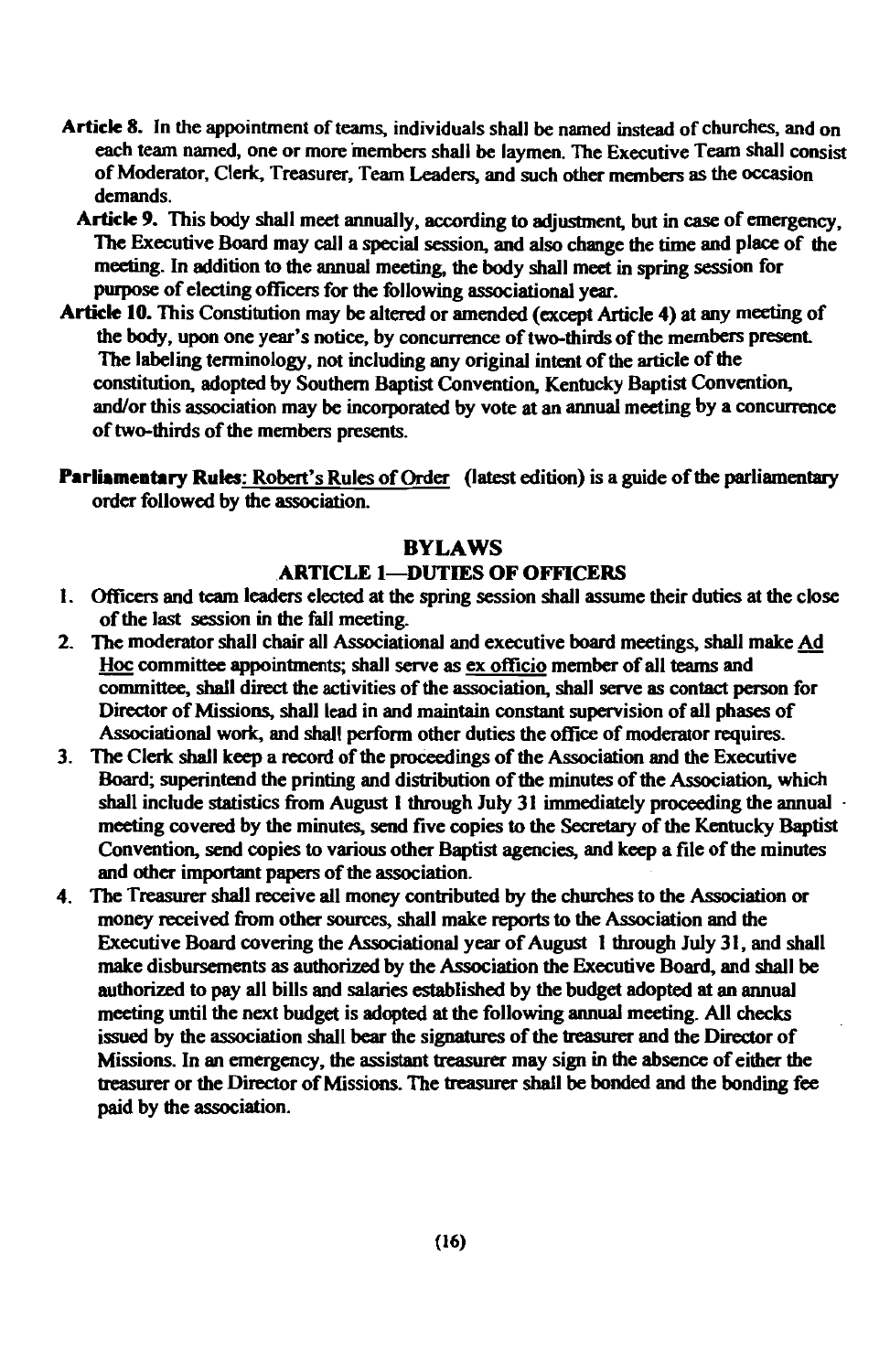**Article 8.** In the appointment of teams, individuals shall be named instead of churches, and on each team named, one or more members shall be laymen. The Executive Team shall consist of Moderator, Clerk, Treasurer, Team Leaders, and such other members as the occasion demands.

**Article 9.** This body shall meet annually, according to adjustment, but in case of emergency, The Executive Board may call a special session, and also change the time and place of the meeting. In addition to the annual meeting, the body shall meet in spring session for purpose of electing officers for the following associational year.

**Article 10.** This Constitution may be altered or amended (except Article 4) at any meeting of the body, upon one year's notice, by concurrence of two-thirds of the members present. The labeling terminology, not including any original intent of the article of the constitution, adopted by Southern Baptist Convention, Kentucky Baptist Convention, and/or this association may be incorporated by vote at an annual meeting by a concurrence of two-thirds of the members presents.

**Parliamentary Rules:** Robert's Rules of Order (latest edition) is a guide of the parliamentary order followed by the association.

## BYLAWS

### ARTICLE 1—DUTIES OF OFFICERS

1. Officers and team leaders elected at the spring session shall assume their duties at the close of the last session in the fall meeting.
2. The moderator shall chair all Associational and executive board meetings, shall make Ad Hoc committee appointments; shall serve as ex officio member of all teams and committee, shall direct the activities of the association, shall serve as contact person for Director of Missions, shall lead in and maintain constant supervision of all phases of Associational work, and shall perform other duties the office of moderator requires.
3. The Clerk shall keep a record of the proceedings of the Association and the Executive Board; superintend the printing and distribution of the minutes of the Association, which shall include statistics from August 1 through July 31 immediately proceeding the annual meeting covered by the minutes, send five copies to the Secretary of the Kentucky Baptist Convention, send copies to various other Baptist agencies, and keep a file of the minutes and other important papers of the association.
4. The Treasurer shall receive all money contributed by the churches to the Association or money received from other sources, shall make reports to the Association and the Executive Board covering the Associational year of August 1 through July 31, and shall make disbursements as authorized by the Association the Executive Board, and shall be authorized to pay all bills and salaries established by the budget adopted at an annual meeting until the next budget is adopted at the following annual meeting. All checks issued by the association shall bear the signatures of the treasurer and the Director of Missions. In an emergency, the assistant treasurer may sign in the absence of either the treasurer or the Director of Missions. The treasurer shall be bonded and the bonding fee paid by the association.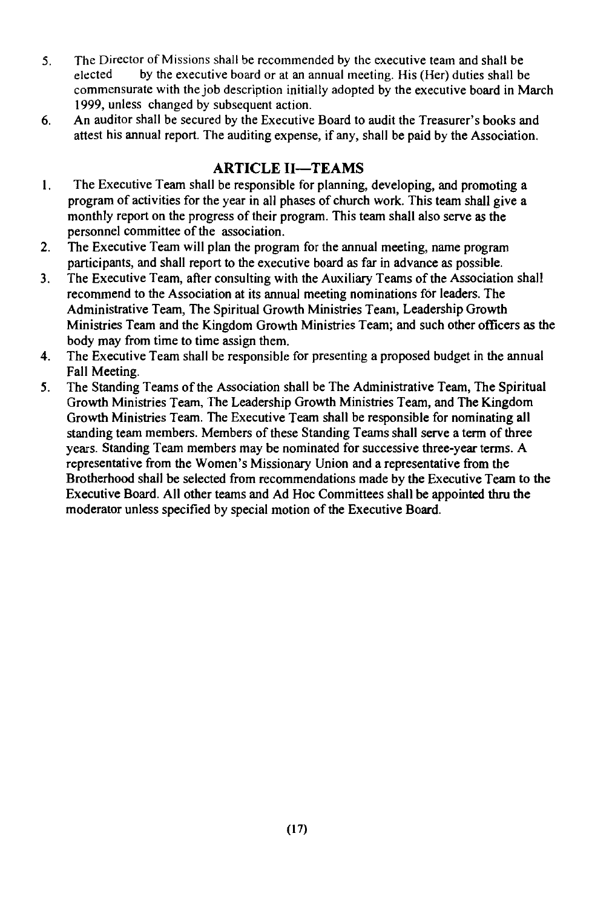5. The Director of Missions shall be recommended by the executive team and shall be elected by the executive board or at an annual meeting. His (Her) duties shall be commensurate with the job description initially adopted by the executive board in March 1999, unless changed by subsequent action.
6. An auditor shall be secured by the Executive Board to audit the Treasurer's books and attest his annual report. The auditing expense, if any, shall be paid by the Association.

## ARTICLE II—TEAMS

1. The Executive Team shall be responsible for planning, developing, and promoting a program of activities for the year in all phases of church work. This team shall give a monthly report on the progress of their program. This team shall also serve as the personnel committee of the association.
2. The Executive Team will plan the program for the annual meeting, name program participants, and shall report to the executive board as far in advance as possible.
3. The Executive Team, after consulting with the Auxiliary Teams of the Association shall recommend to the Association at its annual meeting nominations for leaders. The Administrative Team, The Spiritual Growth Ministries Team, Leadership Growth Ministries Team and the Kingdom Growth Ministries Team; and such other officers as the body may from time to time assign them.
4. The Executive Team shall be responsible for presenting a proposed budget in the annual Fall Meeting.
5. The Standing Teams of the Association shall be The Administrative Team, The Spiritual Growth Ministries Team, The Leadership Growth Ministries Team, and The Kingdom Growth Ministries Team. The Executive Team shall be responsible for nominating all standing team members. Members of these Standing Teams shall serve a term of three years. Standing Team members may be nominated for successive three-year terms. A representative from the Women's Missionary Union and a representative from the Brotherhood shall be selected from recommendations made by the Executive Team to the Executive Board. All other teams and Ad Hoc Committees shall be appointed thru the moderator unless specified by special motion of the Executive Board.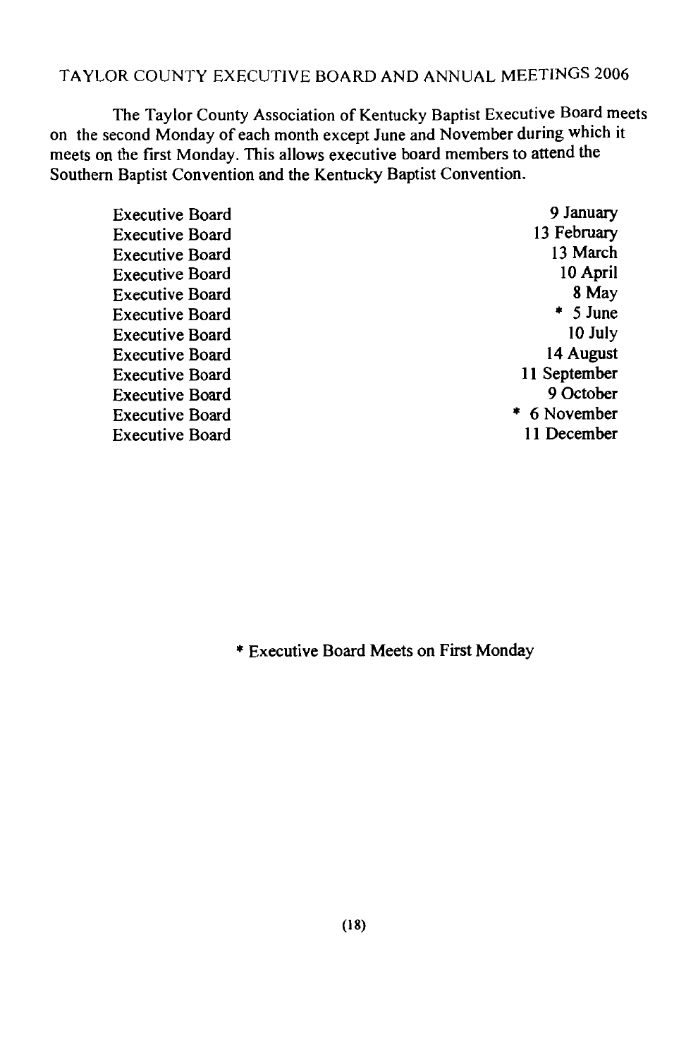# TAYLOR COUNTY EXECUTIVE BOARD AND ANNUAL MEETINGS 2006

The Taylor County Association of Kentucky Baptist Executive Board meets on the second Monday of each month except June and November during which it meets on the first Monday. This allows executive board members to attend the Southern Baptist Convention and the Kentucky Baptist Convention.

| | |
|---|---|
| Executive Board | 9 January |
| Executive Board | 13 February |
| Executive Board | 13 March |
| Executive Board | 10 April |
| Executive Board | 8 May |
| Executive Board | * 5 June |
| Executive Board | 10 July |
| Executive Board | 14 August |
| Executive Board | 11 September |
| Executive Board | 9 October |
| Executive Board | * 6 November |
| Executive Board | 11 December |

* Executive Board Meets on First Monday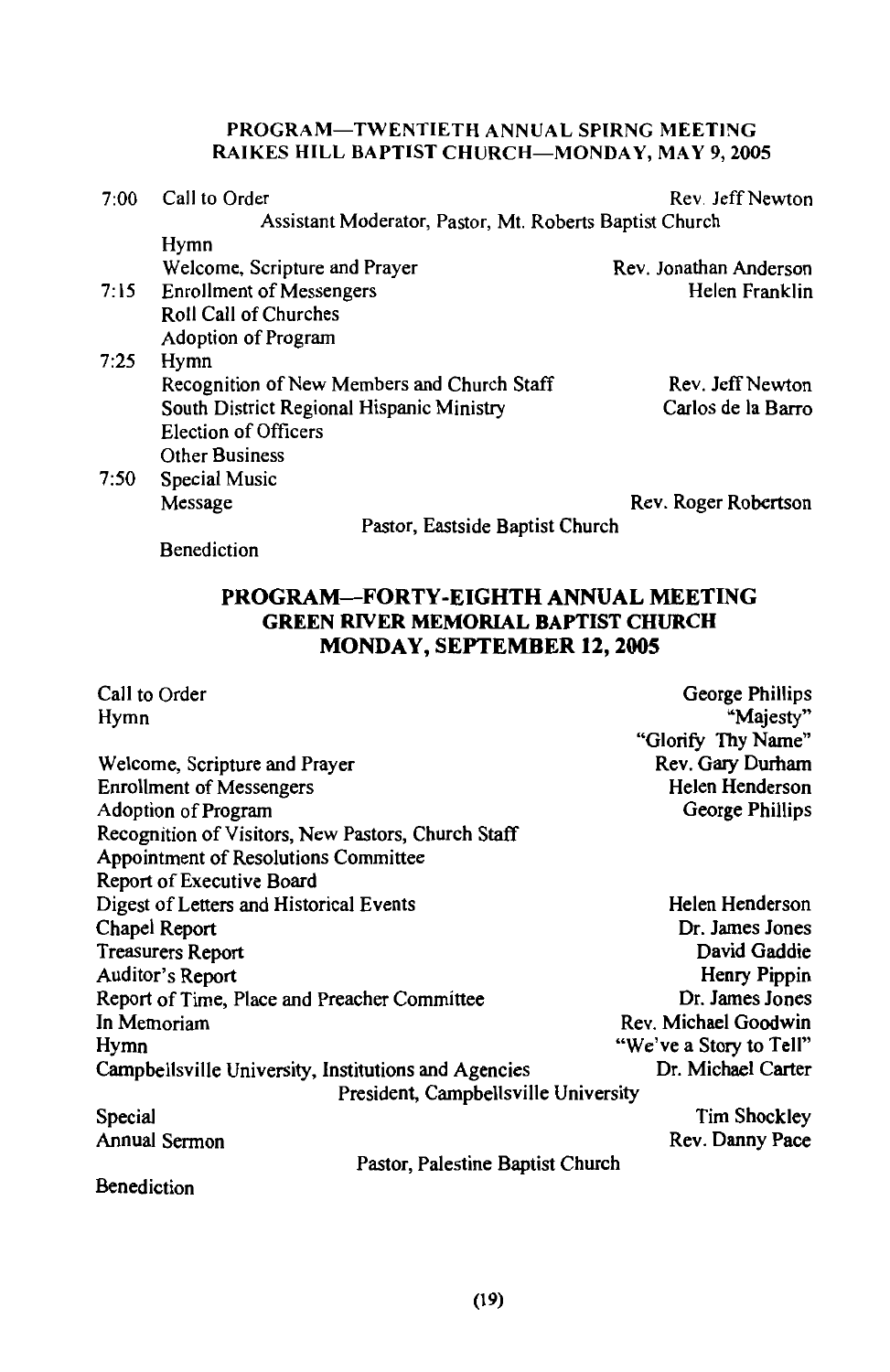## PROGRAM—TWENTIETH ANNUAL SPIRNG MEETING
## RAIKES HILL BAPTIST CHURCH—MONDAY, MAY 9, 2005

| | | |
|---|---|---|
| 7:00 | Call to Order | Rev. Jeff Newton |
| | Assistant Moderator, Pastor, Mt. Roberts Baptist Church | |
| | Hymn | |
| | Welcome, Scripture and Prayer | Rev. Jonathan Anderson |
| 7:15 | Enrollment of Messengers | Helen Franklin |
| | Roll Call of Churches | |
| | Adoption of Program | |
| 7:25 | Hymn | |
| | Recognition of New Members and Church Staff | Rev. Jeff Newton |
| | South District Regional Hispanic Ministry | Carlos de la Barro |
| | Election of Officers | |
| | Other Business | |
| 7:50 | Special Music | |
| | Message | Rev. Roger Robertson |
| | Pastor, Eastside Baptist Church | |
| | Benediction | |

## PROGRAM—FORTY-EIGHTH ANNUAL MEETING
## GREEN RIVER MEMORIAL BAPTIST CHURCH
## MONDAY, SEPTEMBER 12, 2005

| | |
|---|---|
| Call to Order | George Phillips |
| Hymn | "Majesty" |
| | "Glorify Thy Name" |
| Welcome, Scripture and Prayer | Rev. Gary Durham |
| Enrollment of Messengers | Helen Henderson |
| Adoption of Program | George Phillips |
| Recognition of Visitors, New Pastors, Church Staff | |
| Appointment of Resolutions Committee | |
| Report of Executive Board | |
| Digest of Letters and Historical Events | Helen Henderson |
| Chapel Report | Dr. James Jones |
| Treasurers Report | David Gaddie |
| Auditor's Report | Henry Pippin |
| Report of Time, Place and Preacher Committee | Dr. James Jones |
| In Memoriam | Rev. Michael Goodwin |
| Hymn | "We've a Story to Tell" |
| Campbellsville University, Institutions and Agencies | Dr. Michael Carter |
| President, Campbellsville University | |
| Special | Tim Shockley |
| Annual Sermon | Rev. Danny Pace |
| Pastor, Palestine Baptist Church | |
| Benediction | |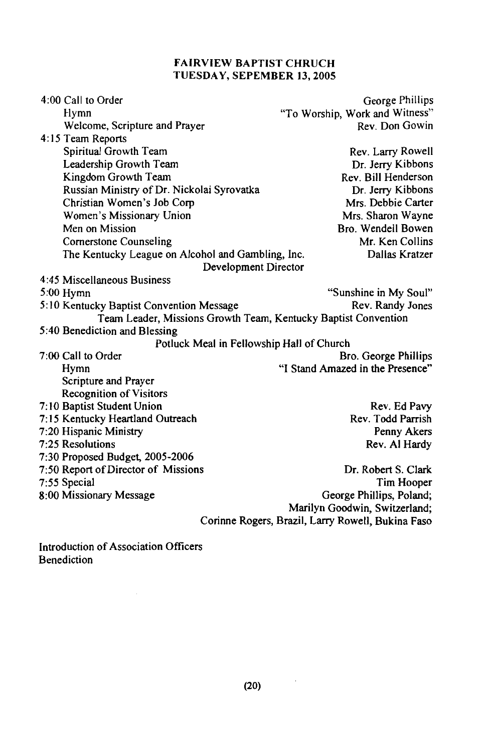**FAIRVIEW BAPTIST CHRUCH**
**TUESDAY, SEPEMBER 13, 2005**

| | |
|---|---|
| 4:00 Call to Order | George Phillips |
| Hymn | "To Worship, Work and Witness" |
| Welcome, Scripture and Prayer | Rev. Don Gowin |
| 4:15 Team Reports | |
| Spiritual Growth Team | Rev. Larry Rowell |
| Leadership Growth Team | Dr. Jerry Kibbons |
| Kingdom Growth Team | Rev. Bill Henderson |
| Russian Ministry of Dr. Nickolai Syrovatka | Dr. Jerry Kibbons |
| Christian Women's Job Corp | Mrs. Debbie Carter |
| Women's Missionary Union | Mrs. Sharon Wayne |
| Men on Mission | Bro. Wendell Bowen |
| Cornerstone Counseling | Mr. Ken Collins |
| The Kentucky League on Alcohol and Gambling, Inc. Development Director | Dallas Kratzer |
| 4:45 Miscellaneous Business | |
| 5:00 Hymn | "Sunshine in My Soul" |
| 5:10 Kentucky Baptist Convention Message | Rev. Randy Jones |
| Team Leader, Missions Growth Team, Kentucky Baptist Convention | |
| 5:40 Benediction and Blessing | |
| Potluck Meal in Fellowship Hall of Church | |
| 7:00 Call to Order | Bro. George Phillips |
| Hymn | "I Stand Amazed in the Presence" |
| Scripture and Prayer | |
| Recognition of Visitors | |
| 7:10 Baptist Student Union | Rev. Ed Pavy |
| 7:15 Kentucky Heartland Outreach | Rev. Todd Parrish |
| 7:20 Hispanic Ministry | Penny Akers |
| 7:25 Resolutions | Rev. Al Hardy |
| 7:30 Proposed Budget, 2005-2006 | |
| 7:50 Report of Director of Missions | Dr. Robert S. Clark |
| 7:55 Special | Tim Hooper |
| 8:00 Missionary Message | George Phillips, Poland; Marilyn Goodwin, Switzerland; Corinne Rogers, Brazil, Larry Rowell, Bukina Faso |

Introduction of Association Officers
Benediction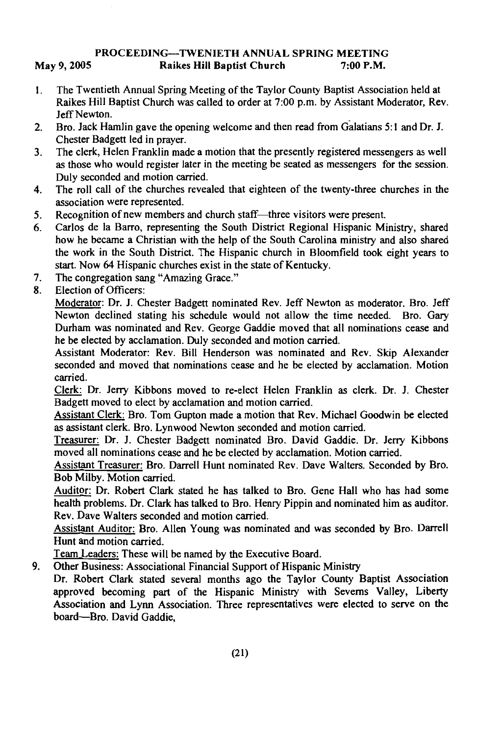## PROCEEDING—TWENIETH ANNUAL SPRING MEETING

**May 9, 2005 — Raikes Hill Baptist Church — 7:00 P.M.**

1. The Twentieth Annual Spring Meeting of the Taylor County Baptist Association held at Raikes Hill Baptist Church was called to order at 7:00 p.m. by Assistant Moderator, Rev. Jeff Newton.
2. Bro. Jack Hamlin gave the opening welcome and then read from Galatians 5:1 and Dr. J. Chester Badgett led in prayer.
3. The clerk, Helen Franklin made a motion that the presently registered messengers as well as those who would register later in the meeting be seated as messengers for the session. Duly seconded and motion carried.
4. The roll call of the churches revealed that eighteen of the twenty-three churches in the association were represented.
5. Recognition of new members and church staff—three visitors were present.
6. Carlos de la Barro, representing the South District Regional Hispanic Ministry, shared how he became a Christian with the help of the South Carolina ministry and also shared the work in the South District. The Hispanic church in Bloomfield took eight years to start. Now 64 Hispanic churches exist in the state of Kentucky.
7. The congregation sang "Amazing Grace."
8. Election of Officers:

   Moderator: Dr. J. Chester Badgett nominated Rev. Jeff Newton as moderator. Bro. Jeff Newton declined stating his schedule would not allow the time needed. Bro. Gary Durham was nominated and Rev. George Gaddie moved that all nominations cease and he be elected by acclamation. Duly seconded and motion carried.

   Assistant Moderator: Rev. Bill Henderson was nominated and Rev. Skip Alexander seconded and moved that nominations cease and he be elected by acclamation. Motion carried.

   Clerk: Dr. Jerry Kibbons moved to re-elect Helen Franklin as clerk. Dr. J. Chester Badgett moved to elect by acclamation and motion carried.

   Assistant Clerk: Bro. Tom Gupton made a motion that Rev. Michael Goodwin be elected as assistant clerk. Bro. Lynwood Newton seconded and motion carried.

   Treasurer: Dr. J. Chester Badgett nominated Bro. David Gaddie. Dr. Jerry Kibbons moved all nominations cease and he be elected by acclamation. Motion carried.

   Assistant Treasurer: Bro. Darrell Hunt nominated Rev. Dave Walters. Seconded by Bro. Bob Milby. Motion carried.

   Auditor: Dr. Robert Clark stated he has talked to Bro. Gene Hall who has had some health problems. Dr. Clark has talked to Bro. Henry Pippin and nominated him as auditor. Rev. Dave Walters seconded and motion carried.

   Assistant Auditor: Bro. Allen Young was nominated and was seconded by Bro. Darrell Hunt and motion carried.

   Team Leaders: These will be named by the Executive Board.
9. Other Business: Associational Financial Support of Hispanic Ministry

   Dr. Robert Clark stated several months ago the Taylor County Baptist Association approved becoming part of the Hispanic Ministry with Severns Valley, Liberty Association and Lynn Association. Three representatives were elected to serve on the board—Bro. David Gaddie,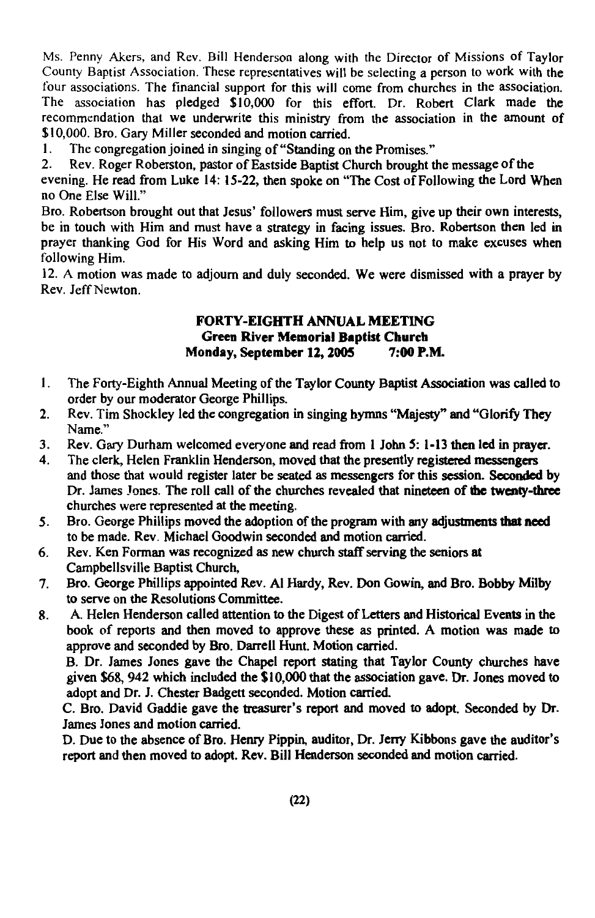Ms. Penny Akers, and Rev. Bill Henderson along with the Director of Missions of Taylor County Baptist Association. These representatives will be selecting a person to work with the four associations. The financial support for this will come from churches in the association. The association has pledged $10,000 for this effort. Dr. Robert Clark made the recommendation that we underwrite this ministry from the association in the amount of $10,000. Bro. Gary Miller seconded and motion carried.

1. The congregation joined in singing of "Standing on the Promises."
2. Rev. Roger Roberston, pastor of Eastside Baptist Church brought the message of the evening. He read from Luke 14: 15-22, then spoke on "The Cost of Following the Lord When no One Else Will."

Bro. Robertson brought out that Jesus' followers must serve Him, give up their own interests, be in touch with Him and must have a strategy in facing issues. Bro. Robertson then led in prayer thanking God for His Word and asking Him to help us not to make excuses when following Him.

12. A motion was made to adjourn and duly seconded. We were dismissed with a prayer by Rev. Jeff Newton.

## FORTY-EIGHTH ANNUAL MEETING

### Green River Memorial Baptist Church

### Monday, September 12, 2005 7:00 P.M.

1. The Forty-Eighth Annual Meeting of the Taylor County Baptist Association was called to order by our moderator George Phillips.
2. Rev. Tim Shockley led the congregation in singing hymns "Majesty" and "Glorify They Name."
3. Rev. Gary Durham welcomed everyone and read from 1 John 5: 1-13 then led in prayer.
4. The clerk, Helen Franklin Henderson, moved that the presently registered messengers and those that would register later be seated as messengers for this session. Seconded by Dr. James Jones. The roll call of the churches revealed that nineteen of the twenty-three churches were represented at the meeting.
5. Bro. George Phillips moved the adoption of the program with any adjustments that need to be made. Rev. Michael Goodwin seconded and motion carried.
6. Rev. Ken Forman was recognized as new church staff serving the seniors at Campbellsville Baptist Church,
7. Bro. George Phillips appointed Rev. Al Hardy, Rev. Don Gowin, and Bro. Bobby Milby to serve on the Resolutions Committee.
8. A. Helen Henderson called attention to the Digest of Letters and Historical Events in the book of reports and then moved to approve these as printed. A motion was made to approve and seconded by Bro. Darrell Hunt. Motion carried.

   B. Dr. James Jones gave the Chapel report stating that Taylor County churches have given $68, 942 which included the $10,000 that the association gave. Dr. Jones moved to adopt and Dr. J. Chester Badgett seconded. Motion carried.

   C. Bro. David Gaddie gave the treasurer's report and moved to adopt. Seconded by Dr. James Jones and motion carried.

   D. Due to the absence of Bro. Henry Pippin, auditor, Dr. Jerry Kibbons gave the auditor's report and then moved to adopt. Rev. Bill Henderson seconded and motion carried.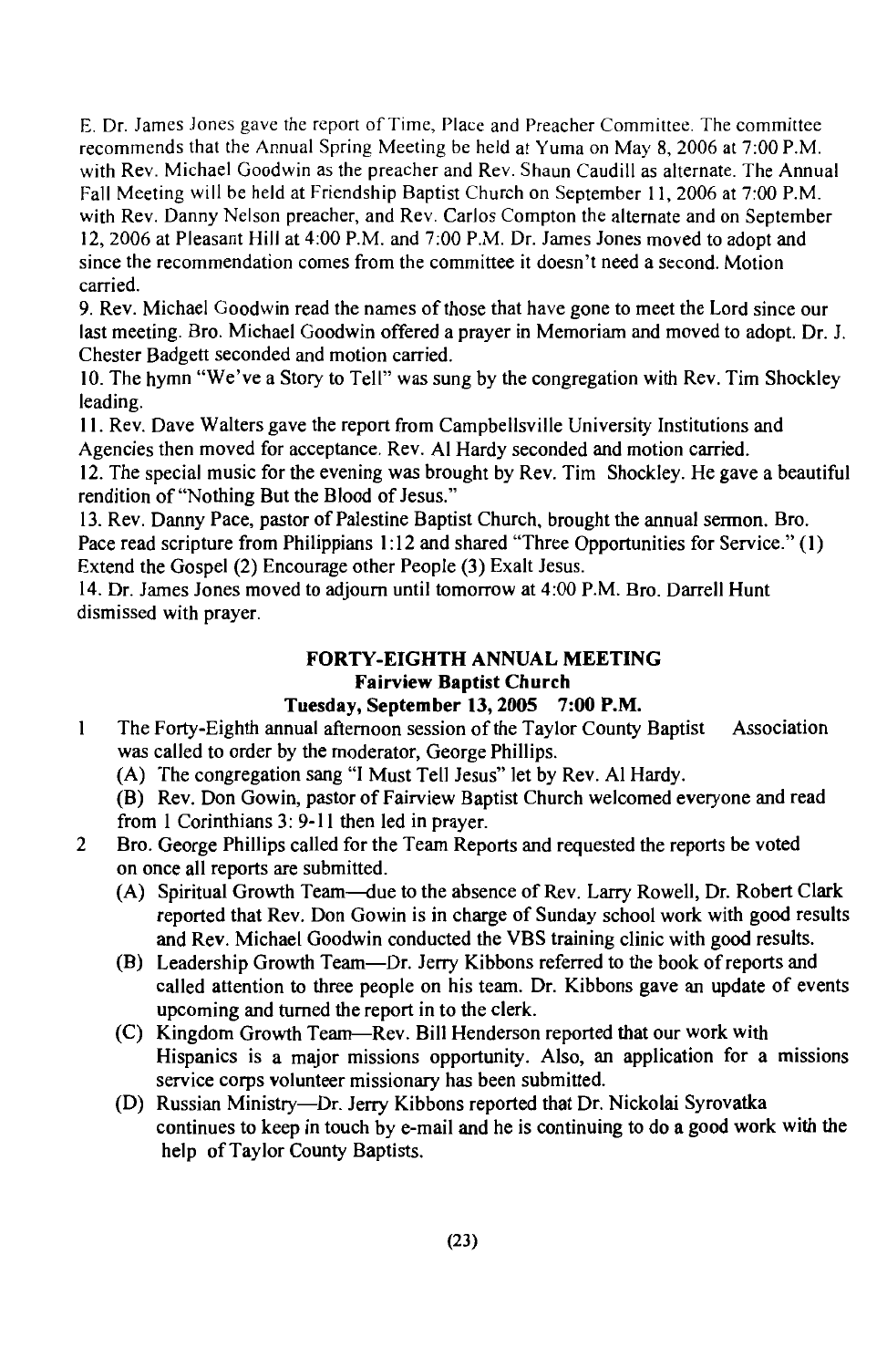E. Dr. James Jones gave the report of Time, Place and Preacher Committee. The committee recommends that the Annual Spring Meeting be held at Yuma on May 8, 2006 at 7:00 P.M. with Rev. Michael Goodwin as the preacher and Rev. Shaun Caudill as alternate. The Annual Fall Meeting will be held at Friendship Baptist Church on September 11, 2006 at 7:00 P.M. with Rev. Danny Nelson preacher, and Rev. Carlos Compton the alternate and on September 12, 2006 at Pleasant Hill at 4:00 P.M. and 7:00 P.M. Dr. James Jones moved to adopt and since the recommendation comes from the committee it doesn't need a second. Motion carried.

9. Rev. Michael Goodwin read the names of those that have gone to meet the Lord since our last meeting. Bro. Michael Goodwin offered a prayer in Memoriam and moved to adopt. Dr. J. Chester Badgett seconded and motion carried.

10. The hymn "We've a Story to Tell" was sung by the congregation with Rev. Tim Shockley leading.

11. Rev. Dave Walters gave the report from Campbellsville University Institutions and Agencies then moved for acceptance. Rev. Al Hardy seconded and motion carried.

12. The special music for the evening was brought by Rev. Tim Shockley. He gave a beautiful rendition of "Nothing But the Blood of Jesus."

13. Rev. Danny Pace, pastor of Palestine Baptist Church, brought the annual sermon. Bro. Pace read scripture from Philippians 1:12 and shared "Three Opportunities for Service." (1) Extend the Gospel (2) Encourage other People (3) Exalt Jesus.

14. Dr. James Jones moved to adjourn until tomorrow at 4:00 P.M. Bro. Darrell Hunt dismissed with prayer.

## FORTY-EIGHTH ANNUAL MEETING

### Fairview Baptist Church

### Tuesday, September 13, 2005 7:00 P.M.

1 The Forty-Eighth annual afternoon session of the Taylor County Baptist Association was called to order by the moderator, George Phillips.

   (A) The congregation sang "I Must Tell Jesus" let by Rev. Al Hardy.

   (B) Rev. Don Gowin, pastor of Fairview Baptist Church welcomed everyone and read from 1 Corinthians 3: 9-11 then led in prayer.

2 Bro. George Phillips called for the Team Reports and requested the reports be voted on once all reports are submitted.

   (A) Spiritual Growth Team—due to the absence of Rev. Larry Rowell, Dr. Robert Clark reported that Rev. Don Gowin is in charge of Sunday school work with good results and Rev. Michael Goodwin conducted the VBS training clinic with good results.

   (B) Leadership Growth Team—Dr. Jerry Kibbons referred to the book of reports and called attention to three people on his team. Dr. Kibbons gave an update of events upcoming and turned the report in to the clerk.

   (C) Kingdom Growth Team—Rev. Bill Henderson reported that our work with Hispanics is a major missions opportunity. Also, an application for a missions service corps volunteer missionary has been submitted.

   (D) Russian Ministry—Dr. Jerry Kibbons reported that Dr. Nickolai Syrovatka continues to keep in touch by e-mail and he is continuing to do a good work with the help of Taylor County Baptists.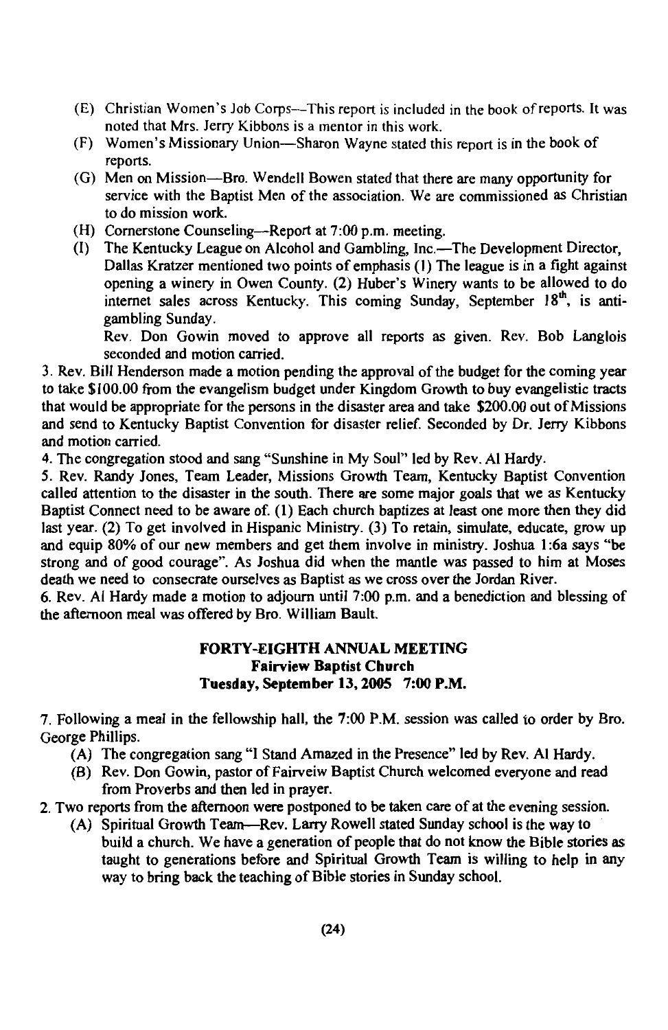(E) Christian Women's Job Corps—This report is included in the book of reports. It was noted that Mrs. Jerry Kibbons is a mentor in this work.

(F) Women's Missionary Union—Sharon Wayne stated this report is in the book of reports.

(G) Men on Mission—Bro. Wendell Bowen stated that there are many opportunity for service with the Baptist Men of the association. We are commissioned as Christian to do mission work.

(H) Cornerstone Counseling—Report at 7:00 p.m. meeting.

(I) The Kentucky League on Alcohol and Gambling, Inc.—The Development Director, Dallas Kratzer mentioned two points of emphasis (1) The league is in a fight against opening a winery in Owen County. (2) Huber's Winery wants to be allowed to do internet sales across Kentucky. This coming Sunday, September 18th, is anti-gambling Sunday.

Rev. Don Gowin moved to approve all reports as given. Rev. Bob Langlois seconded and motion carried.

3. Rev. Bill Henderson made a motion pending the approval of the budget for the coming year to take $100.00 from the evangelism budget under Kingdom Growth to buy evangelistic tracts that would be appropriate for the persons in the disaster area and take $200.00 out of Missions and send to Kentucky Baptist Convention for disaster relief. Seconded by Dr. Jerry Kibbons and motion carried.

4. The congregation stood and sang "Sunshine in My Soul" led by Rev. Al Hardy.

5. Rev. Randy Jones, Team Leader, Missions Growth Team, Kentucky Baptist Convention called attention to the disaster in the south. There are some major goals that we as Kentucky Baptist Connect need to be aware of. (1) Each church baptizes at least one more then they did last year. (2) To get involved in Hispanic Ministry. (3) To retain, simulate, educate, grow up and equip 80% of our new members and get them involve in ministry. Joshua 1:6a says "be strong and of good courage". As Joshua did when the mantle was passed to him at Moses death we need to consecrate ourselves as Baptist as we cross over the Jordan River.

6. Rev. Al Hardy made a motion to adjourn until 7:00 p.m. and a benediction and blessing of the afternoon meal was offered by Bro. William Bault.

**FORTY-EIGHTH ANNUAL MEETING**
**Fairview Baptist Church**
**Tuesday, September 13, 2005 7:00 P.M.**

7. Following a meal in the fellowship hall, the 7:00 P.M. session was called to order by Bro. George Phillips.

(A) The congregation sang "I Stand Amazed in the Presence" led by Rev. Al Hardy.

(B) Rev. Don Gowin, pastor of Fairveiw Baptist Church welcomed everyone and read from Proverbs and then led in prayer.

2. Two reports from the afternoon were postponed to be taken care of at the evening session.

(A) Spiritual Growth Team—Rev. Larry Rowell stated Sunday school is the way to build a church. We have a generation of people that do not know the Bible stories as taught to generations before and Spiritual Growth Team is willing to help in any way to bring back the teaching of Bible stories in Sunday school.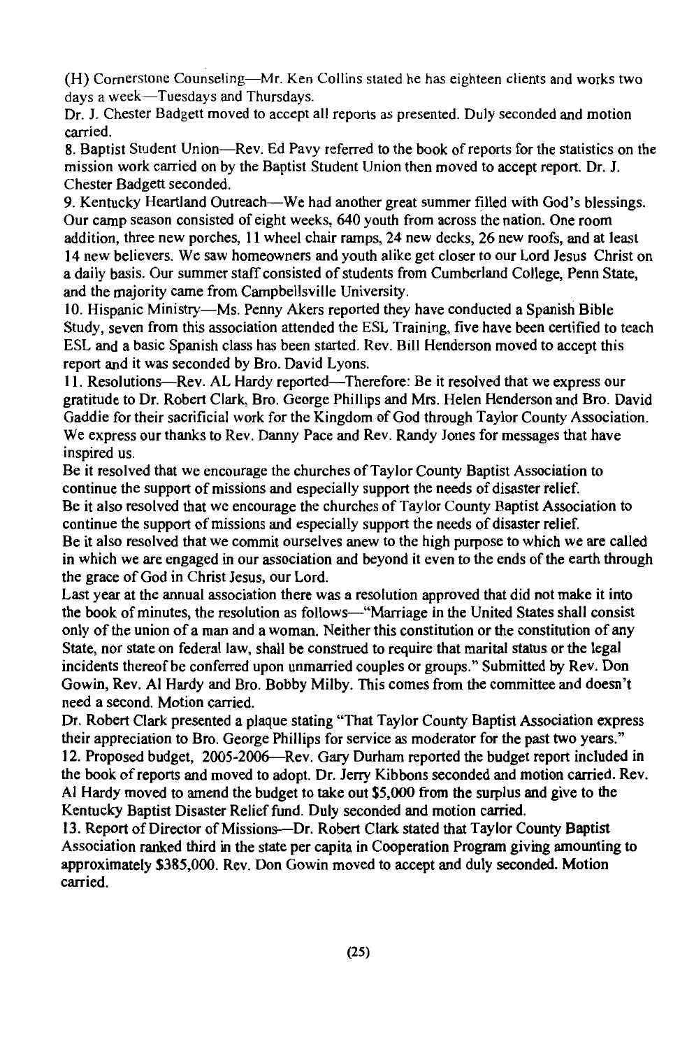(H) Cornerstone Counseling—Mr. Ken Collins stated he has eighteen clients and works two days a week—Tuesdays and Thursdays.

Dr. J. Chester Badgett moved to accept all reports as presented. Duly seconded and motion carried.

8. Baptist Student Union—Rev. Ed Pavy referred to the book of reports for the statistics on the mission work carried on by the Baptist Student Union then moved to accept report. Dr. J. Chester Badgett seconded.

9. Kentucky Heartland Outreach—We had another great summer filled with God's blessings. Our camp season consisted of eight weeks, 640 youth from across the nation. One room addition, three new porches, 11 wheel chair ramps, 24 new decks, 26 new roofs, and at least 14 new believers. We saw homeowners and youth alike get closer to our Lord Jesus Christ on a daily basis. Our summer staff consisted of students from Cumberland College, Penn State, and the majority came from Campbellsville University.

10. Hispanic Ministry—Ms. Penny Akers reported they have conducted a Spanish Bible Study, seven from this association attended the ESL Training, five have been certified to teach ESL and a basic Spanish class has been started. Rev. Bill Henderson moved to accept this report and it was seconded by Bro. David Lyons.

11. Resolutions—Rev. AL Hardy reported—Therefore: Be it resolved that we express our gratitude to Dr. Robert Clark, Bro. George Phillips and Mrs. Helen Henderson and Bro. David Gaddie for their sacrificial work for the Kingdom of God through Taylor County Association. We express our thanks to Rev. Danny Pace and Rev. Randy Jones for messages that have inspired us.

Be it resolved that we encourage the churches of Taylor County Baptist Association to continue the support of missions and especially support the needs of disaster relief.

Be it also resolved that we encourage the churches of Taylor County Baptist Association to continue the support of missions and especially support the needs of disaster relief.

Be it also resolved that we commit ourselves anew to the high purpose to which we are called in which we are engaged in our association and beyond it even to the ends of the earth through the grace of God in Christ Jesus, our Lord.

Last year at the annual association there was a resolution approved that did not make it into the book of minutes, the resolution as follows—"Marriage in the United States shall consist only of the union of a man and a woman. Neither this constitution or the constitution of any State, nor state on federal law, shall be construed to require that marital status or the legal incidents thereof be conferred upon unmarried couples or groups." Submitted by Rev. Don Gowin, Rev. Al Hardy and Bro. Bobby Milby. This comes from the committee and doesn't need a second. Motion carried.

Dr. Robert Clark presented a plaque stating "That Taylor County Baptist Association express their appreciation to Bro. George Phillips for service as moderator for the past two years."

12. Proposed budget, 2005-2006—Rev. Gary Durham reported the budget report included in the book of reports and moved to adopt. Dr. Jerry Kibbons seconded and motion carried. Rev. Al Hardy moved to amend the budget to take out $5,000 from the surplus and give to the Kentucky Baptist Disaster Relief fund. Duly seconded and motion carried.

13. Report of Director of Missions—Dr. Robert Clark stated that Taylor County Baptist Association ranked third in the state per capita in Cooperation Program giving amounting to approximately $385,000. Rev. Don Gowin moved to accept and duly seconded. Motion carried.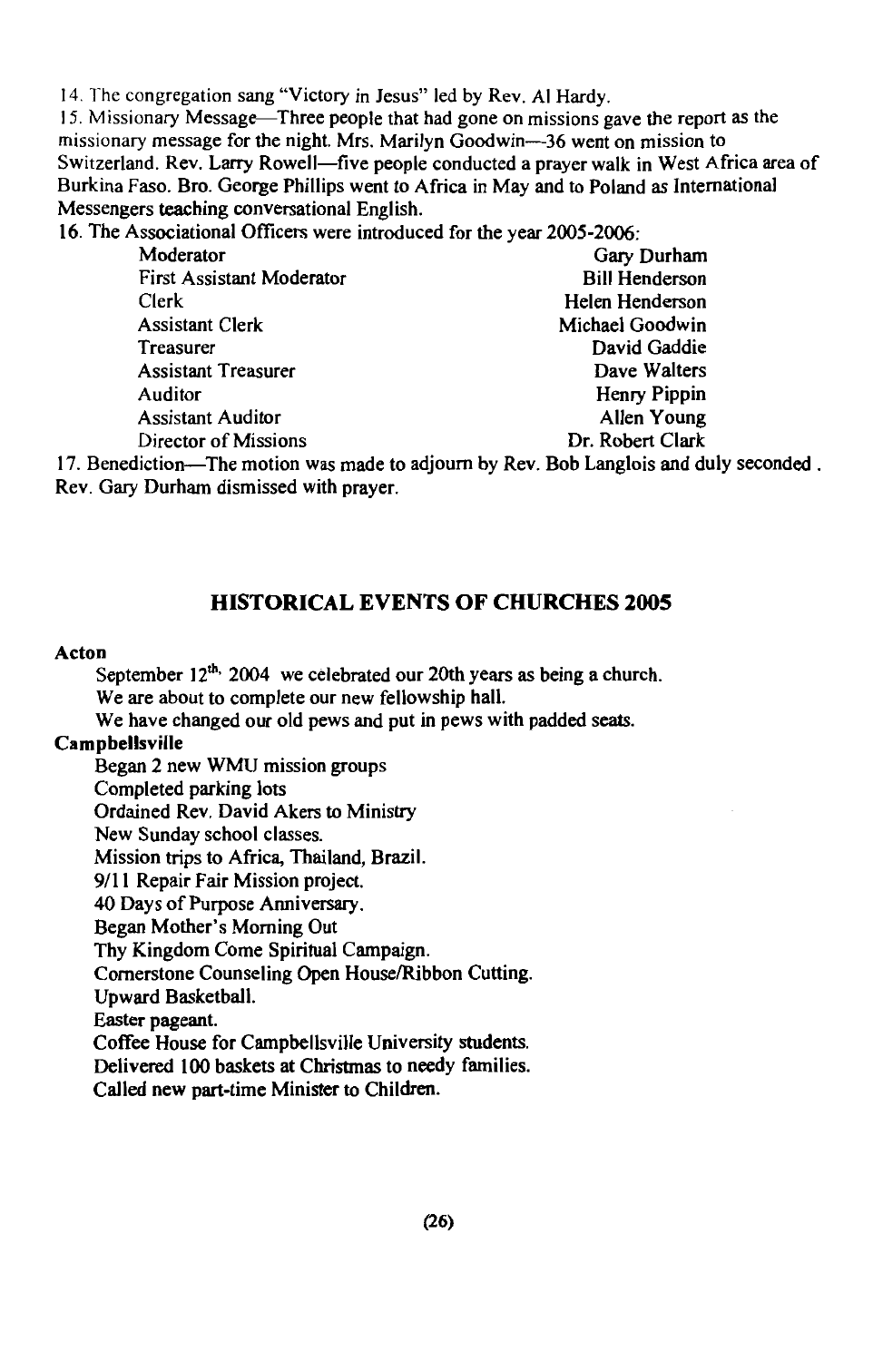14. The congregation sang "Victory in Jesus" led by Rev. Al Hardy.

15. Missionary Message—Three people that had gone on missions gave the report as the missionary message for the night. Mrs. Marilyn Goodwin—36 went on mission to Switzerland. Rev. Larry Rowell—five people conducted a prayer walk in West Africa area of Burkina Faso. Bro. George Phillips went to Africa in May and to Poland as International Messengers teaching conversational English.

16. The Associational Officers were introduced for the year 2005-2006:

| | |
|---|---|
| Moderator | Gary Durham |
| First Assistant Moderator | Bill Henderson |
| Clerk | Helen Henderson |
| Assistant Clerk | Michael Goodwin |
| Treasurer | David Gaddie |
| Assistant Treasurer | Dave Walters |
| Auditor | Henry Pippin |
| Assistant Auditor | Allen Young |
| Director of Missions | Dr. Robert Clark |

17. Benediction—The motion was made to adjourn by Rev. Bob Langlois and duly seconded. Rev. Gary Durham dismissed with prayer.

## HISTORICAL EVENTS OF CHURCHES 2005

**Acton**

September 12th, 2004 we celebrated our 20th years as being a church.
We are about to complete our new fellowship hall.
We have changed our old pews and put in pews with padded seats.

**Campbellsville**

Began 2 new WMU mission groups
Completed parking lots
Ordained Rev. David Akers to Ministry
New Sunday school classes.
Mission trips to Africa, Thailand, Brazil.
9/11 Repair Fair Mission project.
40 Days of Purpose Anniversary.
Began Mother's Morning Out
Thy Kingdom Come Spiritual Campaign.
Cornerstone Counseling Open House/Ribbon Cutting.
Upward Basketball.
Easter pageant.
Coffee House for Campbellsville University students.
Delivered 100 baskets at Christmas to needy families.
Called new part-time Minister to Children.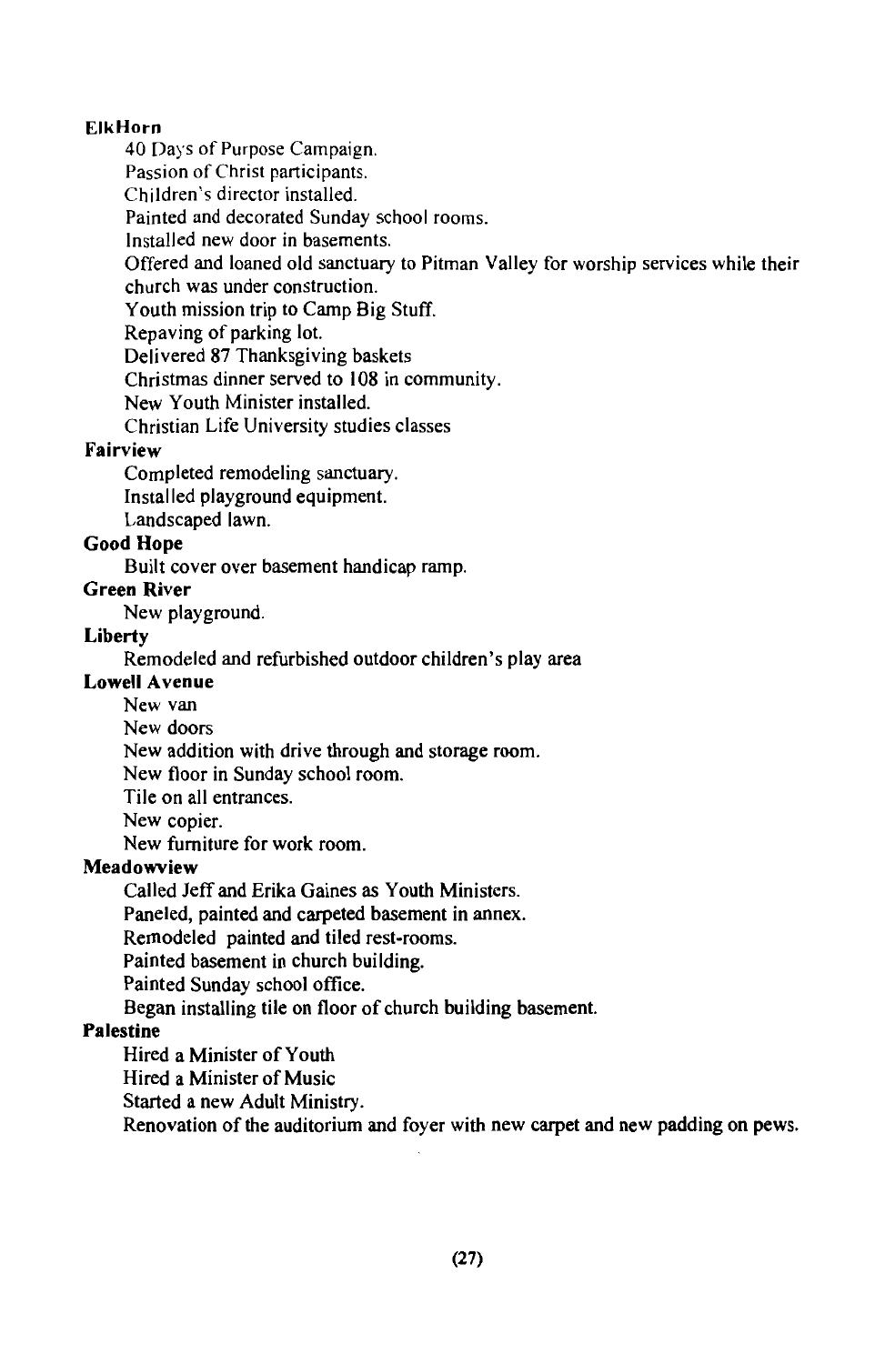**ElkHorn**

40 Days of Purpose Campaign.
Passion of Christ participants.
Children's director installed.
Painted and decorated Sunday school rooms.
Installed new door in basements.
Offered and loaned old sanctuary to Pitman Valley for worship services while their church was under construction.
Youth mission trip to Camp Big Stuff.
Repaving of parking lot.
Delivered 87 Thanksgiving baskets
Christmas dinner served to 108 in community.
New Youth Minister installed.
Christian Life University studies classes

**Fairview**

Completed remodeling sanctuary.
Installed playground equipment.
Landscaped lawn.

**Good Hope**

Built cover over basement handicap ramp.

**Green River**

New playground.

**Liberty**

Remodeled and refurbished outdoor children's play area

**Lowell Avenue**

New van
New doors
New addition with drive through and storage room.
New floor in Sunday school room.
Tile on all entrances.
New copier.
New furniture for work room.

**Meadowview**

Called Jeff and Erika Gaines as Youth Ministers.
Paneled, painted and carpeted basement in annex.
Remodeled painted and tiled rest-rooms.
Painted basement in church building.
Painted Sunday school office.
Began installing tile on floor of church building basement.

**Palestine**

Hired a Minister of Youth
Hired a Minister of Music
Started a new Adult Ministry.
Renovation of the auditorium and foyer with new carpet and new padding on pews.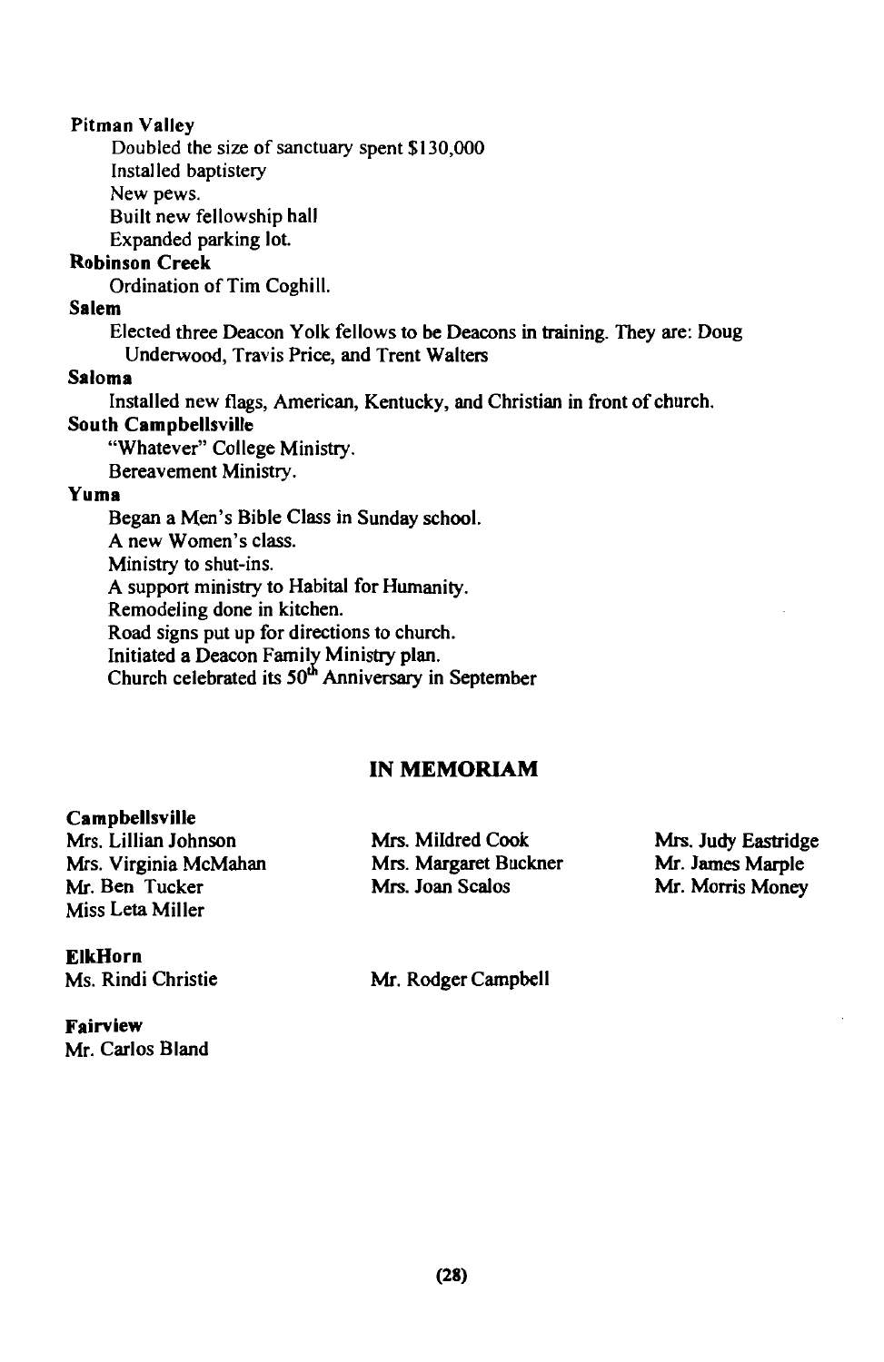**Pitman Valley**

Doubled the size of sanctuary spent $130,000
Installed baptistery
New pews.
Built new fellowship hall
Expanded parking lot.

**Robinson Creek**

Ordination of Tim Coghill.

**Salem**

Elected three Deacon Yolk fellows to be Deacons in training. They are: Doug Underwood, Travis Price, and Trent Walters

**Saloma**

Installed new flags, American, Kentucky, and Christian in front of church.

**South Campbellsville**

"Whatever" College Ministry.
Bereavement Ministry.

**Yuma**

Began a Men's Bible Class in Sunday school.
A new Women's class.
Ministry to shut-ins.
A support ministry to Habital for Humanity.
Remodeling done in kitchen.
Road signs put up for directions to church.
Initiated a Deacon Family Ministry plan.
Church celebrated its 50th Anniversary in September

## IN MEMORIAM

**Campbellsville**

Mrs. Lillian Johnson
Mrs. Virginia McMahan
Mr. Ben Tucker
Miss Leta Miller
Mrs. Mildred Cook
Mrs. Margaret Buckner
Mrs. Joan Scalos
Mrs. Judy Eastridge
Mr. James Marple
Mr. Morris Money

**ElkHorn**

Ms. Rindi Christie
Mr. Rodger Campbell

**Fairview**

Mr. Carlos Bland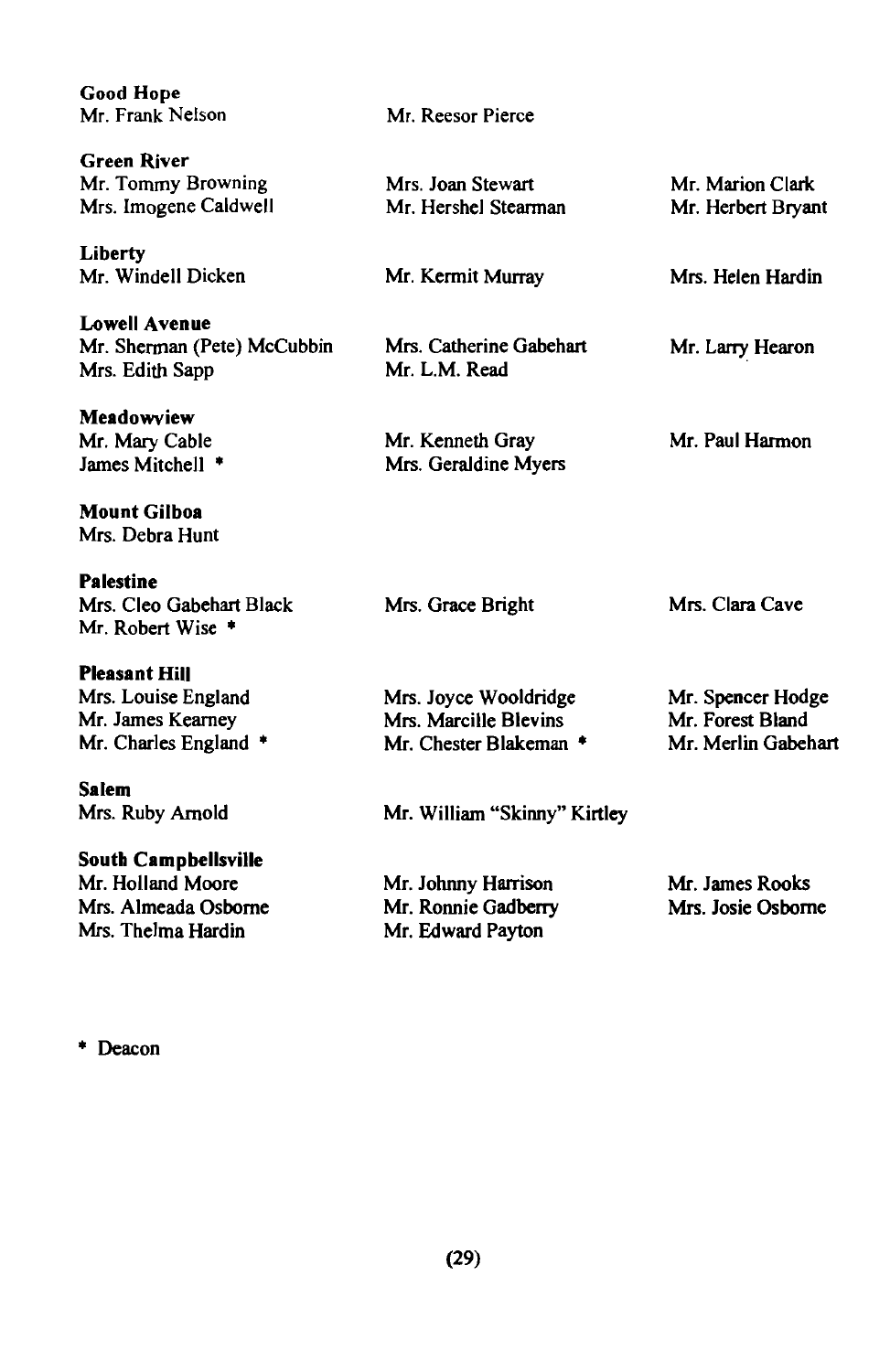**Good Hope**
Mr. Frank Nelson
Mr. Reesor Pierce

**Green River**
Mr. Tommy Browning
Mrs. Joan Stewart
Mr. Marion Clark
Mrs. Imogene Caldwell
Mr. Hershel Stearman
Mr. Herbert Bryant

**Liberty**
Mr. Windell Dicken
Mr. Kermit Murray
Mrs. Helen Hardin

**Lowell Avenue**
Mr. Sherman (Pete) McCubbin
Mrs. Catherine Gabehart
Mr. Larry Hearon
Mrs. Edith Sapp
Mr. L.M. Read

**Meadowview**
Mr. Mary Cable
Mr. Kenneth Gray
Mr. Paul Harmon
James Mitchell *
Mrs. Geraldine Myers

**Mount Gilboa**
Mrs. Debra Hunt

**Palestine**
Mrs. Cleo Gabehart Black
Mrs. Grace Bright
Mrs. Clara Cave
Mr. Robert Wise *

**Pleasant Hill**
Mrs. Louise England
Mrs. Joyce Wooldridge
Mr. Spencer Hodge
Mr. James Kearney
Mrs. Marcille Blevins
Mr. Forest Bland
Mr. Charles England *
Mr. Chester Blakeman *
Mr. Merlin Gabehart

**Salem**
Mrs. Ruby Arnold
Mr. William "Skinny" Kirtley

**South Campbellsville**
Mr. Holland Moore
Mr. Johnny Harrison
Mr. James Rooks
Mrs. Almeada Osborne
Mr. Ronnie Gadberry
Mrs. Josie Osborne
Mrs. Thelma Hardin
Mr. Edward Payton

* Deacon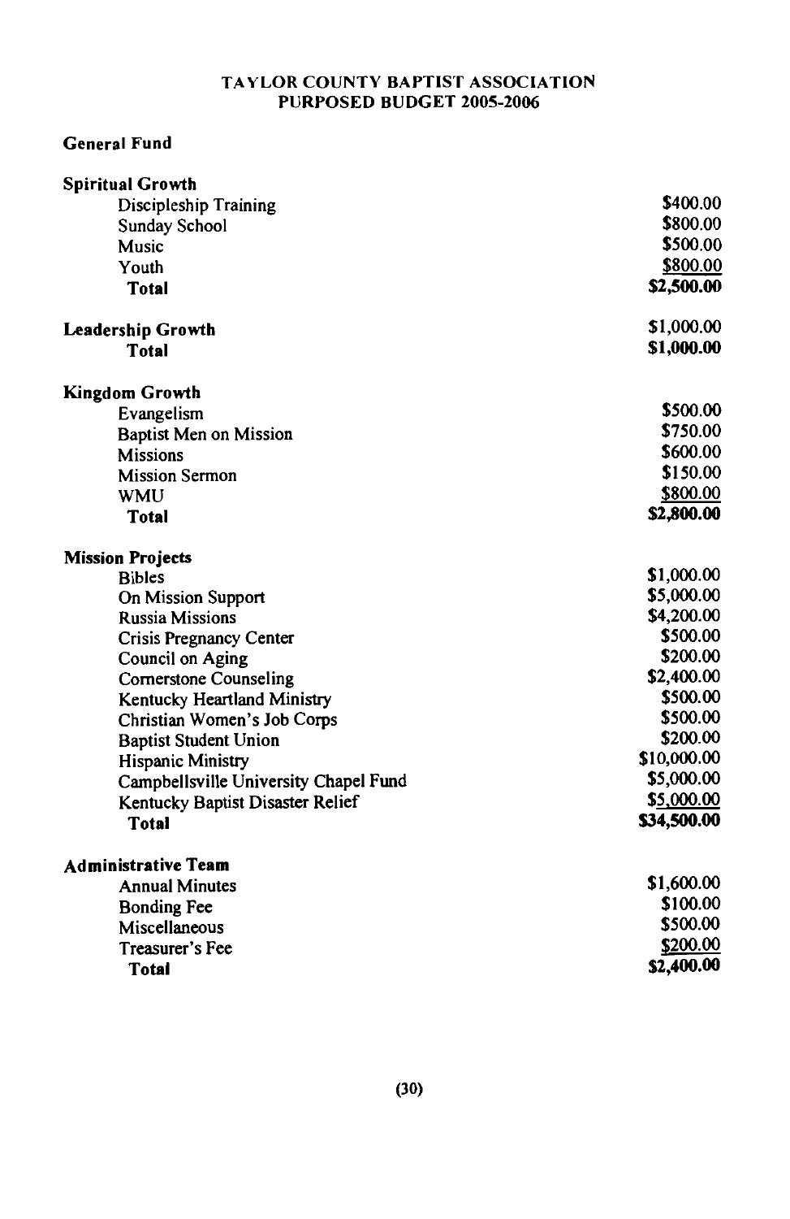# TAYLOR COUNTY BAPTIST ASSOCIATION
## PURPOSED BUDGET 2005-2006

### General Fund

| | |
|---|---|
| **Spiritual Growth** | |
| Discipleship Training | $400.00 |
| Sunday School | $800.00 |
| Music | $500.00 |
| Youth | $800.00 |
| **Total** | **$2,500.00** |
| | |
| **Leadership Growth** | $1,000.00 |
| **Total** | **$1,000.00** |
| | |
| **Kingdom Growth** | |
| Evangelism | $500.00 |
| Baptist Men on Mission | $750.00 |
| Missions | $600.00 |
| Mission Sermon | $150.00 |
| WMU | $800.00 |
| **Total** | **$2,800.00** |
| | |
| **Mission Projects** | |
| Bibles | $1,000.00 |
| On Mission Support | $5,000.00 |
| Russia Missions | $4,200.00 |
| Crisis Pregnancy Center | $500.00 |
| Council on Aging | $200.00 |
| Cornerstone Counseling | $2,400.00 |
| Kentucky Heartland Ministry | $500.00 |
| Christian Women's Job Corps | $500.00 |
| Baptist Student Union | $200.00 |
| Hispanic Ministry | $10,000.00 |
| Campbellsville University Chapel Fund | $5,000.00 |
| Kentucky Baptist Disaster Relief | $5,000.00 |
| **Total** | **$34,500.00** |
| | |
| **Administrative Team** | |
| Annual Minutes | $1,600.00 |
| Bonding Fee | $100.00 |
| Miscellaneous | $500.00 |
| Treasurer's Fee | $200.00 |
| **Total** | **$2,400.00** |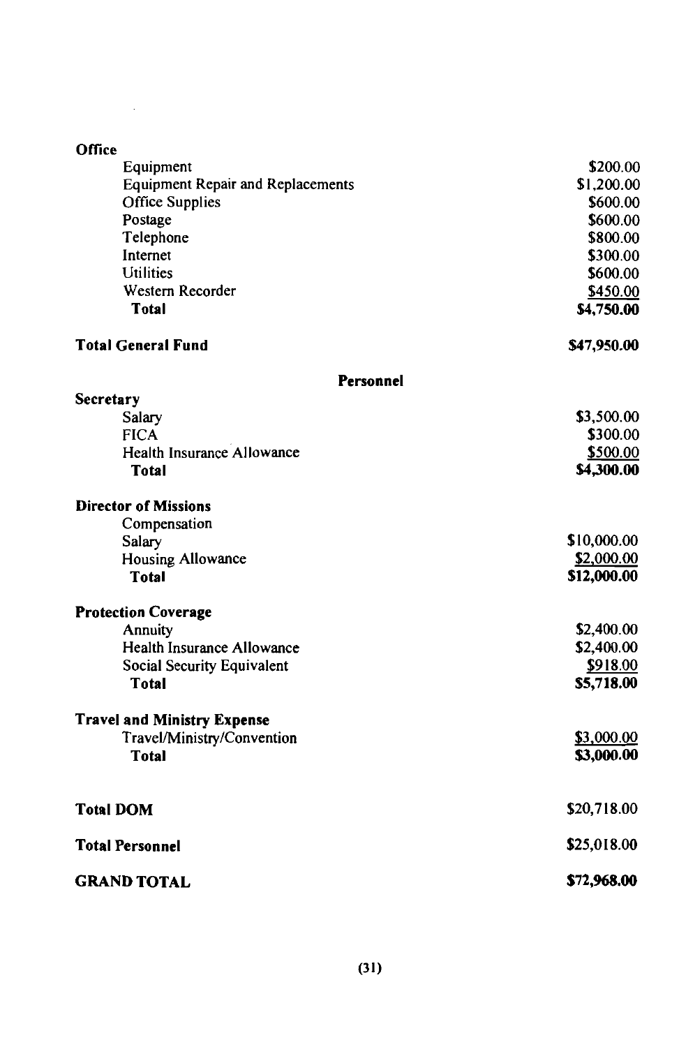| | |
|---|---|
| **Office** | |
| Equipment | $200.00 |
| Equipment Repair and Replacements | $1,200.00 |
| Office Supplies | $600.00 |
| Postage | $600.00 |
| Telephone | $800.00 |
| Internet | $300.00 |
| Utilities | $600.00 |
| Western Recorder | $450.00 |
| **Total** | **$4,750.00** |
| | |
| **Total General Fund** | **$47,950.00** |

## Personnel

| | |
|---|---|
| **Secretary** | |
| Salary | $3,500.00 |
| FICA | $300.00 |
| Health Insurance Allowance | $500.00 |
| **Total** | **$4,300.00** |
| | |
| **Director of Missions** | |
| Compensation | |
| Salary | $10,000.00 |
| Housing Allowance | $2,000.00 |
| **Total** | **$12,000.00** |
| | |
| **Protection Coverage** | |
| Annuity | $2,400.00 |
| Health Insurance Allowance | $2,400.00 |
| Social Security Equivalent | $918.00 |
| **Total** | **$5,718.00** |
| | |
| **Travel and Ministry Expense** | |
| Travel/Ministry/Convention | $3,000.00 |
| **Total** | **$3,000.00** |
| | |
| **Total DOM** | $20,718.00 |
| | |
| **Total Personnel** | $25,018.00 |
| | |
| **GRAND TOTAL** | **$72,968.00** |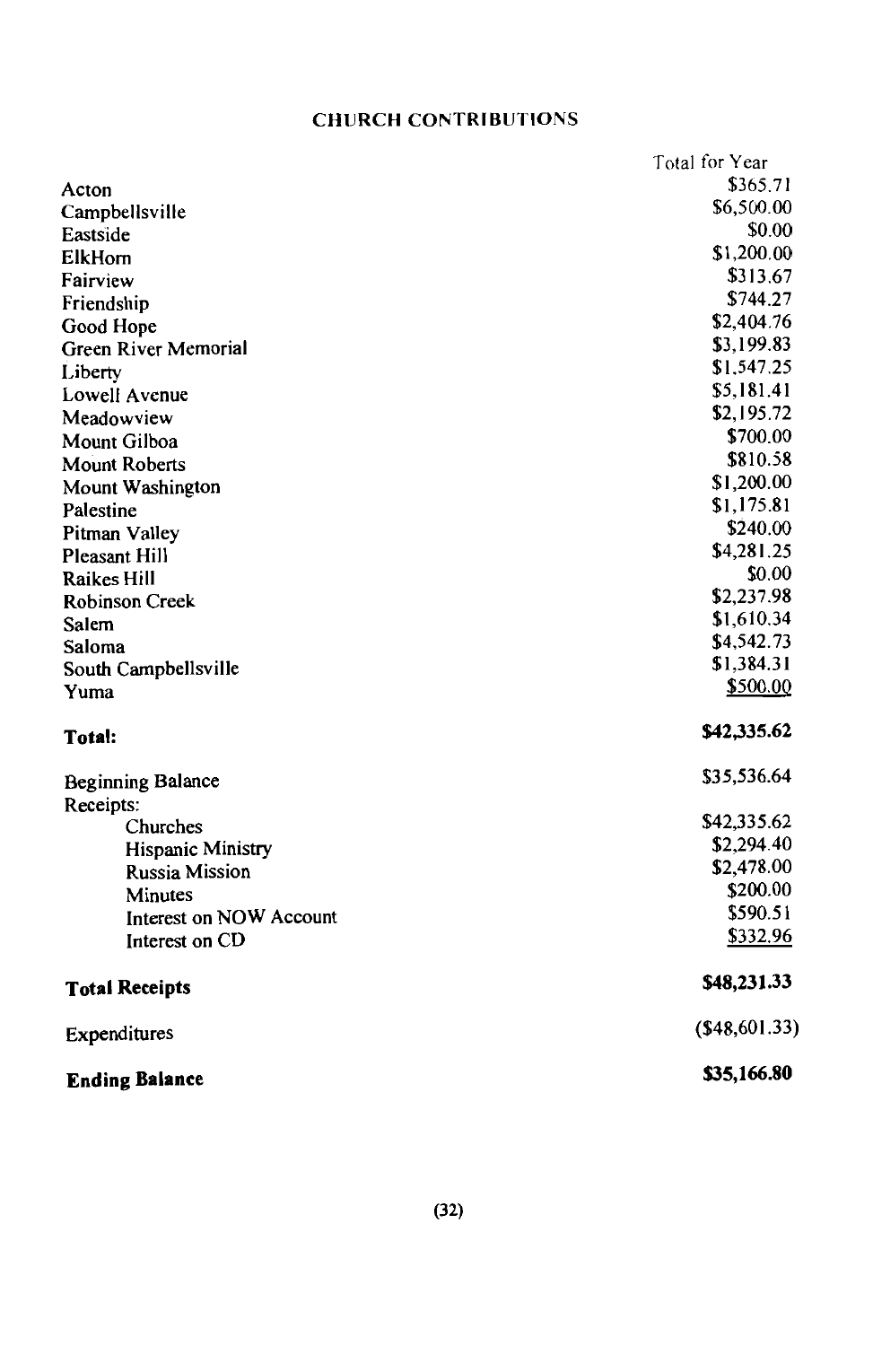## CHURCH CONTRIBUTIONS

| | Total for Year |
|---|---|
| Acton | $365.71 |
| Campbellsville | $6,500.00 |
| Eastside | $0.00 |
| ElkHorn | $1,200.00 |
| Fairview | $313.67 |
| Friendship | $744.27 |
| Good Hope | $2,404.76 |
| Green River Memorial | $3,199.83 |
| Liberty | $1,547.25 |
| Lowell Avenue | $5,181.41 |
| Meadowview | $2,195.72 |
| Mount Gilboa | $700.00 |
| Mount Roberts | $810.58 |
| Mount Washington | $1,200.00 |
| Palestine | $1,175.81 |
| Pitman Valley | $240.00 |
| Pleasant Hill | $4,281.25 |
| Raikes Hill | $0.00 |
| Robinson Creek | $2,237.98 |
| Salem | $1,610.34 |
| Saloma | $4,542.73 |
| South Campbellsville | $1,384.31 |
| Yuma | $500.00 |
| **Total:** | **$42,335.62** |

| | |
|---|---|
| Beginning Balance | $35,536.64 |
| Receipts: | |
| Churches | $42,335.62 |
| Hispanic Ministry | $2,294.40 |
| Russia Mission | $2,478.00 |
| Minutes | $200.00 |
| Interest on NOW Account | $590.51 |
| Interest on CD | $332.96 |
| **Total Receipts** | **$48,231.33** |
| Expenditures | ($48,601.33) |
| **Ending Balance** | **$35,166.80** |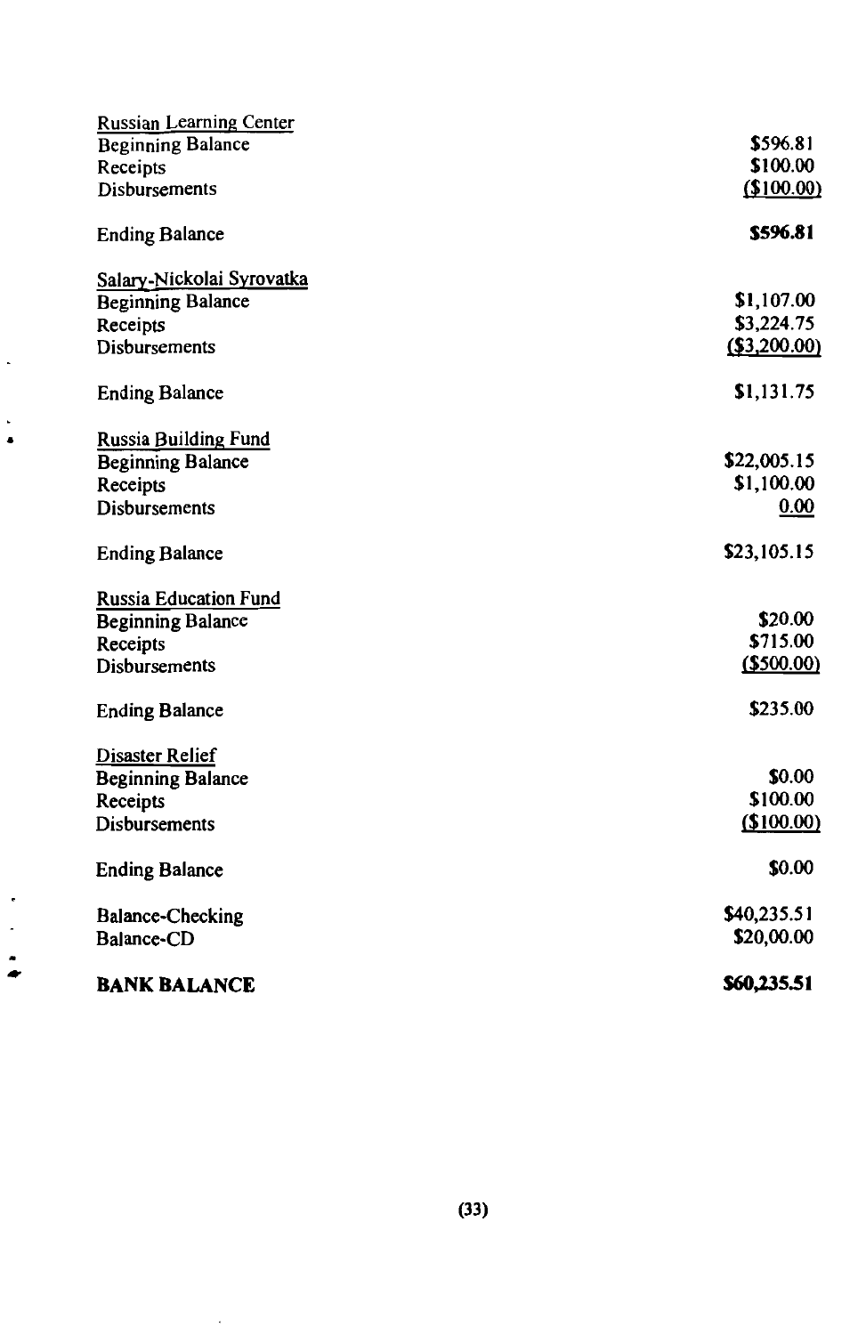<u>Russian Learning Center</u>

| | |
|---|---|
| Beginning Balance | $596.81 |
| Receipts | $100.00 |
| Disbursements | ($100.00) |
| Ending Balance | **$596.81** |

<u>Salary-Nickolai Syrovatka</u>

| | |
|---|---|
| Beginning Balance | $1,107.00 |
| Receipts | $3,224.75 |
| Disbursements | ($3,200.00) |
| Ending Balance | $1,131.75 |

<u>Russia Building Fund</u>

| | |
|---|---|
| Beginning Balance | $22,005.15 |
| Receipts | $1,100.00 |
| Disbursements | 0.00 |
| Ending Balance | $23,105.15 |

<u>Russia Education Fund</u>

| | |
|---|---|
| Beginning Balance | $20.00 |
| Receipts | $715.00 |
| Disbursements | ($500.00) |
| Ending Balance | $235.00 |

<u>Disaster Relief</u>

| | |
|---|---|
| Beginning Balance | $0.00 |
| Receipts | $100.00 |
| Disbursements | ($100.00) |
| Ending Balance | $0.00 |

| | |
|---|---|
| Balance-Checking | $40,235.51 |
| Balance-CD | $20,00.00 |
| **BANK BALANCE** | **$60,235.51** |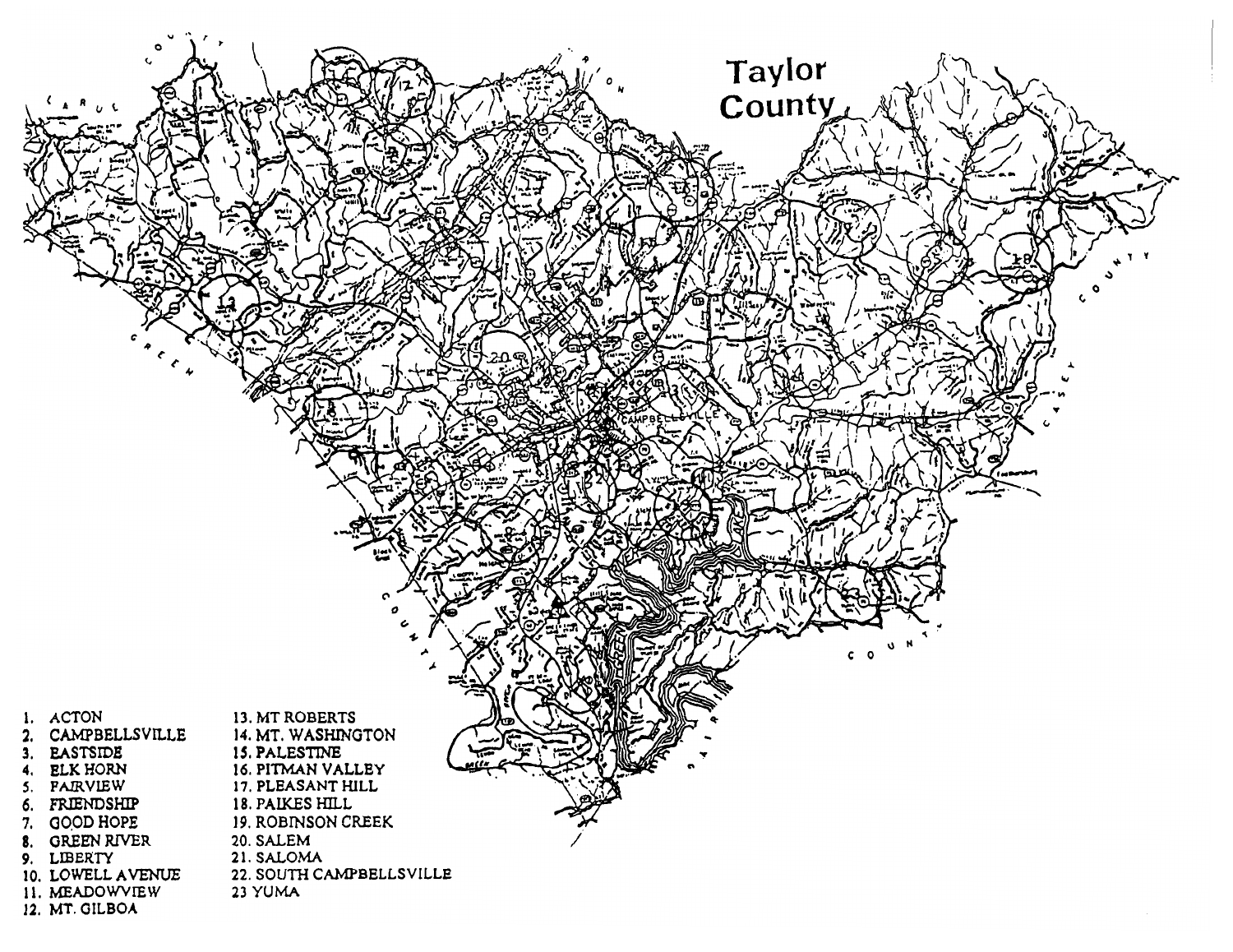# Taylor County

1. ACTON
2. CAMPBELLSVILLE
3. EASTSIDE
4. ELK HORN
5. FAIRVIEW
6. FRIENDSHIP
7. GOOD HOPE
8. GREEN RIVER
9. LIBERTY
10. LOWELL AVENUE
11. MEADOWVIEW
12. MT. GILBOA
13. MT ROBERTS
14. MT. WASHINGTON
15. PALESTINE
16. PITMAN VALLEY
17. PLEASANT HILL
18. PAIKES HILL
19. ROBINSON CREEK
20. SALEM
21. SALOMA
22. SOUTH CAMPBELLSVILLE
23 YUMA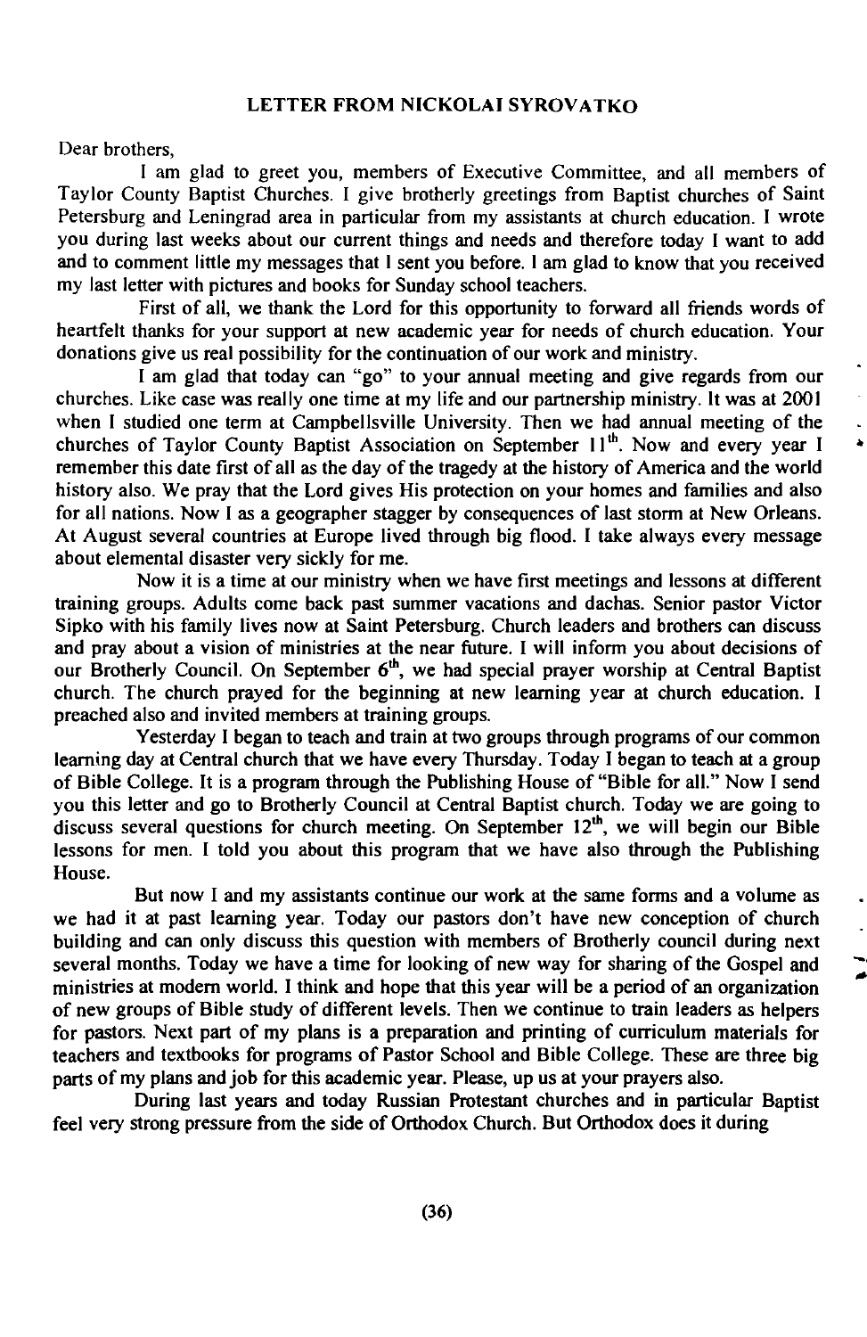## LETTER FROM NICKOLAI SYROVATKO

Dear brothers,

I am glad to greet you, members of Executive Committee, and all members of Taylor County Baptist Churches. I give brotherly greetings from Baptist churches of Saint Petersburg and Leningrad area in particular from my assistants at church education. I wrote you during last weeks about our current things and needs and therefore today I want to add and to comment little my messages that I sent you before. I am glad to know that you received my last letter with pictures and books for Sunday school teachers.

First of all, we thank the Lord for this opportunity to forward all friends words of heartfelt thanks for your support at new academic year for needs of church education. Your donations give us real possibility for the continuation of our work and ministry.

I am glad that today can "go" to your annual meeting and give regards from our churches. Like case was really one time at my life and our partnership ministry. It was at 2001 when I studied one term at Campbellsville University. Then we had annual meeting of the churches of Taylor County Baptist Association on September 11th. Now and every year I remember this date first of all as the day of the tragedy at the history of America and the world history also. We pray that the Lord gives His protection on your homes and families and also for all nations. Now I as a geographer stagger by consequences of last storm at New Orleans. At August several countries at Europe lived through big flood. I take always every message about elemental disaster very sickly for me.

Now it is a time at our ministry when we have first meetings and lessons at different training groups. Adults come back past summer vacations and dachas. Senior pastor Victor Sipko with his family lives now at Saint Petersburg. Church leaders and brothers can discuss and pray about a vision of ministries at the near future. I will inform you about decisions of our Brotherly Council. On September 6th, we had special prayer worship at Central Baptist church. The church prayed for the beginning at new learning year at church education. I preached also and invited members at training groups.

Yesterday I began to teach and train at two groups through programs of our common learning day at Central church that we have every Thursday. Today I began to teach at a group of Bible College. It is a program through the Publishing House of "Bible for all." Now I send you this letter and go to Brotherly Council at Central Baptist church. Today we are going to discuss several questions for church meeting. On September 12th, we will begin our Bible lessons for men. I told you about this program that we have also through the Publishing House.

But now I and my assistants continue our work at the same forms and a volume as we had it at past learning year. Today our pastors don't have new conception of church building and can only discuss this question with members of Brotherly council during next several months. Today we have a time for looking of new way for sharing of the Gospel and ministries at modern world. I think and hope that this year will be a period of an organization of new groups of Bible study of different levels. Then we continue to train leaders as helpers for pastors. Next part of my plans is a preparation and printing of curriculum materials for teachers and textbooks for programs of Pastor School and Bible College. These are three big parts of my plans and job for this academic year. Please, up us at your prayers also.

During last years and today Russian Protestant churches and in particular Baptist feel very strong pressure from the side of Orthodox Church. But Orthodox does it during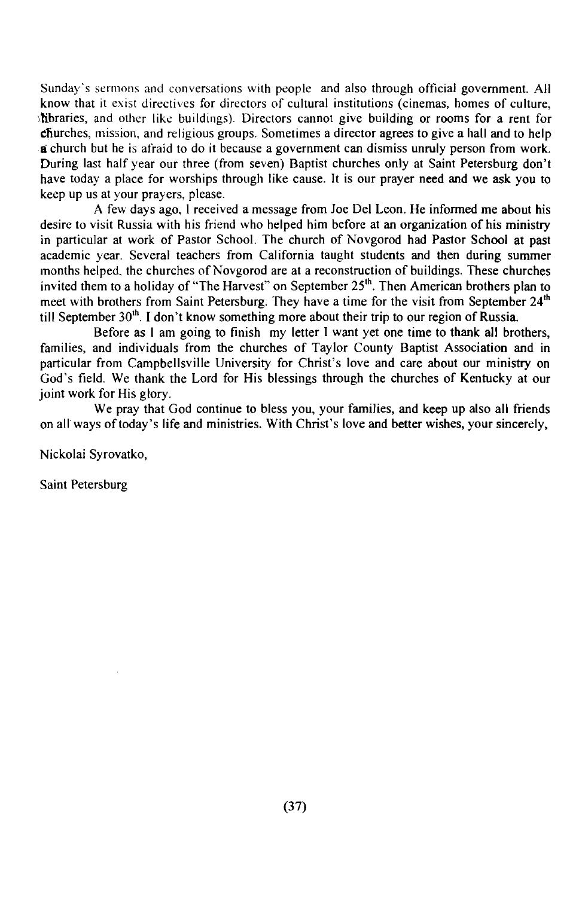Sunday's sermons and conversations with people and also through official government. All know that it exist directives for directors of cultural institutions (cinemas, homes of culture, libraries, and other like buildings). Directors cannot give building or rooms for a rent for churches, mission, and religious groups. Sometimes a director agrees to give a hall and to help a church but he is afraid to do it because a government can dismiss unruly person from work. During last half year our three (from seven) Baptist churches only at Saint Petersburg don't have today a place for worships through like cause. It is our prayer need and we ask you to keep up us at your prayers, please.

A few days ago, I received a message from Joe Del Leon. He informed me about his desire to visit Russia with his friend who helped him before at an organization of his ministry in particular at work of Pastor School. The church of Novgorod had Pastor School at past academic year. Several teachers from California taught students and then during summer months helped, the churches of Novgorod are at a reconstruction of buildings. These churches invited them to a holiday of "The Harvest" on September 25th. Then American brothers plan to meet with brothers from Saint Petersburg. They have a time for the visit from September 24th till September 30th. I don't know something more about their trip to our region of Russia.

Before as I am going to finish my letter I want yet one time to thank all brothers, families, and individuals from the churches of Taylor County Baptist Association and in particular from Campbellsville University for Christ's love and care about our ministry on God's field. We thank the Lord for His blessings through the churches of Kentucky at our joint work for His glory.

We pray that God continue to bless you, your families, and keep up also all friends on all ways of today's life and ministries. With Christ's love and better wishes, your sincerely,

Nickolai Syrovatko,

Saint Petersburg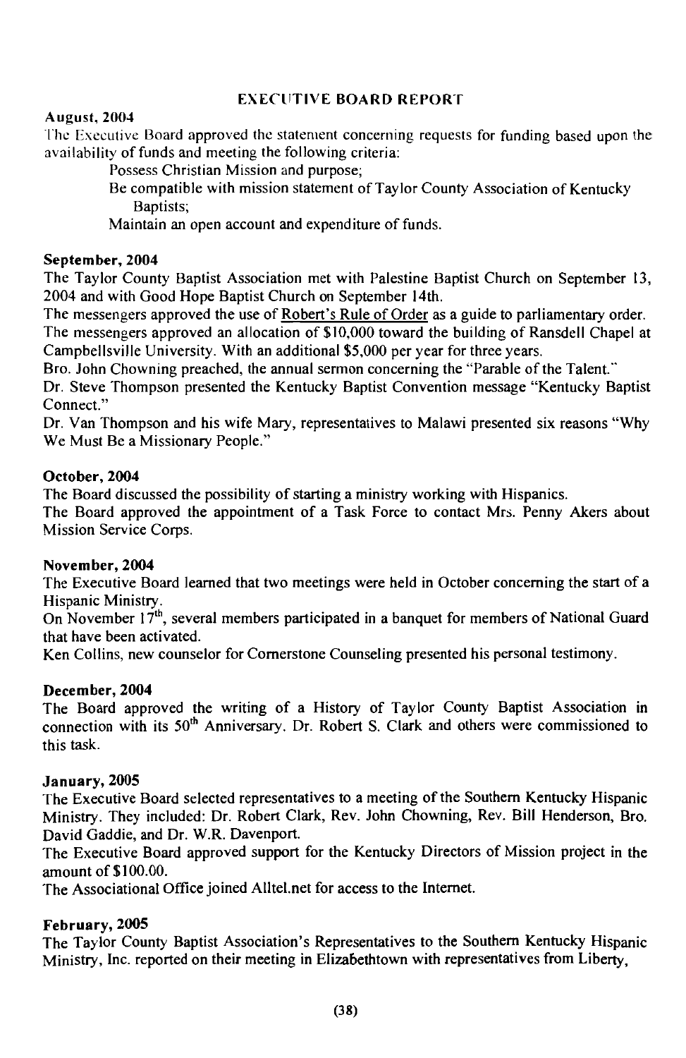## EXECUTIVE BOARD REPORT

**August, 2004**

The Executive Board approved the statement concerning requests for funding based upon the availability of funds and meeting the following criteria:

Possess Christian Mission and purpose;

Be compatible with mission statement of Taylor County Association of Kentucky Baptists;

Maintain an open account and expenditure of funds.

**September, 2004**

The Taylor County Baptist Association met with Palestine Baptist Church on September 13, 2004 and with Good Hope Baptist Church on September 14th.

The messengers approved the use of Robert's Rule of Order as a guide to parliamentary order.

The messengers approved an allocation of $10,000 toward the building of Ransdell Chapel at Campbellsville University. With an additional $5,000 per year for three years.

Bro. John Chowning preached, the annual sermon concerning the "Parable of the Talent."

Dr. Steve Thompson presented the Kentucky Baptist Convention message "Kentucky Baptist Connect."

Dr. Van Thompson and his wife Mary, representatives to Malawi presented six reasons "Why We Must Be a Missionary People."

**October, 2004**

The Board discussed the possibility of starting a ministry working with Hispanics.

The Board approved the appointment of a Task Force to contact Mrs. Penny Akers about Mission Service Corps.

**November, 2004**

The Executive Board learned that two meetings were held in October concerning the start of a Hispanic Ministry.

On November 17th, several members participated in a banquet for members of National Guard that have been activated.

Ken Collins, new counselor for Cornerstone Counseling presented his personal testimony.

**December, 2004**

The Board approved the writing of a History of Taylor County Baptist Association in connection with its 50th Anniversary. Dr. Robert S. Clark and others were commissioned to this task.

**January, 2005**

The Executive Board selected representatives to a meeting of the Southern Kentucky Hispanic Ministry. They included: Dr. Robert Clark, Rev. John Chowning, Rev. Bill Henderson, Bro. David Gaddie, and Dr. W.R. Davenport.

The Executive Board approved support for the Kentucky Directors of Mission project in the amount of $100.00.

The Associational Office joined Alltel.net for access to the Internet.

**February, 2005**

The Taylor County Baptist Association's Representatives to the Southern Kentucky Hispanic Ministry, Inc. reported on their meeting in Elizabethtown with representatives from Liberty,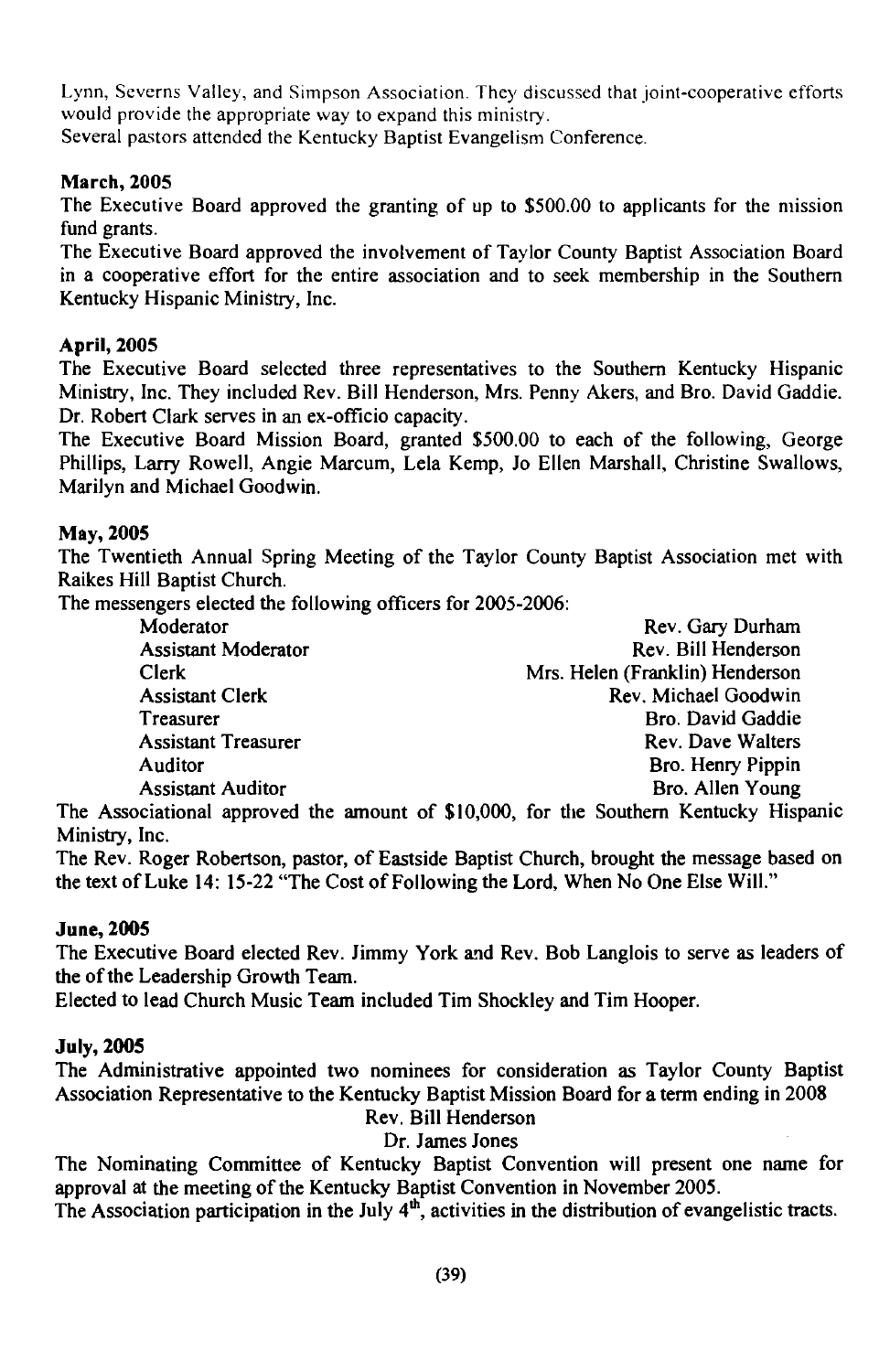Lynn, Severns Valley, and Simpson Association. They discussed that joint-cooperative efforts would provide the appropriate way to expand this ministry.
Several pastors attended the Kentucky Baptist Evangelism Conference.

**March, 2005**

The Executive Board approved the granting of up to $500.00 to applicants for the mission fund grants.
The Executive Board approved the involvement of Taylor County Baptist Association Board in a cooperative effort for the entire association and to seek membership in the Southern Kentucky Hispanic Ministry, Inc.

**April, 2005**

The Executive Board selected three representatives to the Southern Kentucky Hispanic Ministry, Inc. They included Rev. Bill Henderson, Mrs. Penny Akers, and Bro. David Gaddie. Dr. Robert Clark serves in an ex-officio capacity.
The Executive Board Mission Board, granted $500.00 to each of the following, George Phillips, Larry Rowell, Angie Marcum, Lela Kemp, Jo Ellen Marshall, Christine Swallows, Marilyn and Michael Goodwin.

**May, 2005**

The Twentieth Annual Spring Meeting of the Taylor County Baptist Association met with Raikes Hill Baptist Church.
The messengers elected the following officers for 2005-2006:

| | |
|---|---|
| Moderator | Rev. Gary Durham |
| Assistant Moderator | Rev. Bill Henderson |
| Clerk | Mrs. Helen (Franklin) Henderson |
| Assistant Clerk | Rev. Michael Goodwin |
| Treasurer | Bro. David Gaddie |
| Assistant Treasurer | Rev. Dave Walters |
| Auditor | Bro. Henry Pippin |
| Assistant Auditor | Bro. Allen Young |

The Associational approved the amount of $10,000, for the Southern Kentucky Hispanic Ministry, Inc.
The Rev. Roger Robertson, pastor, of Eastside Baptist Church, brought the message based on the text of Luke 14: 15-22 "The Cost of Following the Lord, When No One Else Will."

**June, 2005**

The Executive Board elected Rev. Jimmy York and Rev. Bob Langlois to serve as leaders of the of the Leadership Growth Team.
Elected to lead Church Music Team included Tim Shockley and Tim Hooper.

**July, 2005**

The Administrative appointed two nominees for consideration as Taylor County Baptist Association Representative to the Kentucky Baptist Mission Board for a term ending in 2008

Rev. Bill Henderson
Dr. James Jones

The Nominating Committee of Kentucky Baptist Convention will present one name for approval at the meeting of the Kentucky Baptist Convention in November 2005.
The Association participation in the July 4th, activities in the distribution of evangelistic tracts.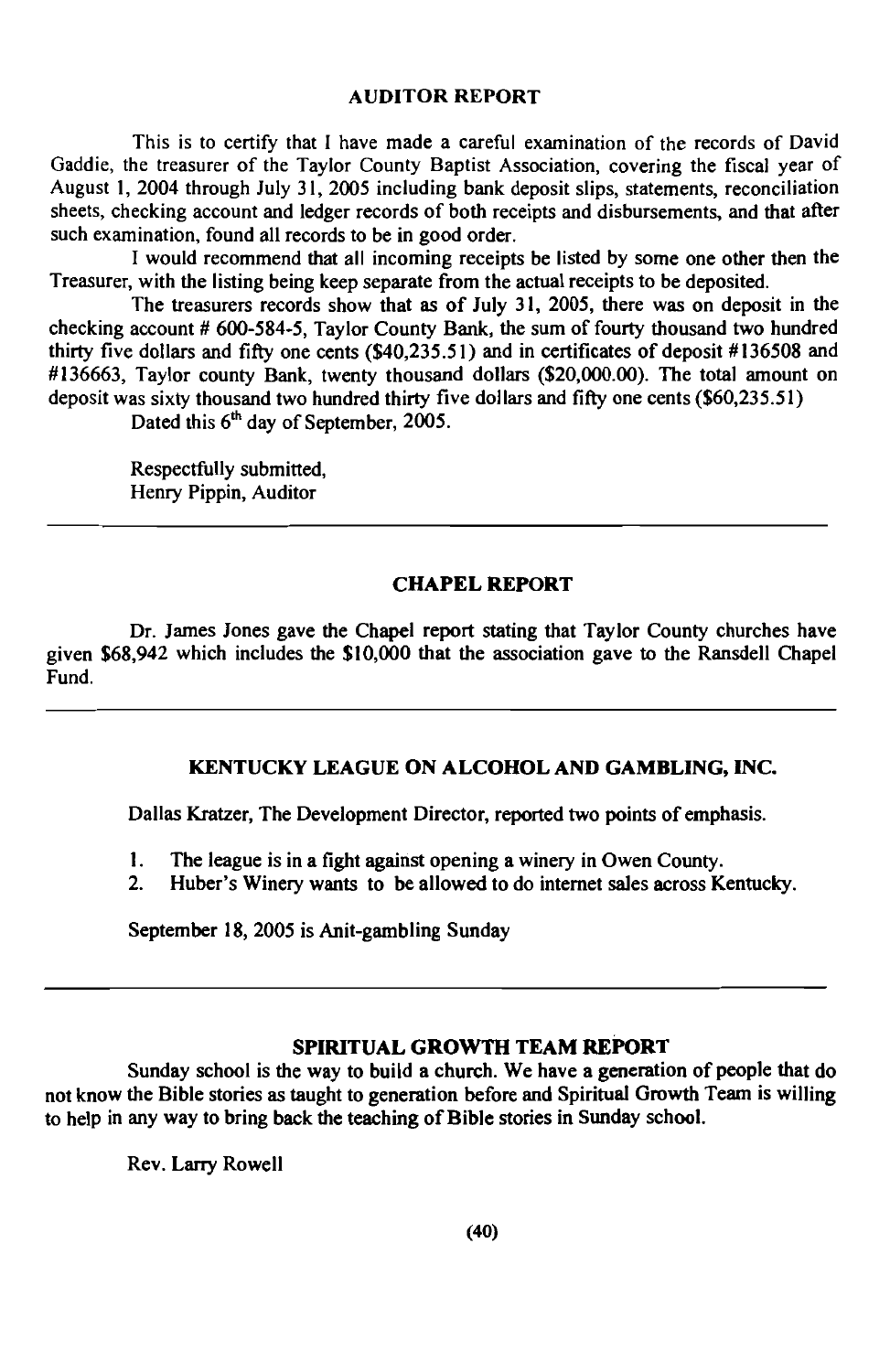## AUDITOR REPORT

This is to certify that I have made a careful examination of the records of David Gaddie, the treasurer of the Taylor County Baptist Association, covering the fiscal year of August 1, 2004 through July 31, 2005 including bank deposit slips, statements, reconciliation sheets, checking account and ledger records of both receipts and disbursements, and that after such examination, found all records to be in good order.

I would recommend that all incoming receipts be listed by some one other then the Treasurer, with the listing being keep separate from the actual receipts to be deposited.

The treasurers records show that as of July 31, 2005, there was on deposit in the checking account # 600-584-5, Taylor County Bank, the sum of fourty thousand two hundred thirty five dollars and fifty one cents ($40,235.51) and in certificates of deposit #136508 and #136663, Taylor county Bank, twenty thousand dollars ($20,000.00). The total amount on deposit was sixty thousand two hundred thirty five dollars and fifty one cents ($60,235.51)

Dated this 6th day of September, 2005.

Respectfully submitted,
Henry Pippin, Auditor

---

## CHAPEL REPORT

Dr. James Jones gave the Chapel report stating that Taylor County churches have given $68,942 which includes the $10,000 that the association gave to the Ransdell Chapel Fund.

---

## KENTUCKY LEAGUE ON ALCOHOL AND GAMBLING, INC.

Dallas Kratzer, The Development Director, reported two points of emphasis.

1. The league is in a fight against opening a winery in Owen County.
2. Huber's Winery wants to be allowed to do internet sales across Kentucky.

September 18, 2005 is Anit-gambling Sunday

---

## SPIRITUAL GROWTH TEAM REPORT

Sunday school is the way to build a church. We have a generation of people that do not know the Bible stories as taught to generation before and Spiritual Growth Team is willing to help in any way to bring back the teaching of Bible stories in Sunday school.

Rev. Larry Rowell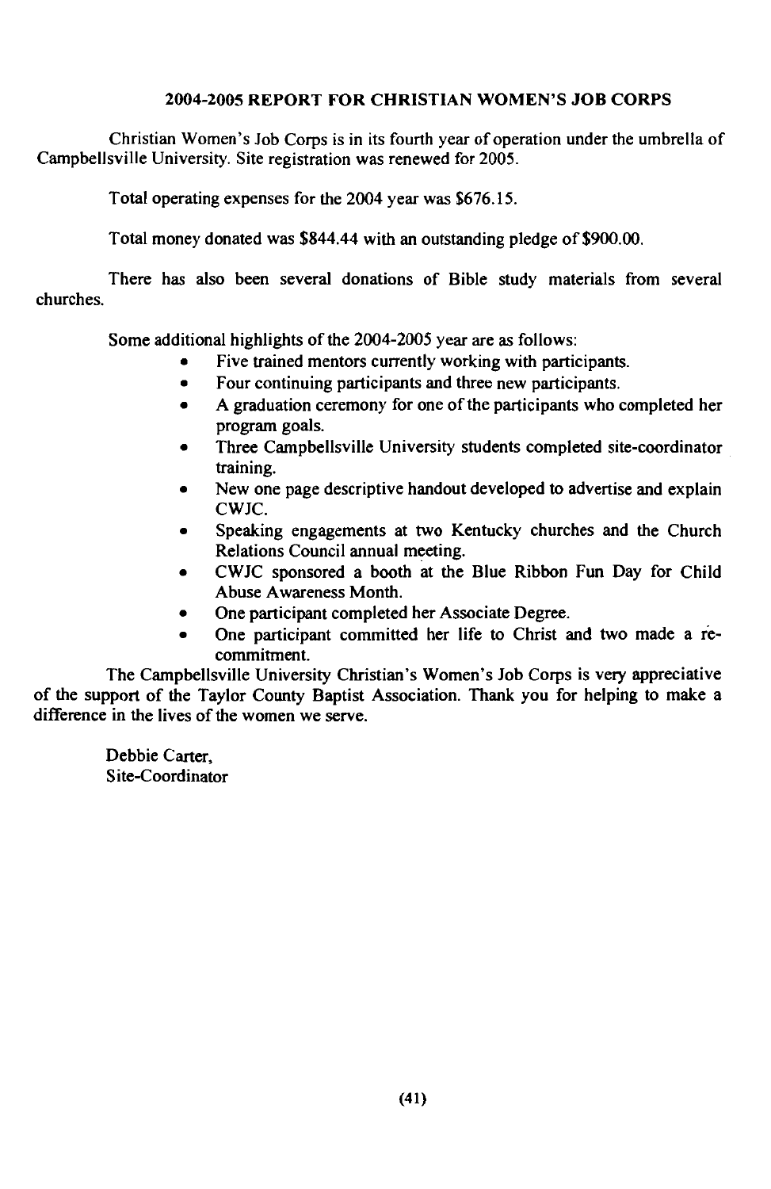## 2004-2005 REPORT FOR CHRISTIAN WOMEN'S JOB CORPS

Christian Women's Job Corps is in its fourth year of operation under the umbrella of Campbellsville University. Site registration was renewed for 2005.

Total operating expenses for the 2004 year was $676.15.

Total money donated was $844.44 with an outstanding pledge of $900.00.

There has also been several donations of Bible study materials from several churches.

Some additional highlights of the 2004-2005 year are as follows:

- Five trained mentors currently working with participants.
- Four continuing participants and three new participants.
- A graduation ceremony for one of the participants who completed her program goals.
- Three Campbellsville University students completed site-coordinator training.
- New one page descriptive handout developed to advertise and explain CWJC.
- Speaking engagements at two Kentucky churches and the Church Relations Council annual meeting.
- CWJC sponsored a booth at the Blue Ribbon Fun Day for Child Abuse Awareness Month.
- One participant completed her Associate Degree.
- One participant committed her life to Christ and two made a re-commitment.

The Campbellsville University Christian's Women's Job Corps is very appreciative of the support of the Taylor County Baptist Association. Thank you for helping to make a difference in the lives of the women we serve.

Debbie Carter,
Site-Coordinator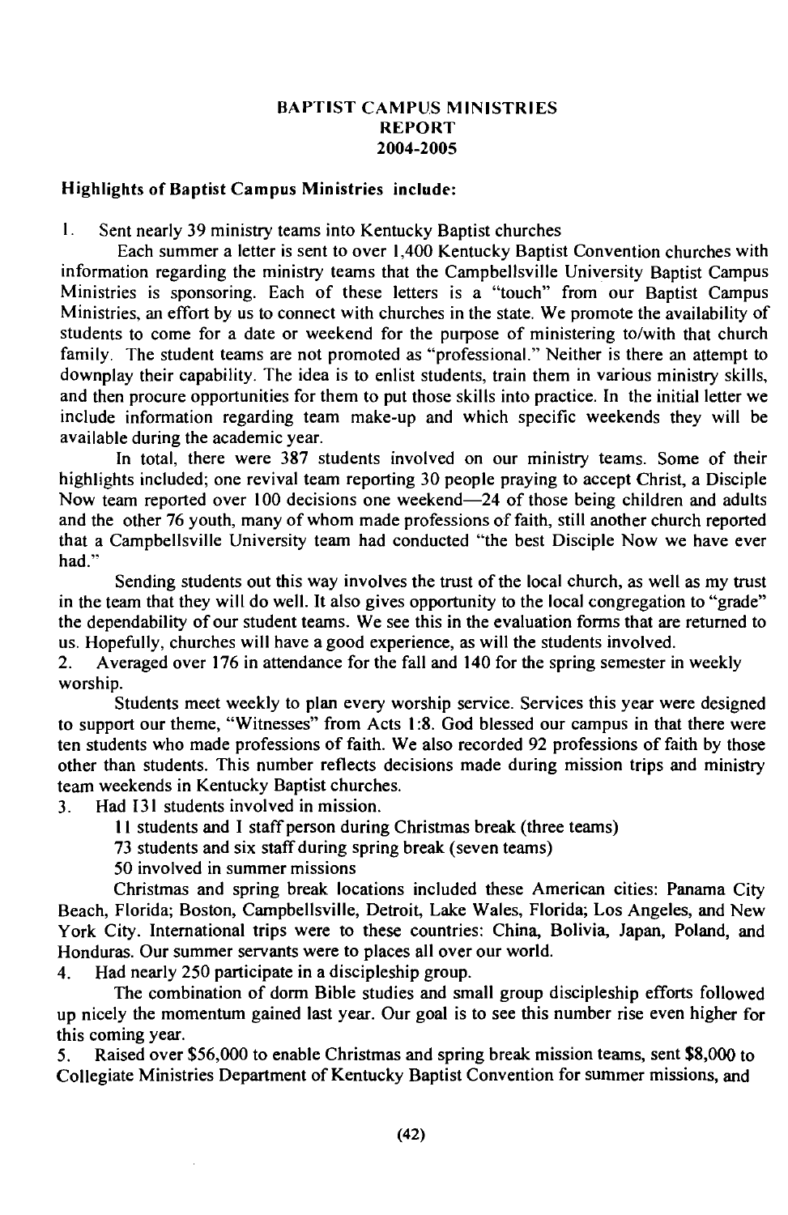# BAPTIST CAMPUS MINISTRIES
# REPORT
# 2004-2005

**Highlights of Baptist Campus Ministries include:**

1. Sent nearly 39 ministry teams into Kentucky Baptist churches

Each summer a letter is sent to over 1,400 Kentucky Baptist Convention churches with information regarding the ministry teams that the Campbellsville University Baptist Campus Ministries is sponsoring. Each of these letters is a "touch" from our Baptist Campus Ministries, an effort by us to connect with churches in the state. We promote the availability of students to come for a date or weekend for the purpose of ministering to/with that church family. The student teams are not promoted as "professional." Neither is there an attempt to downplay their capability. The idea is to enlist students, train them in various ministry skills, and then procure opportunities for them to put those skills into practice. In the initial letter we include information regarding team make-up and which specific weekends they will be available during the academic year.

In total, there were 387 students involved on our ministry teams. Some of their highlights included; one revival team reporting 30 people praying to accept Christ, a Disciple Now team reported over 100 decisions one weekend—24 of those being children and adults and the other 76 youth, many of whom made professions of faith, still another church reported that a Campbellsville University team had conducted "the best Disciple Now we have ever had."

Sending students out this way involves the trust of the local church, as well as my trust in the team that they will do well. It also gives opportunity to the local congregation to "grade" the dependability of our student teams. We see this in the evaluation forms that are returned to us. Hopefully, churches will have a good experience, as will the students involved.

2. Averaged over 176 in attendance for the fall and 140 for the spring semester in weekly worship.

Students meet weekly to plan every worship service. Services this year were designed to support our theme, "Witnesses" from Acts 1:8. God blessed our campus in that there were ten students who made professions of faith. We also recorded 92 professions of faith by those other than students. This number reflects decisions made during mission trips and ministry team weekends in Kentucky Baptist churches.

3. Had 131 students involved in mission.

   11 students and 1 staff person during Christmas break (three teams)

   73 students and six staff during spring break (seven teams)

   50 involved in summer missions

Christmas and spring break locations included these American cities: Panama City Beach, Florida; Boston, Campbellsville, Detroit, Lake Wales, Florida; Los Angeles, and New York City. International trips were to these countries: China, Bolivia, Japan, Poland, and Honduras. Our summer servants were to places all over our world.

4. Had nearly 250 participate in a discipleship group.

The combination of dorm Bible studies and small group discipleship efforts followed up nicely the momentum gained last year. Our goal is to see this number rise even higher for this coming year.

5. Raised over $56,000 to enable Christmas and spring break mission teams, sent $8,000 to Collegiate Ministries Department of Kentucky Baptist Convention for summer missions, and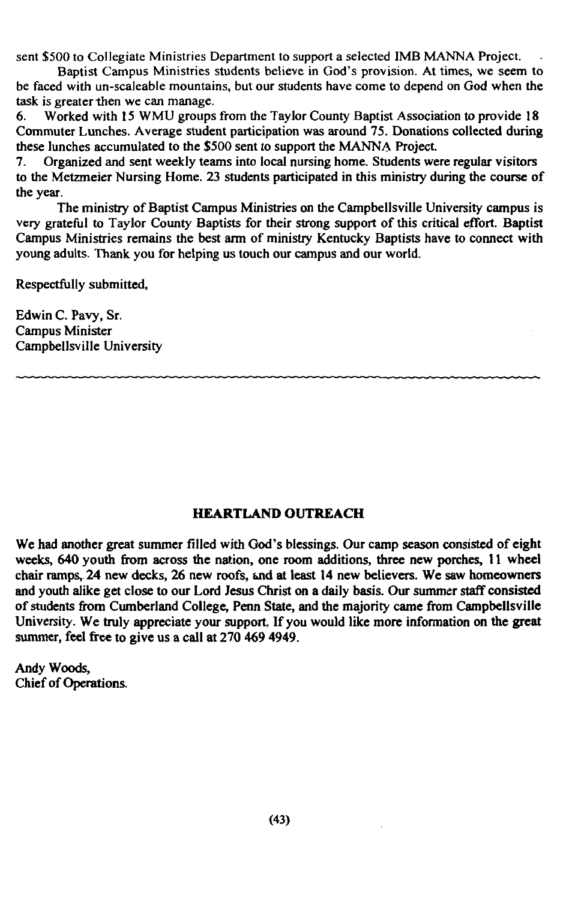sent $500 to Collegiate Ministries Department to support a selected IMB MANNA Project.

Baptist Campus Ministries students believe in God's provision. At times, we seem to be faced with un-scaleable mountains, but our students have come to depend on God when the task is greater then we can manage.

6. Worked with 15 WMU groups from the Taylor County Baptist Association to provide 18 Commuter Lunches. Average student participation was around 75. Donations collected during these lunches accumulated to the $500 sent to support the MANNA Project.
7. Organized and sent weekly teams into local nursing home. Students were regular visitors to the Metzmeier Nursing Home. 23 students participated in this ministry during the course of the year.

The ministry of Baptist Campus Ministries on the Campbellsville University campus is very grateful to Taylor County Baptists for their strong support of this critical effort. Baptist Campus Ministries remains the best arm of ministry Kentucky Baptists have to connect with young adults. Thank you for helping us touch our campus and our world.

Respectfully submitted,

Edwin C. Pavy, Sr.
Campus Minister
Campbellsville University

---

## HEARTLAND OUTREACH

We had another great summer filled with God's blessings. Our camp season consisted of eight weeks, 640 youth from across the nation, one room additions, three new porches, 11 wheel chair ramps, 24 new decks, 26 new roofs, and at least 14 new believers. We saw homeowners and youth alike get close to our Lord Jesus Christ on a daily basis. Our summer staff consisted of students from Cumberland College, Penn State, and the majority came from Campbellsville University. We truly appreciate your support. If you would like more information on the great summer, feel free to give us a call at 270 469 4949.

Andy Woods,
Chief of Operations.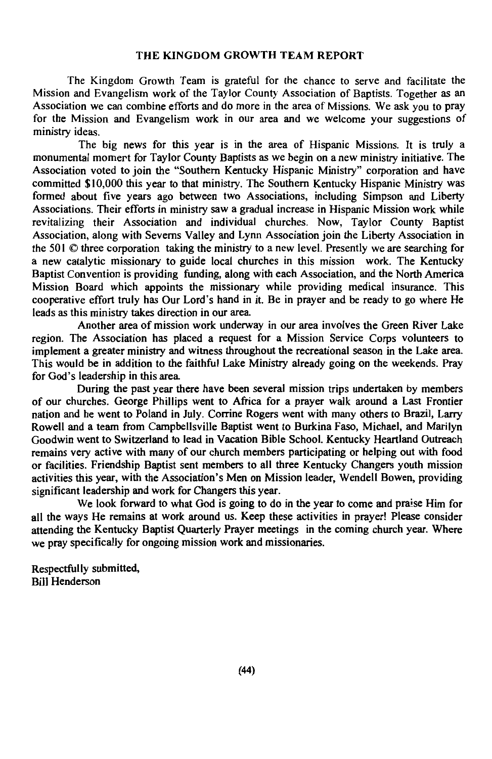## THE KINGDOM GROWTH TEAM REPORT

The Kingdom Growth Team is grateful for the chance to serve and facilitate the Mission and Evangelism work of the Taylor County Association of Baptists. Together as an Association we can combine efforts and do more in the area of Missions. We ask you to pray for the Mission and Evangelism work in our area and we welcome your suggestions of ministry ideas.

The big news for this year is in the area of Hispanic Missions. It is truly a monumental moment for Taylor County Baptists as we begin on a new ministry initiative. The Association voted to join the "Southern Kentucky Hispanic Ministry" corporation and have committed $10,000 this year to that ministry. The Southern Kentucky Hispanic Ministry was formed about five years ago between two Associations, including Simpson and Liberty Associations. Their efforts in ministry saw a gradual increase in Hispanic Mission work while revitalizing their Association and individual churches. Now, Taylor County Baptist Association, along with Severns Valley and Lynn Association join the Liberty Association in the 501 © three corporation taking the ministry to a new level. Presently we are searching for a new catalytic missionary to guide local churches in this mission work. The Kentucky Baptist Convention is providing funding, along with each Association, and the North America Mission Board which appoints the missionary while providing medical insurance. This cooperative effort truly has Our Lord's hand in it. Be in prayer and be ready to go where He leads as this ministry takes direction in our area.

Another area of mission work underway in our area involves the Green River Lake region. The Association has placed a request for a Mission Service Corps volunteers to implement a greater ministry and witness throughout the recreational season in the Lake area. This would be in addition to the faithful Lake Ministry already going on the weekends. Pray for God's leadership in this area.

During the past year there have been several mission trips undertaken by members of our churches. George Phillips went to Africa for a prayer walk around a Last Frontier nation and he went to Poland in July. Corrine Rogers went with many others to Brazil, Larry Rowell and a team from Campbellsville Baptist went to Burkina Faso, Michael, and Marilyn Goodwin went to Switzerland to lead in Vacation Bible School. Kentucky Heartland Outreach remains very active with many of our church members participating or helping out with food or facilities. Friendship Baptist sent members to all three Kentucky Changers youth mission activities this year, with the Association's Men on Mission leader, Wendell Bowen, providing significant leadership and work for Changers this year.

We look forward to what God is going to do in the year to come and praise Him for all the ways He remains at work around us. Keep these activities in prayer! Please consider attending the Kentucky Baptist Quarterly Prayer meetings in the coming church year. Where we pray specifically for ongoing mission work and missionaries.

Respectfully submitted,
Bill Henderson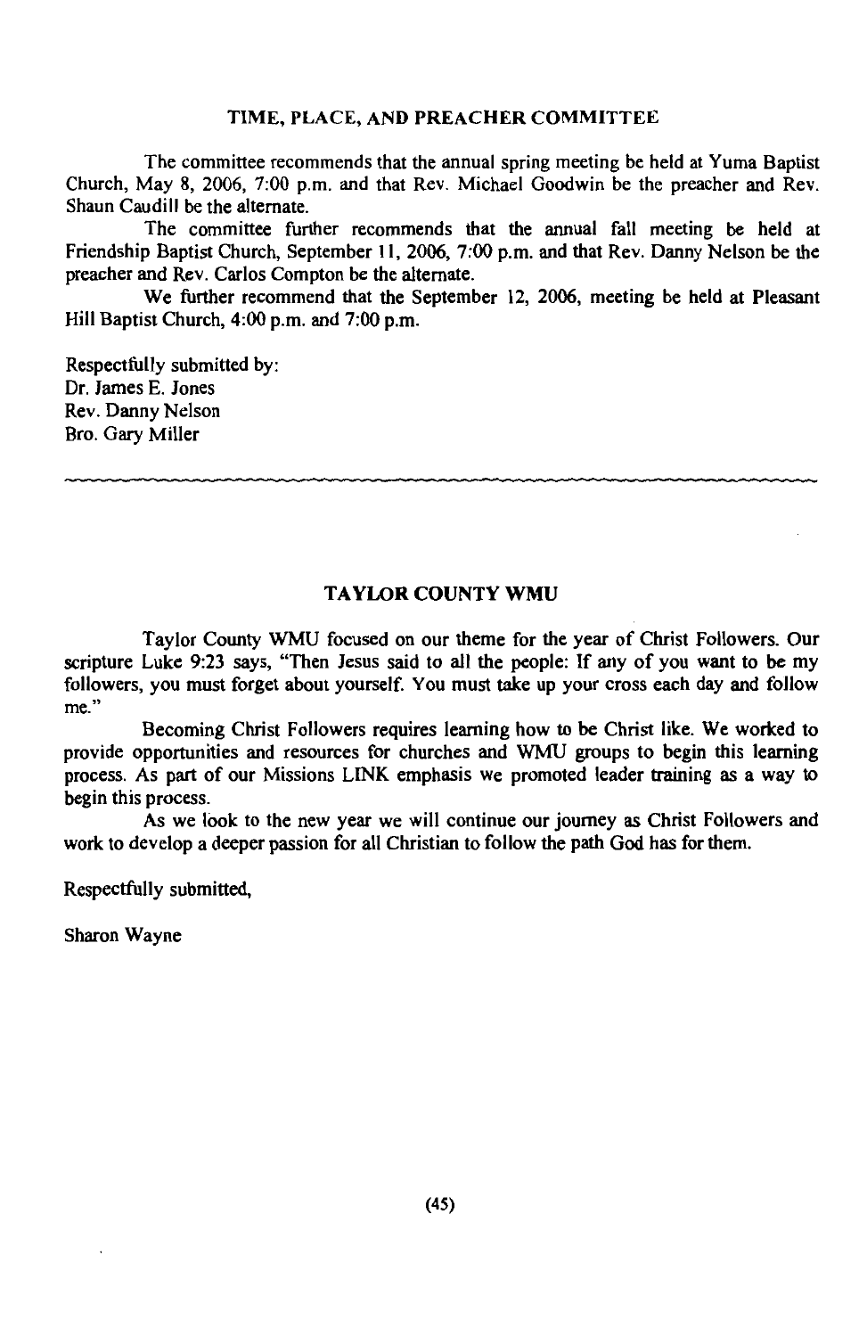## TIME, PLACE, AND PREACHER COMMITTEE

The committee recommends that the annual spring meeting be held at Yuma Baptist Church, May 8, 2006, 7:00 p.m. and that Rev. Michael Goodwin be the preacher and Rev. Shaun Caudill be the alternate.

The committee further recommends that the annual fall meeting be held at Friendship Baptist Church, September 11, 2006, 7:00 p.m. and that Rev. Danny Nelson be the preacher and Rev. Carlos Compton be the alternate.

We further recommend that the September 12, 2006, meeting be held at Pleasant Hill Baptist Church, 4:00 p.m. and 7:00 p.m.

Respectfully submitted by:
Dr. James E. Jones
Rev. Danny Nelson
Bro. Gary Miller

---

## TAYLOR COUNTY WMU

Taylor County WMU focused on our theme for the year of Christ Followers. Our scripture Luke 9:23 says, "Then Jesus said to all the people: If any of you want to be my followers, you must forget about yourself. You must take up your cross each day and follow me."

Becoming Christ Followers requires learning how to be Christ like. We worked to provide opportunities and resources for churches and WMU groups to begin this learning process. As part of our Missions LINK emphasis we promoted leader training as a way to begin this process.

As we look to the new year we will continue our journey as Christ Followers and work to develop a deeper passion for all Christian to follow the path God has for them.

Respectfully submitted,

Sharon Wayne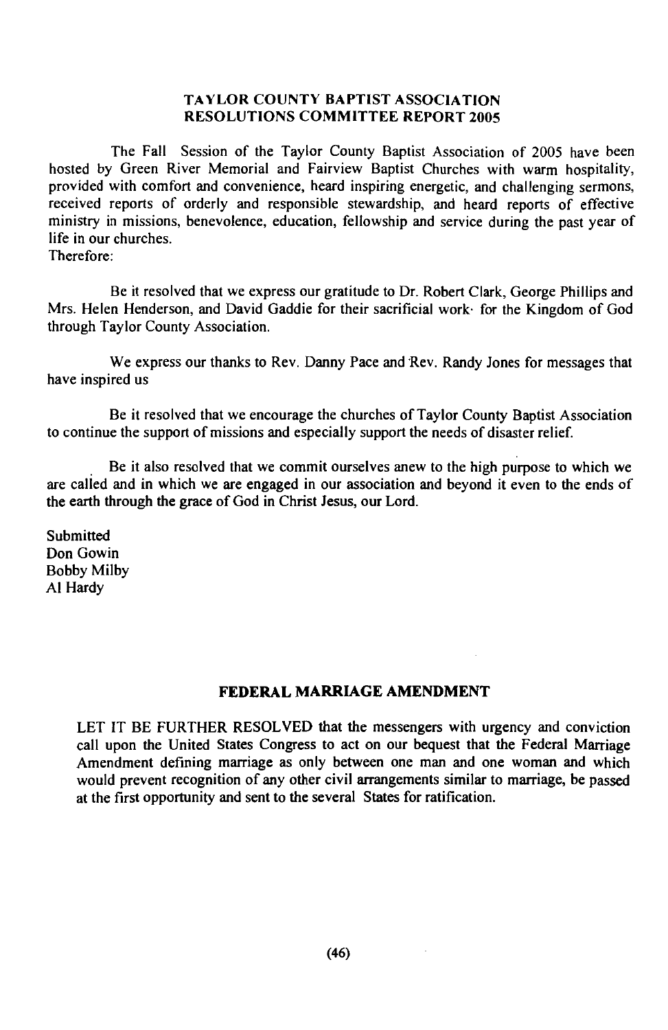## TAYLOR COUNTY BAPTIST ASSOCIATION
## RESOLUTIONS COMMITTEE REPORT 2005

The Fall Session of the Taylor County Baptist Association of 2005 have been hosted by Green River Memorial and Fairview Baptist Churches with warm hospitality, provided with comfort and convenience, heard inspiring energetic, and challenging sermons, received reports of orderly and responsible stewardship, and heard reports of effective ministry in missions, benevolence, education, fellowship and service during the past year of life in our churches.
Therefore:

Be it resolved that we express our gratitude to Dr. Robert Clark, George Phillips and Mrs. Helen Henderson, and David Gaddie for their sacrificial work· for the Kingdom of God through Taylor County Association.

We express our thanks to Rev. Danny Pace and Rev. Randy Jones for messages that have inspired us

Be it resolved that we encourage the churches of Taylor County Baptist Association to continue the support of missions and especially support the needs of disaster relief.

Be it also resolved that we commit ourselves anew to the high purpose to which we are called and in which we are engaged in our association and beyond it even to the ends of the earth through the grace of God in Christ Jesus, our Lord.

Submitted
Don Gowin
Bobby Milby
Al Hardy

## FEDERAL MARRIAGE AMENDMENT

LET IT BE FURTHER RESOLVED that the messengers with urgency and conviction call upon the United States Congress to act on our bequest that the Federal Marriage Amendment defining marriage as only between one man and one woman and which would prevent recognition of any other civil arrangements similar to marriage, be passed at the first opportunity and sent to the several States for ratification.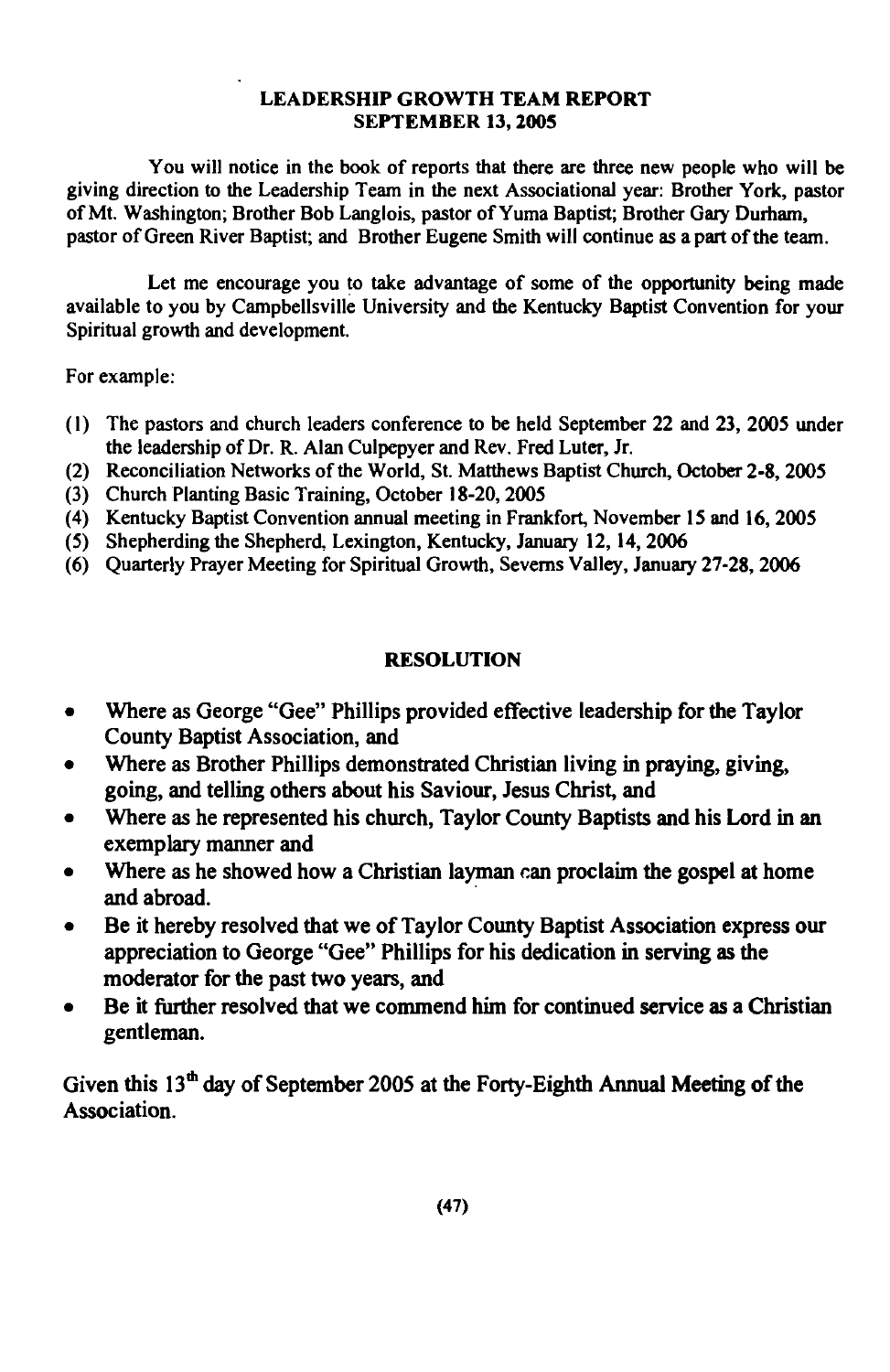## LEADERSHIP GROWTH TEAM REPORT
## SEPTEMBER 13, 2005

You will notice in the book of reports that there are three new people who will be giving direction to the Leadership Team in the next Associational year: Brother York, pastor of Mt. Washington; Brother Bob Langlois, pastor of Yuma Baptist; Brother Gary Durham, pastor of Green River Baptist; and Brother Eugene Smith will continue as a part of the team.

Let me encourage you to take advantage of some of the opportunity being made available to you by Campbellsville University and the Kentucky Baptist Convention for your Spiritual growth and development.

For example:

(1) The pastors and church leaders conference to be held September 22 and 23, 2005 under the leadership of Dr. R. Alan Culpepyer and Rev. Fred Luter, Jr.
(2) Reconciliation Networks of the World, St. Matthews Baptist Church, October 2-8, 2005
(3) Church Planting Basic Training, October 18-20, 2005
(4) Kentucky Baptist Convention annual meeting in Frankfort, November 15 and 16, 2005
(5) Shepherding the Shepherd, Lexington, Kentucky, January 12, 14, 2006
(6) Quarterly Prayer Meeting for Spiritual Growth, Severns Valley, January 27-28, 2006

## RESOLUTION

- Where as George "Gee" Phillips provided effective leadership for the Taylor County Baptist Association, and
- Where as Brother Phillips demonstrated Christian living in praying, giving, going, and telling others about his Saviour, Jesus Christ, and
- Where as he represented his church, Taylor County Baptists and his Lord in an exemplary manner and
- Where as he showed how a Christian layman can proclaim the gospel at home and abroad.
- Be it hereby resolved that we of Taylor County Baptist Association express our appreciation to George "Gee" Phillips for his dedication in serving as the moderator for the past two years, and
- Be it further resolved that we commend him for continued service as a Christian gentleman.

Given this 13th day of September 2005 at the Forty-Eighth Annual Meeting of the Association.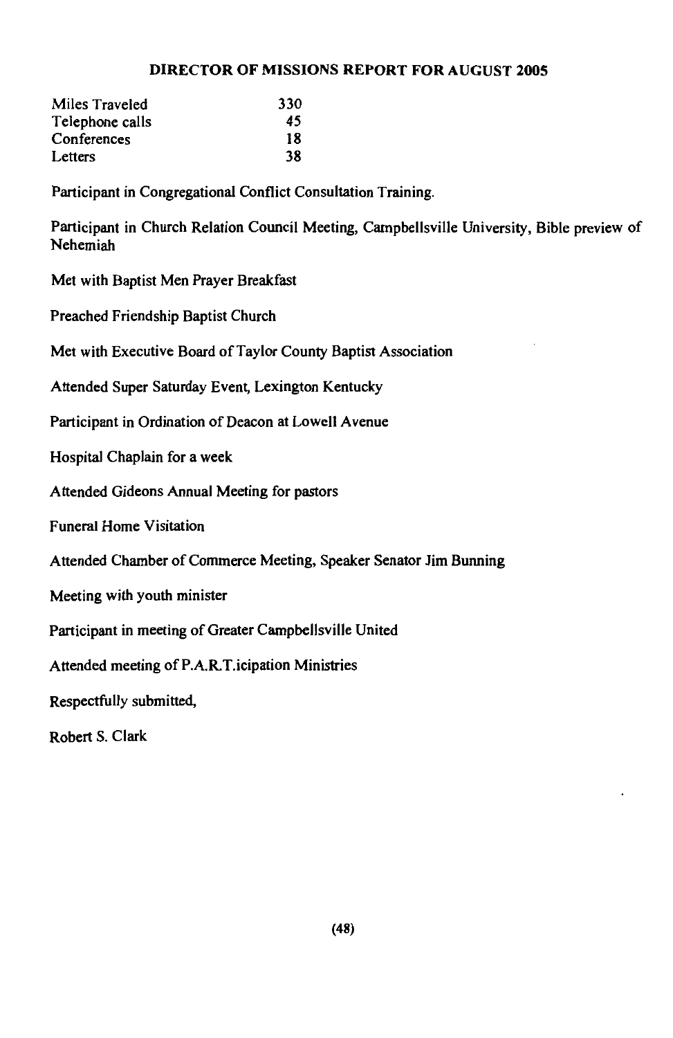## DIRECTOR OF MISSIONS REPORT FOR AUGUST 2005

| | |
|---|---|
| Miles Traveled | 330 |
| Telephone calls | 45 |
| Conferences | 18 |
| Letters | 38 |

Participant in Congregational Conflict Consultation Training.

Participant in Church Relation Council Meeting, Campbellsville University, Bible preview of Nehemiah

Met with Baptist Men Prayer Breakfast

Preached Friendship Baptist Church

Met with Executive Board of Taylor County Baptist Association

Attended Super Saturday Event, Lexington Kentucky

Participant in Ordination of Deacon at Lowell Avenue

Hospital Chaplain for a week

Attended Gideons Annual Meeting for pastors

Funeral Home Visitation

Attended Chamber of Commerce Meeting, Speaker Senator Jim Bunning

Meeting with youth minister

Participant in meeting of Greater Campbellsville United

Attended meeting of P.A.R.T.icipation Ministries

Respectfully submitted,

Robert S. Clark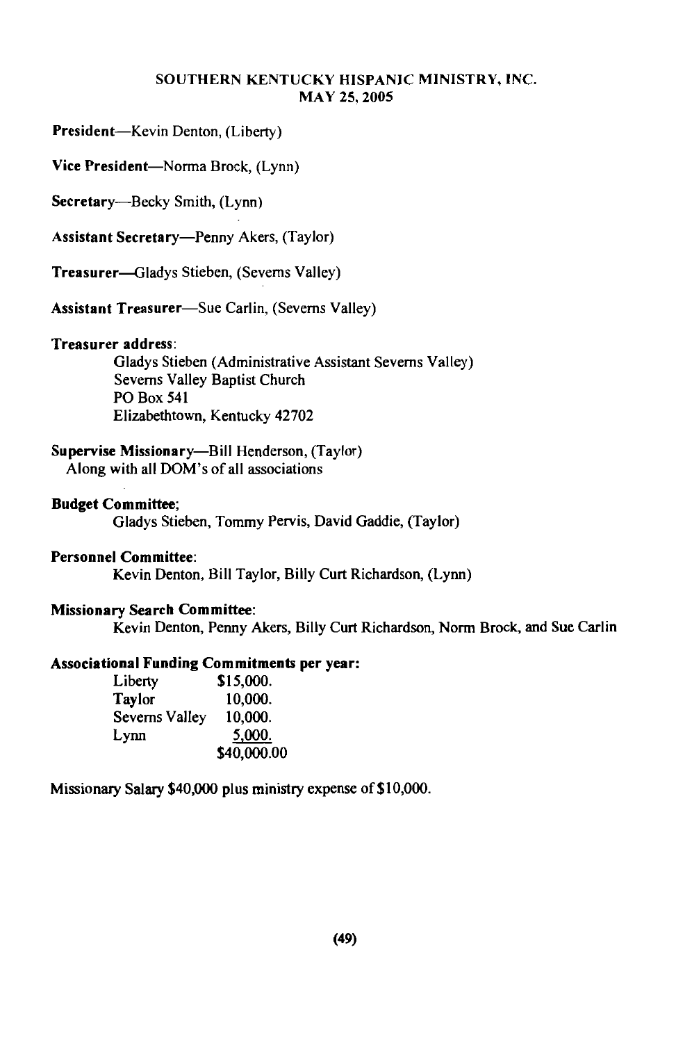## SOUTHERN KENTUCKY HISPANIC MINISTRY, INC.
## MAY 25, 2005

**President**—Kevin Denton, (Liberty)

**Vice President**—Norma Brock, (Lynn)

**Secretary**—Becky Smith, (Lynn)

**Assistant Secretary**—Penny Akers, (Taylor)

**Treasurer**—Gladys Stieben, (Severns Valley)

**Assistant Treasurer**—Sue Carlin, (Severns Valley)

**Treasurer address**:

Gladys Stieben (Administrative Assistant Severns Valley)
Severns Valley Baptist Church
PO Box 541
Elizabethtown, Kentucky 42702

**Supervise Missionary**—Bill Henderson, (Taylor)
Along with all DOM's of all associations

**Budget Committee**;

Gladys Stieben, Tommy Pervis, David Gaddie, (Taylor)

**Personnel Committee**:

Kevin Denton, Bill Taylor, Billy Curt Richardson, (Lynn)

**Missionary Search Committee**:

Kevin Denton, Penny Akers, Billy Curt Richardson, Norm Brock, and Sue Carlin

**Associational Funding Commitments per year:**

| | |
|---|---|
| Liberty | $15,000. |
| Taylor | 10,000. |
| Severns Valley | 10,000. |
| Lynn | 5,000. |
| | $40,000.00 |

Missionary Salary $40,000 plus ministry expense of $10,000.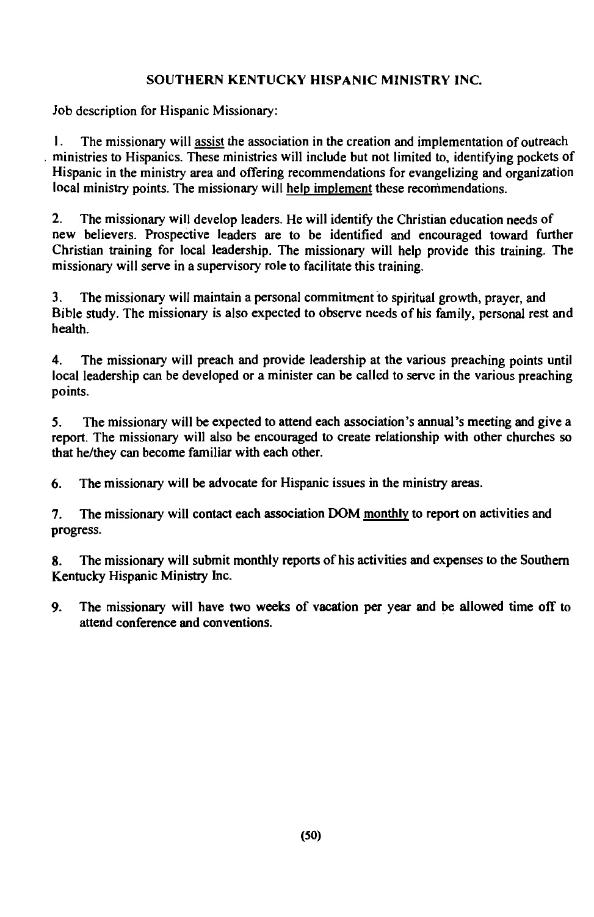## SOUTHERN KENTUCKY HISPANIC MINISTRY INC.

Job description for Hispanic Missionary:

1. The missionary will <u>assist</u> the association in the creation and implementation of outreach ministries to Hispanics. These ministries will include but not limited to, identifying pockets of Hispanic in the ministry area and offering recommendations for evangelizing and organization local ministry points. The missionary will <u>help implement</u> these recommendations.

2. The missionary will develop leaders. He will identify the Christian education needs of new believers. Prospective leaders are to be identified and encouraged toward further Christian training for local leadership. The missionary will help provide this training. The missionary will serve in a supervisory role to facilitate this training.

3. The missionary will maintain a personal commitment to spiritual growth, prayer, and Bible study. The missionary is also expected to observe needs of his family, personal rest and health.

4. The missionary will preach and provide leadership at the various preaching points until local leadership can be developed or a minister can be called to serve in the various preaching points.

5. The missionary will be expected to attend each association's annual's meeting and give a report. The missionary will also be encouraged to create relationship with other churches so that he/they can become familiar with each other.

6. The missionary will be advocate for Hispanic issues in the ministry areas.

7. The missionary will contact each association DOM <u>monthly</u> to report on activities and progress.

8. The missionary will submit monthly reports of his activities and expenses to the Southern Kentucky Hispanic Ministry Inc.

9. The missionary will have two weeks of vacation per year and be allowed time off to attend conference and conventions.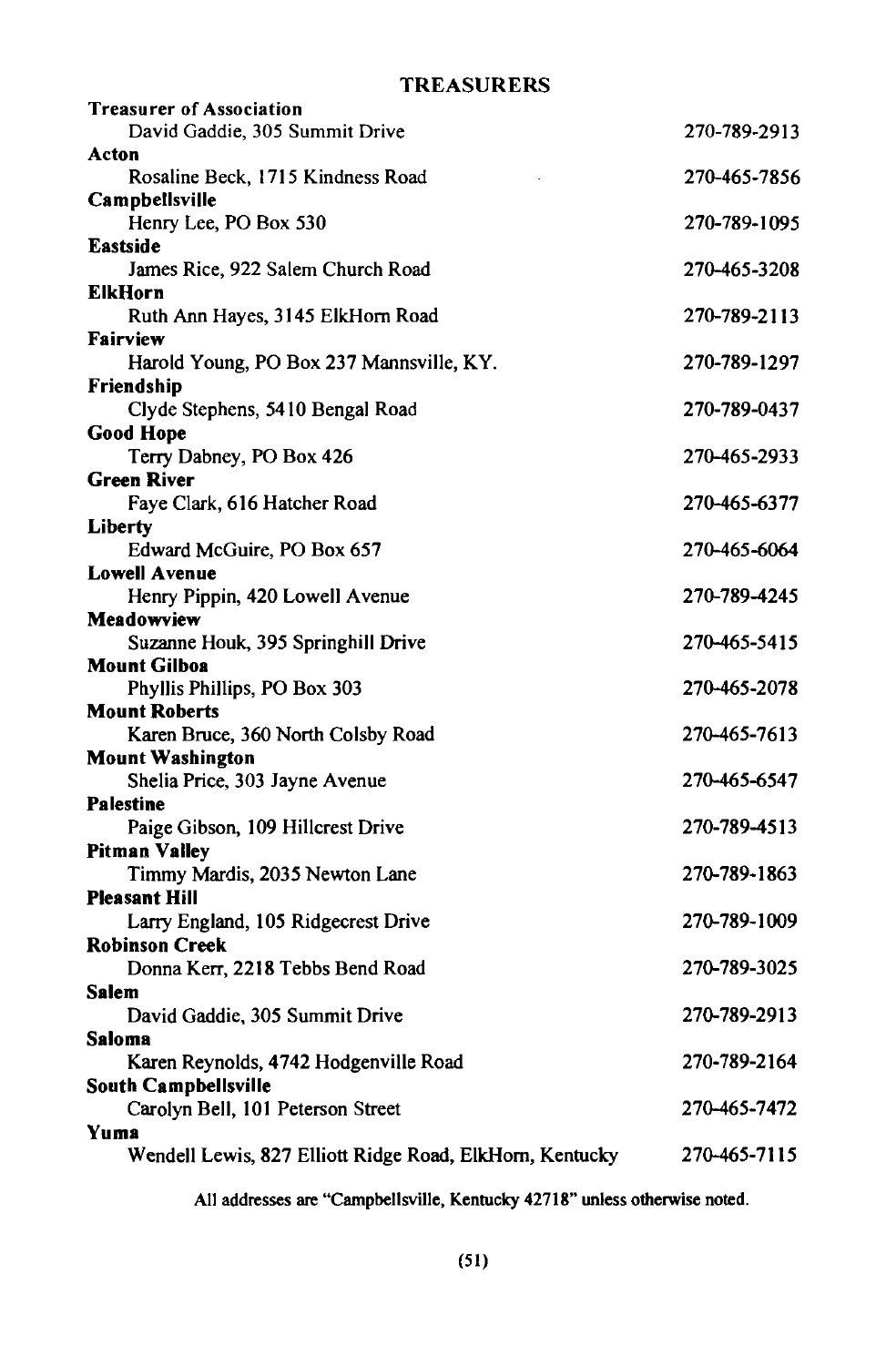## TREASURERS

**Treasurer of Association**
David Gaddie, 305 Summit Drive — 270-789-2913

**Acton**
Rosaline Beck, 1715 Kindness Road — 270-465-7856

**Campbellsville**
Henry Lee, PO Box 530 — 270-789-1095

**Eastside**
James Rice, 922 Salem Church Road — 270-465-3208

**ElkHorn**
Ruth Ann Hayes, 3145 ElkHorn Road — 270-789-2113

**Fairview**
Harold Young, PO Box 237 Mannsville, KY. — 270-789-1297

**Friendship**
Clyde Stephens, 5410 Bengal Road — 270-789-0437

**Good Hope**
Terry Dabney, PO Box 426 — 270-465-2933

**Green River**
Faye Clark, 616 Hatcher Road — 270-465-6377

**Liberty**
Edward McGuire, PO Box 657 — 270-465-6064

**Lowell Avenue**
Henry Pippin, 420 Lowell Avenue — 270-789-4245

**Meadowview**
Suzanne Houk, 395 Springhill Drive — 270-465-5415

**Mount Gilboa**
Phyllis Phillips, PO Box 303 — 270-465-2078

**Mount Roberts**
Karen Bruce, 360 North Colsby Road — 270-465-7613

**Mount Washington**
Shelia Price, 303 Jayne Avenue — 270-465-6547

**Palestine**
Paige Gibson, 109 Hillcrest Drive — 270-789-4513

**Pitman Valley**
Timmy Mardis, 2035 Newton Lane — 270-789-1863

**Pleasant Hill**
Larry England, 105 Ridgecrest Drive — 270-789-1009

**Robinson Creek**
Donna Kerr, 2218 Tebbs Bend Road — 270-789-3025

**Salem**
David Gaddie, 305 Summit Drive — 270-789-2913

**Saloma**
Karen Reynolds, 4742 Hodgenville Road — 270-789-2164

**South Campbellsville**
Carolyn Bell, 101 Peterson Street — 270-465-7472

**Yuma**
Wendell Lewis, 827 Elliott Ridge Road, ElkHorn, Kentucky — 270-465-7115

All addresses are "Campbellsville, Kentucky 42718" unless otherwise noted.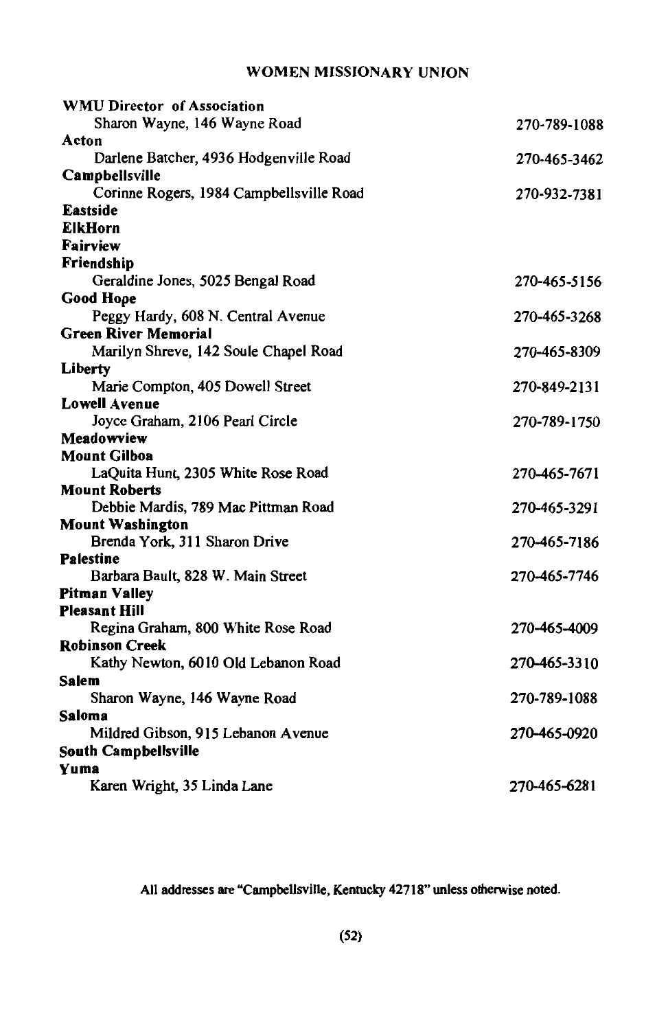## WOMEN MISSIONARY UNION

| | |
|---|---|
| **WMU Director of Association** | |
| Sharon Wayne, 146 Wayne Road | 270-789-1088 |
| **Acton** | |
| Darlene Batcher, 4936 Hodgenville Road | 270-465-3462 |
| **Campbellsville** | |
| Corinne Rogers, 1984 Campbellsville Road | 270-932-7381 |
| **Eastside** | |
| **ElkHorn** | |
| **Fairview** | |
| **Friendship** | |
| Geraldine Jones, 5025 Bengal Road | 270-465-5156 |
| **Good Hope** | |
| Peggy Hardy, 608 N. Central Avenue | 270-465-3268 |
| **Green River Memorial** | |
| Marilyn Shreve, 142 Soule Chapel Road | 270-465-8309 |
| **Liberty** | |
| Marie Compton, 405 Dowell Street | 270-849-2131 |
| **Lowell Avenue** | |
| Joyce Graham, 2106 Pearl Circle | 270-789-1750 |
| **Meadowview** | |
| **Mount Gilboa** | |
| LaQuita Hunt, 2305 White Rose Road | 270-465-7671 |
| **Mount Roberts** | |
| Debbie Mardis, 789 Mac Pittman Road | 270-465-3291 |
| **Mount Washington** | |
| Brenda York, 311 Sharon Drive | 270-465-7186 |
| **Palestine** | |
| Barbara Bault, 828 W. Main Street | 270-465-7746 |
| **Pitman Valley** | |
| **Pleasant Hill** | |
| Regina Graham, 800 White Rose Road | 270-465-4009 |
| **Robinson Creek** | |
| Kathy Newton, 6010 Old Lebanon Road | 270-465-3310 |
| **Salem** | |
| Sharon Wayne, 146 Wayne Road | 270-789-1088 |
| **Saloma** | |
| Mildred Gibson, 915 Lebanon Avenue | 270-465-0920 |
| **South Campbellsville** | |
| **Yuma** | |
| Karen Wright, 35 Linda Lane | 270-465-6281 |

All addresses are "Campbellsville, Kentucky 42718" unless otherwise noted.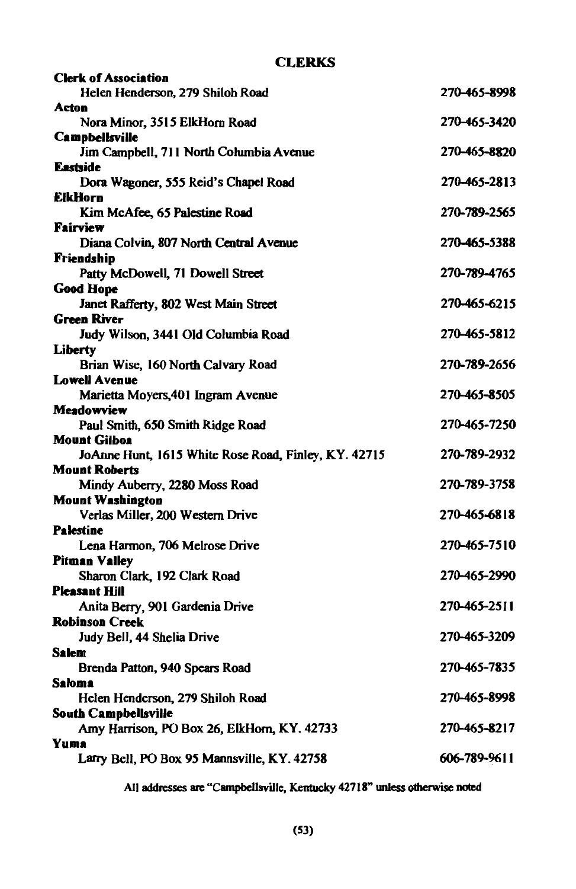## CLERKS

**Clerk of Association**
Helen Henderson, 279 Shiloh Road — 270-465-8998

**Acton**
Nora Minor, 3515 ElkHorn Road — 270-465-3420

**Campbellsville**
Jim Campbell, 711 North Columbia Avenue — 270-465-8820

**Eastside**
Dora Wagoner, 555 Reid's Chapel Road — 270-465-2813

**ElkHorn**
Kim McAfee, 65 Palestine Road — 270-789-2565

**Fairview**
Diana Colvin, 807 North Central Avenue — 270-465-5388

**Friendship**
Patty McDowell, 71 Dowell Street — 270-789-4765

**Good Hope**
Janet Rafferty, 802 West Main Street — 270-465-6215

**Green River**
Judy Wilson, 3441 Old Columbia Road — 270-465-5812

**Liberty**
Brian Wise, 160 North Calvary Road — 270-789-2656

**Lowell Avenue**
Marietta Moyers,401 Ingram Avenue — 270-465-8505

**Meadowview**
Paul Smith, 650 Smith Ridge Road — 270-465-7250

**Mount Gilboa**
JoAnne Hunt, 1615 White Rose Road, Finley, KY. 42715 — 270-789-2932

**Mount Roberts**
Mindy Auberry, 2280 Moss Road — 270-789-3758

**Mount Washington**
Verlas Miller, 200 Western Drive — 270-465-6818

**Palestine**
Lena Harmon, 706 Melrose Drive — 270-465-7510

**Pitman Valley**
Sharon Clark, 192 Clark Road — 270-465-2990

**Pleasant Hill**
Anita Berry, 901 Gardenia Drive — 270-465-2511

**Robinson Creek**
Judy Bell, 44 Shelia Drive — 270-465-3209

**Salem**
Brenda Patton, 940 Spears Road — 270-465-7835

**Saloma**
Helen Henderson, 279 Shiloh Road — 270-465-8998

**South Campbellsville**
Amy Harrison, PO Box 26, ElkHorn, KY. 42733 — 270-465-8217

**Yuma**
Larry Bell, PO Box 95 Mannsville, KY. 42758 — 606-789-9611

All addresses are "Campbellsville, Kentucky 42718" unless otherwise noted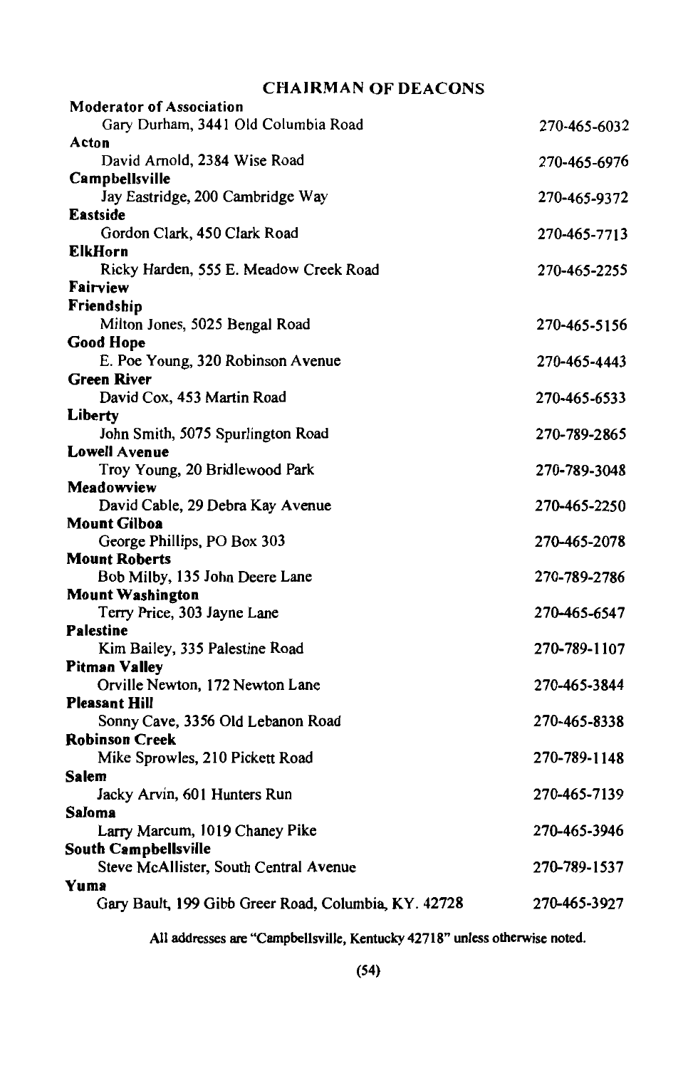## CHAIRMAN OF DEACONS

**Moderator of Association**
Gary Durham, 3441 Old Columbia Road 270-465-6032

**Acton**
David Arnold, 2384 Wise Road 270-465-6976

**Campbellsville**
Jay Eastridge, 200 Cambridge Way 270-465-9372

**Eastside**
Gordon Clark, 450 Clark Road 270-465-7713

**ElkHorn**
Ricky Harden, 555 E. Meadow Creek Road 270-465-2255

**Fairview**

**Friendship**
Milton Jones, 5025 Bengal Road 270-465-5156

**Good Hope**
E. Poe Young, 320 Robinson Avenue 270-465-4443

**Green River**
David Cox, 453 Martin Road 270-465-6533

**Liberty**
John Smith, 5075 Spurlington Road 270-789-2865

**Lowell Avenue**
Troy Young, 20 Bridlewood Park 270-789-3048

**Meadowview**
David Cable, 29 Debra Kay Avenue 270-465-2250

**Mount Gilboa**
George Phillips, PO Box 303 270-465-2078

**Mount Roberts**
Bob Milby, 135 John Deere Lane 270-789-2786

**Mount Washington**
Terry Price, 303 Jayne Lane 270-465-6547

**Palestine**
Kim Bailey, 335 Palestine Road 270-789-1107

**Pitman Valley**
Orville Newton, 172 Newton Lane 270-465-3844

**Pleasant Hill**
Sonny Cave, 3356 Old Lebanon Road 270-465-8338

**Robinson Creek**
Mike Sprowles, 210 Pickett Road 270-789-1148

**Salem**
Jacky Arvin, 601 Hunters Run 270-465-7139

**Saloma**
Larry Marcum, 1019 Chaney Pike 270-465-3946

**South Campbellsville**
Steve McAllister, South Central Avenue 270-789-1537

**Yuma**
Gary Bault, 199 Gibb Greer Road, Columbia, KY. 42728 270-465-3927

All addresses are "Campbellsville, Kentucky 42718" unless otherwise noted.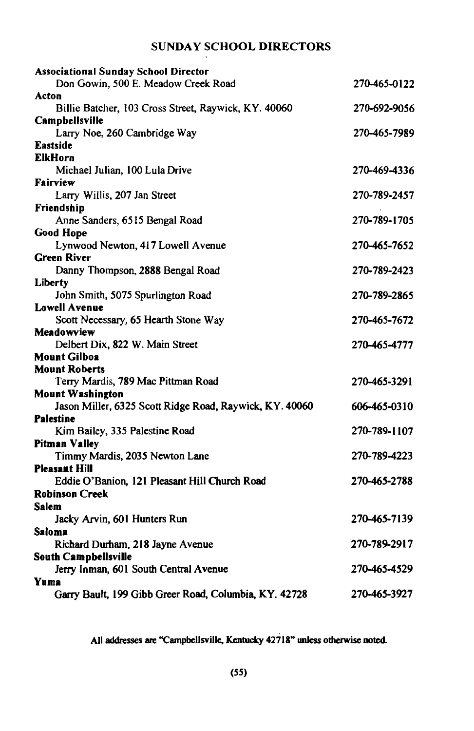## SUNDAY SCHOOL DIRECTORS

**Associational Sunday School Director**
Don Gowin, 500 E. Meadow Creek Road 270-465-0122

**Acton**
Billie Batcher, 103 Cross Street, Raywick, KY. 40060 270-692-9056

**Campbellsville**
Larry Noe, 260 Cambridge Way 270-465-7989

**Eastside**

**ElkHorn**
Michael Julian, 100 Lula Drive 270-469-4336

**Fairview**
Larry Willis, 207 Jan Street 270-789-2457

**Friendship**
Anne Sanders, 6515 Bengal Road 270-789-1705

**Good Hope**
Lynwood Newton, 417 Lowell Avenue 270-465-7652

**Green River**
Danny Thompson, 2888 Bengal Road 270-789-2423

**Liberty**
John Smith, 5075 Spurlington Road 270-789-2865

**Lowell Avenue**
Scott Necessary, 65 Hearth Stone Way 270-465-7672

**Meadowview**
Delbert Dix, 822 W. Main Street 270-465-4777

**Mount Gilboa**

**Mount Roberts**
Terry Mardis, 789 Mac Pittman Road 270-465-3291

**Mount Washington**
Jason Miller, 6325 Scott Ridge Road, Raywick, KY. 40060 606-465-0310

**Palestine**
Kim Bailey, 335 Palestine Road 270-789-1107

**Pitman Valley**
Timmy Mardis, 2035 Newton Lane 270-789-4223

**Pleasant Hill**
Eddie O'Banion, 121 Pleasant Hill Church Road 270-465-2788

**Robinson Creek**

**Salem**
Jacky Arvin, 601 Hunters Run 270-465-7139

**Saloma**
Richard Durham, 218 Jayne Avenue 270-789-2917

**South Campbellsville**
Jerry Inman, 601 South Central Avenue 270-465-4529

**Yuma**
Garry Bault, 199 Gibb Greer Road, Columbia, KY. 42728 270-465-3927

**All addresses are "Campbellsville, Kentucky 42718" unless otherwise noted.**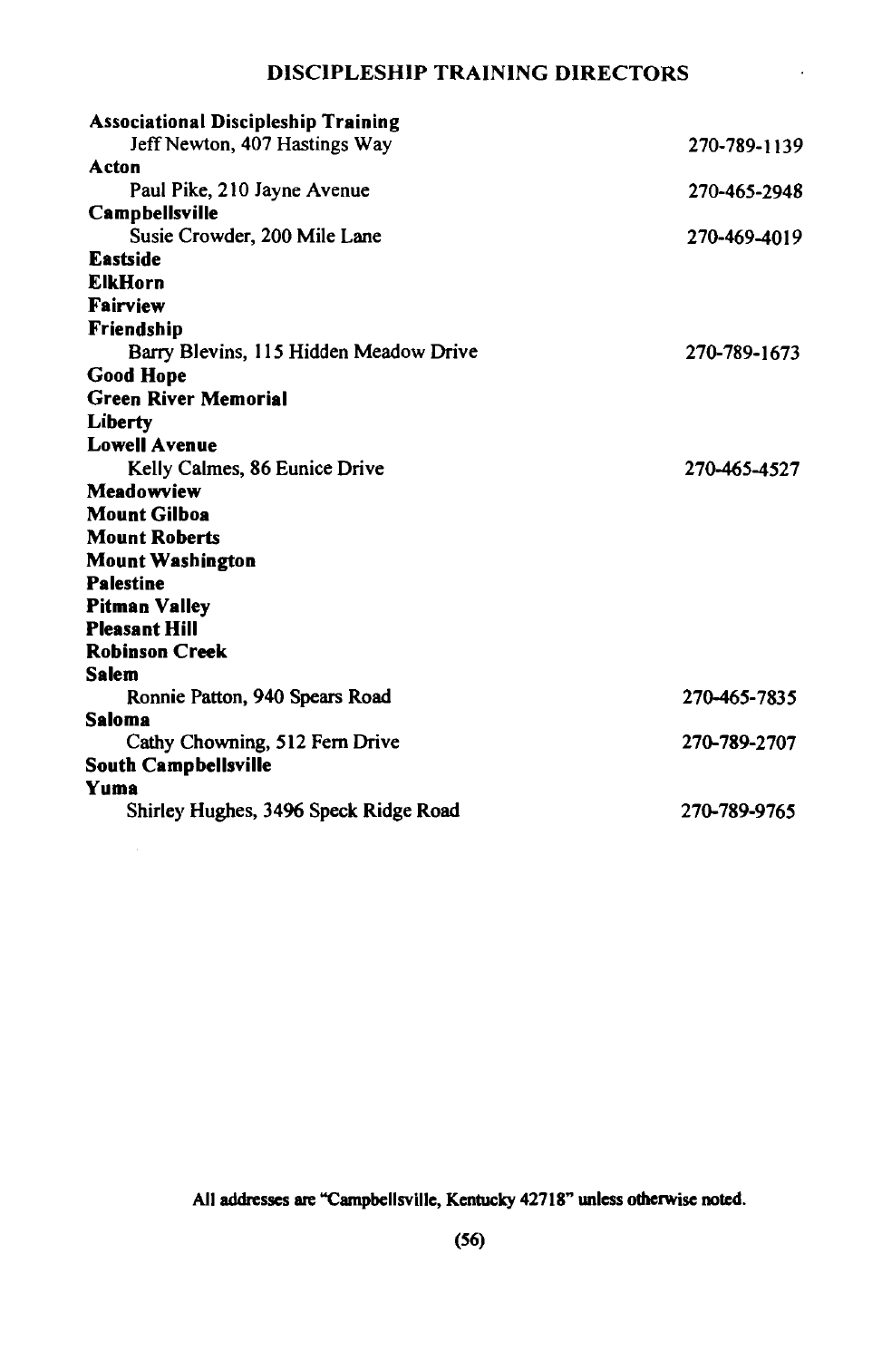# DISCIPLESHIP TRAINING DIRECTORS

**Associational Discipleship Training**
Jeff Newton, 407 Hastings Way — 270-789-1139

**Acton**
Paul Pike, 210 Jayne Avenue — 270-465-2948

**Campbellsville**
Susie Crowder, 200 Mile Lane — 270-469-4019

**Eastside**

**ElkHorn**

**Fairview**

**Friendship**
Barry Blevins, 115 Hidden Meadow Drive — 270-789-1673

**Good Hope**

**Green River Memorial**

**Liberty**

**Lowell Avenue**
Kelly Calmes, 86 Eunice Drive — 270-465-4527

**Meadowview**

**Mount Gilboa**

**Mount Roberts**

**Mount Washington**

**Palestine**

**Pitman Valley**

**Pleasant Hill**

**Robinson Creek**

**Salem**
Ronnie Patton, 940 Spears Road — 270-465-7835

**Saloma**
Cathy Chowning, 512 Fern Drive — 270-789-2707

**South Campbellsville**

**Yuma**
Shirley Hughes, 3496 Speck Ridge Road — 270-789-9765

All addresses are "Campbellsville, Kentucky 42718" unless otherwise noted.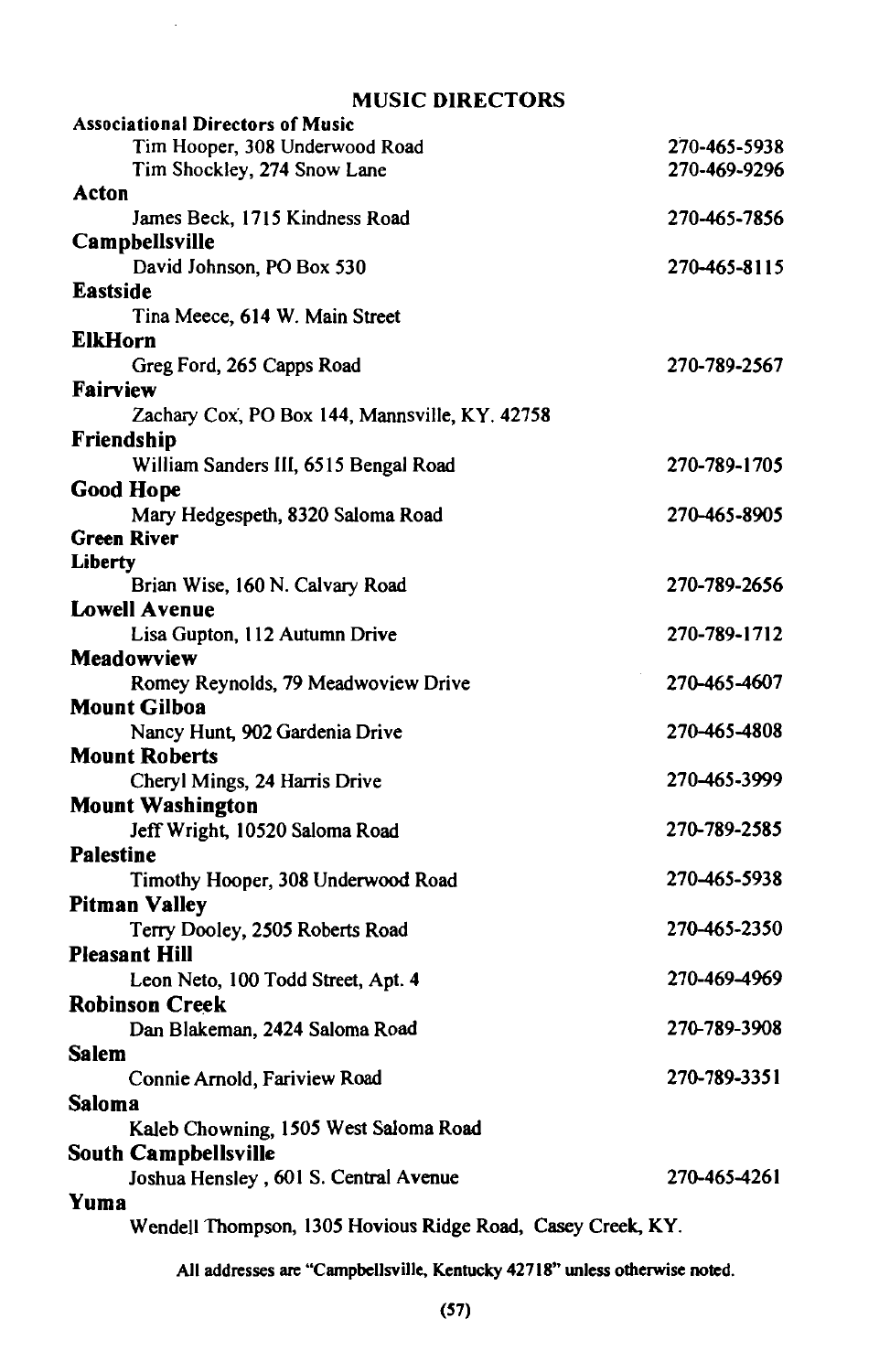## MUSIC DIRECTORS

**Associational Directors of Music**

| | |
|---|---|
| Tim Hooper, 308 Underwood Road | 270-465-5938 |
| Tim Shockley, 274 Snow Lane | 270-469-9296 |
| **Acton** | |
| James Beck, 1715 Kindness Road | 270-465-7856 |
| **Campbellsville** | |
| David Johnson, PO Box 530 | 270-465-8115 |
| **Eastside** | |
| Tina Meece, 614 W. Main Street | |
| **ElkHorn** | |
| Greg Ford, 265 Capps Road | 270-789-2567 |
| **Fairview** | |
| Zachary Cox, PO Box 144, Mannsville, KY. 42758 | |
| **Friendship** | |
| William Sanders III, 6515 Bengal Road | 270-789-1705 |
| **Good Hope** | |
| Mary Hedgespeth, 8320 Saloma Road | 270-465-8905 |
| **Green River** | |
| **Liberty** | |
| Brian Wise, 160 N. Calvary Road | 270-789-2656 |
| **Lowell Avenue** | |
| Lisa Gupton, 112 Autumn Drive | 270-789-1712 |
| **Meadowview** | |
| Romey Reynolds, 79 Meadwoview Drive | 270-465-4607 |
| **Mount Gilboa** | |
| Nancy Hunt, 902 Gardenia Drive | 270-465-4808 |
| **Mount Roberts** | |
| Cheryl Mings, 24 Harris Drive | 270-465-3999 |
| **Mount Washington** | |
| Jeff Wright, 10520 Saloma Road | 270-789-2585 |
| **Palestine** | |
| Timothy Hooper, 308 Underwood Road | 270-465-5938 |
| **Pitman Valley** | |
| Terry Dooley, 2505 Roberts Road | 270-465-2350 |
| **Pleasant Hill** | |
| Leon Neto, 100 Todd Street, Apt. 4 | 270-469-4969 |
| **Robinson Creek** | |
| Dan Blakeman, 2424 Saloma Road | 270-789-3908 |
| **Salem** | |
| Connie Arnold, Fariview Road | 270-789-3351 |
| **Saloma** | |
| Kaleb Chowning, 1505 West Saloma Road | |
| **South Campbellsville** | |
| Joshua Hensley , 601 S. Central Avenue | 270-465-4261 |
| **Yuma** | |
| Wendell Thompson, 1305 Hovious Ridge Road, Casey Creek, KY. | |

**All addresses are "Campbellsville, Kentucky 42718" unless otherwise noted.**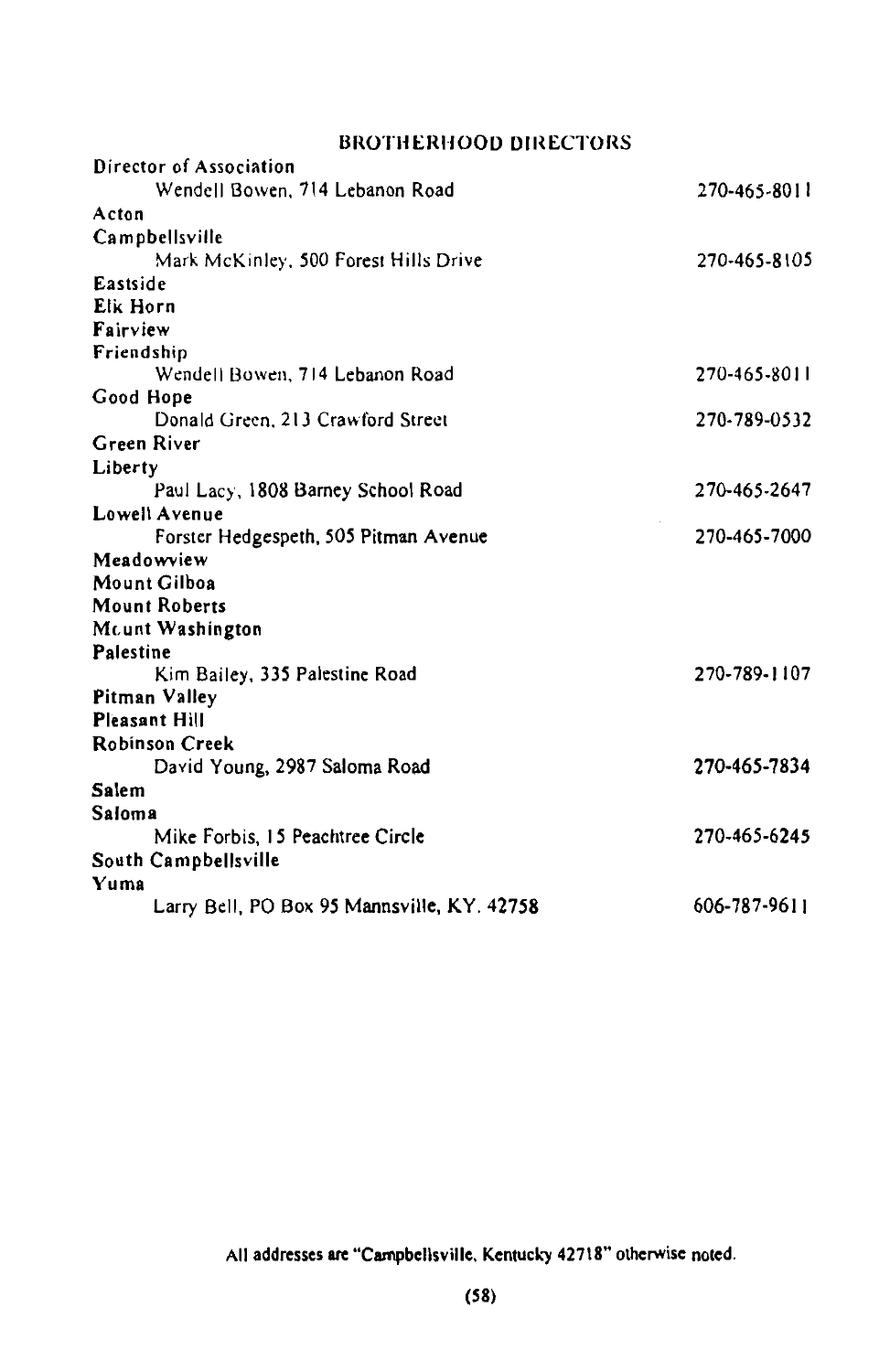## BROTHERHOOD DIRECTORS

| | |
|---|---|
| **Director of Association** | |
| Wendell Bowen, 714 Lebanon Road | 270-465-8011 |
| **Acton** | |
| **Campbellsville** | |
| Mark McKinley, 500 Forest Hills Drive | 270-465-8105 |
| **Eastside** | |
| **Elk Horn** | |
| **Fairview** | |
| **Friendship** | |
| Wendell Bowen, 714 Lebanon Road | 270-465-8011 |
| **Good Hope** | |
| Donald Green, 213 Crawford Street | 270-789-0532 |
| **Green River** | |
| **Liberty** | |
| Paul Lacy, 1808 Barney School Road | 270-465-2647 |
| **Lowell Avenue** | |
| Forster Hedgespeth, 505 Pitman Avenue | 270-465-7000 |
| **Meadowview** | |
| **Mount Gilboa** | |
| **Mount Roberts** | |
| **Mount Washington** | |
| **Palestine** | |
| Kim Bailey, 335 Palestine Road | 270-789-1107 |
| **Pitman Valley** | |
| **Pleasant Hill** | |
| **Robinson Creek** | |
| David Young, 2987 Saloma Road | 270-465-7834 |
| **Salem** | |
| **Saloma** | |
| Mike Forbis, 15 Peachtree Circle | 270-465-6245 |
| **South Campbellsville** | |
| **Yuma** | |
| Larry Bell, PO Box 95 Mannsville, KY. 42758 | 606-787-9611 |

**All addresses are "Campbellsville, Kentucky 42718" otherwise noted.**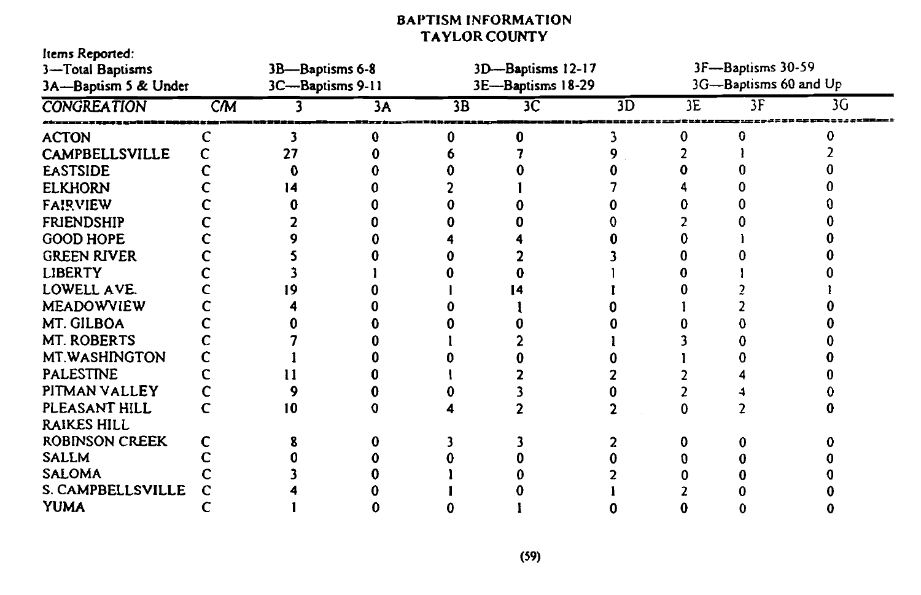# BAPTISM INFORMATION
## TAYLOR COUNTY

Items Reported:

3—Total Baptisms
3A—Baptism 5 & Under
3B—Baptisms 6-8
3C—Baptisms 9-11
3D—Baptisms 12-17
3E—Baptisms 18-29
3F—Baptisms 30-59
3G—Baptisms 60 and Up

| CONGREATION | C/M | 3 | 3A | 3B | 3C | 3D | 3E | 3F | 3G |
|---|---|---|---|---|---|---|---|---|---|
| ACTON | C | 3 | 0 | 0 | 0 | 3 | 0 | 0 | 0 |
| CAMPBELLSVILLE | C | 27 | 0 | 6 | 7 | 9 | 2 | 1 | 2 |
| EASTSIDE | C | 0 | 0 | 0 | 0 | 0 | 0 | 0 | 0 |
| ELKHORN | C | 14 | 0 | 2 | 1 | 7 | 4 | 0 | 0 |
| FAIRVIEW | C | 0 | 0 | 0 | 0 | 0 | 0 | 0 | 0 |
| FRIENDSHIP | C | 2 | 0 | 0 | 0 | 0 | 2 | 0 | 0 |
| GOOD HOPE | C | 9 | 0 | 4 | 4 | 0 | 0 | 1 | 0 |
| GREEN RIVER | C | 5 | 0 | 0 | 2 | 3 | 0 | 0 | 0 |
| LIBERTY | C | 3 | 1 | 0 | 0 | 1 | 0 | 1 | 0 |
| LOWELL AVE. | C | 19 | 0 | 1 | 14 | 1 | 0 | 2 | 1 |
| MEADOWVIEW | C | 4 | 0 | 0 | 1 | 0 | 1 | 2 | 0 |
| MT. GILBOA | C | 0 | 0 | 0 | 0 | 0 | 0 | 0 | 0 |
| MT. ROBERTS | C | 7 | 0 | 1 | 2 | 1 | 3 | 0 | 0 |
| MT.WASHINGTON | C | 1 | 0 | 0 | 0 | 0 | 1 | 0 | 0 |
| PALESTINE | C | 11 | 0 | 1 | 2 | 2 | 2 | 4 | 0 |
| PITMAN VALLEY | C | 9 | 0 | 0 | 3 | 0 | 2 | 4 | 0 |
| PLEASANT HILL | C | 10 | 0 | 4 | 2 | 2 | 0 | 2 | 0 |
| RAIKES HILL | | | | | | | | | |
| ROBINSON CREEK | C | 8 | 0 | 3 | 3 | 2 | 0 | 0 | 0 |
| SALEM | C | 0 | 0 | 0 | 0 | 0 | 0 | 0 | 0 |
| SALOMA | C | 3 | 0 | 1 | 0 | 2 | 0 | 0 | 0 |
| S. CAMPBELLSVILLE | C | 4 | 0 | 1 | 0 | 1 | 2 | 0 | 0 |
| YUMA | C | 1 | 0 | 0 | 1 | 0 | 0 | 0 | 0 |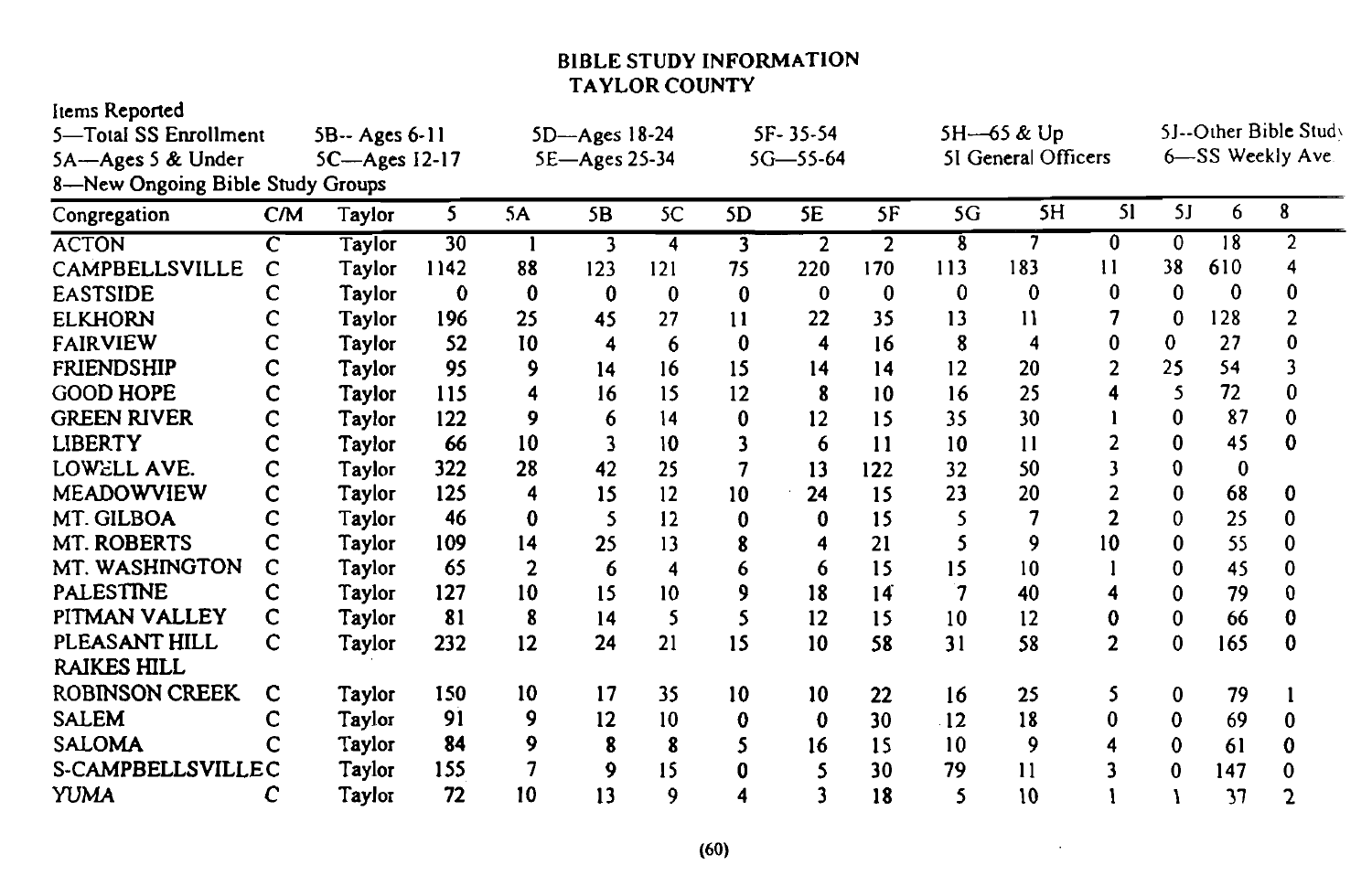## BIBLE STUDY INFORMATION
## TAYLOR COUNTY

Items Reported

5—Total SS Enrollment 5B-- Ages 6-11 5D—Ages 18-24 5F- 35-54 5H—65 & Up 5J--Other Bible Study

5A—Ages 5 & Under 5C—Ages 12-17 5E—Ages 25-34 5G—55-64 5I General Officers 6—SS Weekly Ave.

8—New Ongoing Bible Study Groups

| Congregation | C/M | Taylor | 5 | 5A | 5B | 5C | 5D | 5E | 5F | 5G | 5H | 5I | 5J | 6 | 8 |
|---|---|---|---|---|---|---|---|---|---|---|---|---|---|---|---|
| ACTON | C | Taylor | 30 | 1 | 3 | 4 | 3 | 2 | 2 | 8 | 7 | 0 | 0 | 18 | 2 |
| CAMPBELLSVILLE | C | Taylor | 1142 | 88 | 123 | 121 | 75 | 220 | 170 | 113 | 183 | 11 | 38 | 610 | 4 |
| EASTSIDE | C | Taylor | 0 | 0 | 0 | 0 | 0 | 0 | 0 | 0 | 0 | 0 | 0 | 0 | 0 |
| ELKHORN | C | Taylor | 196 | 25 | 45 | 27 | 11 | 22 | 35 | 13 | 11 | 7 | 0 | 128 | 2 |
| FAIRVIEW | C | Taylor | 52 | 10 | 4 | 6 | 0 | 4 | 16 | 8 | 4 | 0 | 0 | 27 | 0 |
| FRIENDSHIP | C | Taylor | 95 | 9 | 14 | 16 | 15 | 14 | 14 | 12 | 20 | 2 | 25 | 54 | 3 |
| GOOD HOPE | C | Taylor | 115 | 4 | 16 | 15 | 12 | 8 | 10 | 16 | 25 | 4 | 5 | 72 | 0 |
| GREEN RIVER | C | Taylor | 122 | 9 | 6 | 14 | 0 | 12 | 15 | 35 | 30 | 1 | 0 | 87 | 0 |
| LIBERTY | C | Taylor | 66 | 10 | 3 | 10 | 3 | 6 | 11 | 10 | 11 | 2 | 0 | 45 | 0 |
| LOWELL AVE. | C | Taylor | 322 | 28 | 42 | 25 | 7 | 13 | 122 | 32 | 50 | 3 | 0 | 0 | |
| MEADOWVIEW | C | Taylor | 125 | 4 | 15 | 12 | 10 | 24 | 15 | 23 | 20 | 2 | 0 | 68 | 0 |
| MT. GILBOA | C | Taylor | 46 | 0 | 5 | 12 | 0 | 0 | 15 | 5 | 7 | 2 | 0 | 25 | 0 |
| MT. ROBERTS | C | Taylor | 109 | 14 | 25 | 13 | 8 | 4 | 21 | 5 | 9 | 10 | 0 | 55 | 0 |
| MT. WASHINGTON | C | Taylor | 65 | 2 | 6 | 4 | 6 | 6 | 15 | 15 | 10 | 1 | 0 | 45 | 0 |
| PALESTINE | C | Taylor | 127 | 10 | 15 | 10 | 9 | 18 | 14 | 7 | 40 | 4 | 0 | 79 | 0 |
| PITMAN VALLEY | C | Taylor | 81 | 8 | 14 | 5 | 5 | 12 | 15 | 10 | 12 | 0 | 0 | 66 | 0 |
| PLEASANT HILL | C | Taylor | 232 | 12 | 24 | 21 | 15 | 10 | 58 | 31 | 58 | 2 | 0 | 165 | 0 |
| RAIKES HILL | | | | | | | | | | | | | | | |
| ROBINSON CREEK | C | Taylor | 150 | 10 | 17 | 35 | 10 | 10 | 22 | 16 | 25 | 5 | 0 | 79 | 1 |
| SALEM | C | Taylor | 91 | 9 | 12 | 10 | 0 | 0 | 30 | 12 | 18 | 0 | 0 | 69 | 0 |
| SALOMA | C | Taylor | 84 | 9 | 8 | 8 | 5 | 16 | 15 | 10 | 9 | 4 | 0 | 61 | 0 |
| S-CAMPBELLSVILLE | C | Taylor | 155 | 7 | 9 | 15 | 0 | 5 | 30 | 79 | 11 | 3 | 0 | 147 | 0 |
| YUMA | C | Taylor | 72 | 10 | 13 | 9 | 4 | 3 | 18 | 5 | 10 | 1 | 1 | 37 | 2 |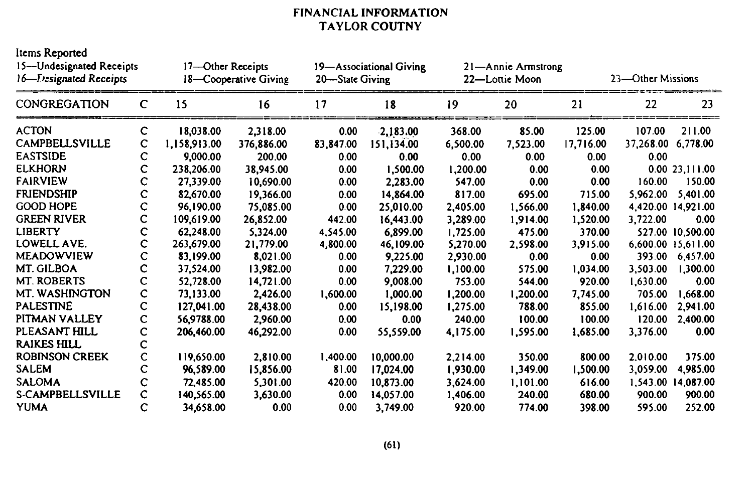# FINANCIAL INFORMATION
## TAYLOR COUTNY

Items Reported

15—Undesignated Receipts
16—Designated Receipts
17—Other Receipts
18—Cooperative Giving
19—Associational Giving
20—State Giving
21—Annie Armstrong
22—Lottie Moon
23—Other Missions

| CONGREGATION | C | 15 | 16 | 17 | 18 | 19 | 20 | 21 | 22 | 23 |
|---|---|---|---|---|---|---|---|---|---|---|
| ACTON | C | 18,038.00 | 2,318.00 | 0.00 | 2,183.00 | 368.00 | 85.00 | 125.00 | 107.00 | 211.00 |
| CAMPBELLSVILLE | C | 1,158,913.00 | 376,886.00 | 83,847.00 | 151,134.00 | 6,500.00 | 7,523.00 | 17,716.00 | 37,268.00 | 6,778.00 |
| EASTSIDE | C | 9,000.00 | 200.00 | 0.00 | 0.00 | 0.00 | 0.00 | 0.00 | 0.00 | |
| ELKHORN | C | 238,206.00 | 38,945.00 | 0.00 | 1,500.00 | 1,200.00 | 0.00 | 0.00 | 0.00 | 23,111.00 |
| FAIRVIEW | C | 27,339.00 | 10,690.00 | 0.00 | 2,283.00 | 547.00 | 0.00 | 0.00 | 160.00 | 150.00 |
| FRIENDSHIP | C | 82,670.00 | 19,366.00 | 0.00 | 14,864.00 | 817.00 | 695.00 | 715.00 | 5,962.00 | 5,401.00 |
| GOOD HOPE | C | 96,190.00 | 75,085.00 | 0.00 | 25,010.00 | 2,405.00 | 1,566.00 | 1,840.00 | 4,420.00 | 14,921.00 |
| GREEN RIVER | C | 109,619.00 | 26,852.00 | 442.00 | 16,443.00 | 3,289.00 | 1,914.00 | 1,520.00 | 3,722.00 | 0.00 |
| LIBERTY | C | 62,248.00 | 5,324.00 | 4,545.00 | 6,899.00 | 1,725.00 | 475.00 | 370.00 | 527.00 | 10,500.00 |
| LOWELL AVE. | C | 263,679.00 | 21,779.00 | 4,800.00 | 46,109.00 | 5,270.00 | 2,598.00 | 3,915.00 | 6,600.00 | 15,611.00 |
| MEADOWVIEW | C | 83,199.00 | 8,021.00 | 0.00 | 9,225.00 | 2,930.00 | 0.00 | 0.00 | 393.00 | 6,457.00 |
| MT. GILBOA | C | 37,524.00 | 13,982.00 | 0.00 | 7,229.00 | 1,100.00 | 575.00 | 1,034.00 | 3,503.00 | 1,300.00 |
| MT. ROBERTS | C | 52,728.00 | 14,721.00 | 0.00 | 9,008.00 | 753.00 | 544.00 | 920.00 | 1,630.00 | 0.00 |
| MT. WASHINGTON | C | 73,133.00 | 2,426.00 | 1,600.00 | 1,000.00 | 1,200.00 | 1,200.00 | 7,745.00 | 705.00 | 1,668.00 |
| PALESTINE | C | 127,041.00 | 28,438.00 | 0.00 | 15,198.00 | 1,275.00 | 788.00 | 855.00 | 1,616.00 | 2,941.00 |
| PITMAN VALLEY | C | 56,9788.00 | 2,960.00 | 0.00 | 0.00 | 240.00 | 100.00 | 100.00 | 120.00 | 2,400.00 |
| PLEASANT HILL | C | 206,460.00 | 46,292.00 | 0.00 | 55,559.00 | 4,175.00 | 1,595.00 | 1,685.00 | 3,376.00 | 0.00 |
| RAIKES HILL | C | | | | | | | | | |
| ROBINSON CREEK | C | 119,650.00 | 2,810.00 | 1,400.00 | 10,000.00 | 2,214.00 | 350.00 | 800.00 | 2,010.00 | 375.00 |
| SALEM | C | 96,589.00 | 15,856.00 | 81.00 | 17,024.00 | 1,930.00 | 1,349.00 | 1,500.00 | 3,059.00 | 4,985.00 |
| SALOMA | C | 72,485.00 | 5,301.00 | 420.00 | 10,873.00 | 3,624.00 | 1,101.00 | 616.00 | 1,543.00 | 14,087.00 |
| S-CAMPBELLSVILLE | C | 140,565.00 | 3,630.00 | 0.00 | 14,057.00 | 1,406.00 | 240.00 | 680.00 | 900.00 | 900.00 |
| YUMA | C | 34,658.00 | 0.00 | 0.00 | 3,749.00 | 920.00 | 774.00 | 398.00 | 595.00 | 252.00 |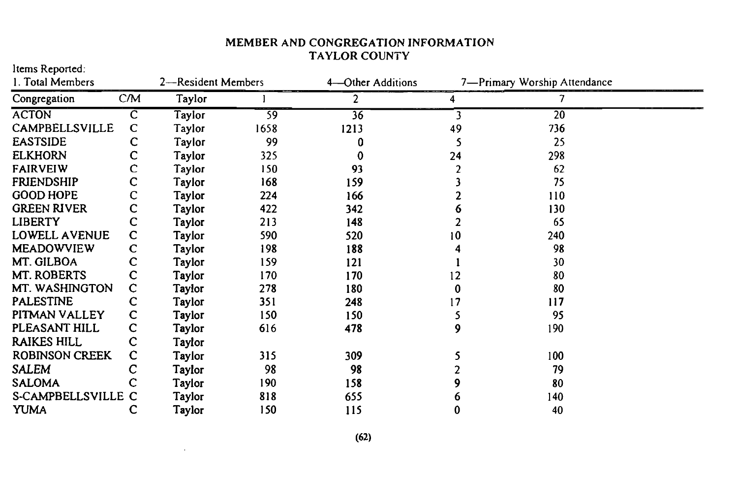## MEMBER AND CONGREGATION INFORMATION
## TAYLOR COUNTY

Items Reported:
1. Total Members 2—Resident Members 4—Other Additions 7—Primary Worship Attendance

| Congregation | C/M | Taylor | 1 | 2 | 4 | 7 |
|---|---|---|---|---|---|---|
| ACTON | C | Taylor | 59 | 36 | 3 | 20 |
| CAMPBELLSVILLE | C | Taylor | 1658 | 1213 | 49 | 736 |
| EASTSIDE | C | Taylor | 99 | 0 | 5 | 25 |
| ELKHORN | C | Taylor | 325 | 0 | 24 | 298 |
| FAIRVEIW | C | Taylor | 150 | 93 | 2 | 62 |
| FRIENDSHIP | C | Taylor | 168 | 159 | 3 | 75 |
| GOOD HOPE | C | Taylor | 224 | 166 | 2 | 110 |
| GREEN RIVER | C | Taylor | 422 | 342 | 6 | 130 |
| LIBERTY | C | Taylor | 213 | 148 | 2 | 65 |
| LOWELL AVENUE | C | Taylor | 590 | 520 | 10 | 240 |
| MEADOWVIEW | C | Taylor | 198 | 188 | 4 | 98 |
| MT. GILBOA | C | Taylor | 159 | 121 | 1 | 30 |
| MT. ROBERTS | C | Taylor | 170 | 170 | 12 | 80 |
| MT. WASHINGTON | C | Taylor | 278 | 180 | 0 | 80 |
| PALESTINE | C | Taylor | 351 | 248 | 17 | 117 |
| PITMAN VALLEY | C | Taylor | 150 | 150 | 5 | 95 |
| PLEASANT HILL | C | Taylor | 616 | 478 | 9 | 190 |
| RAIKES HILL | C | Taylor | | | | |
| ROBINSON CREEK | C | Taylor | 315 | 309 | 5 | 100 |
| SALEM | C | Taylor | 98 | 98 | 2 | 79 |
| SALOMA | C | Taylor | 190 | 158 | 9 | 80 |
| S-CAMPBELLSVILLE | C | Taylor | 818 | 655 | 6 | 140 |
| YUMA | C | Taylor | 150 | 115 | 0 | 40 |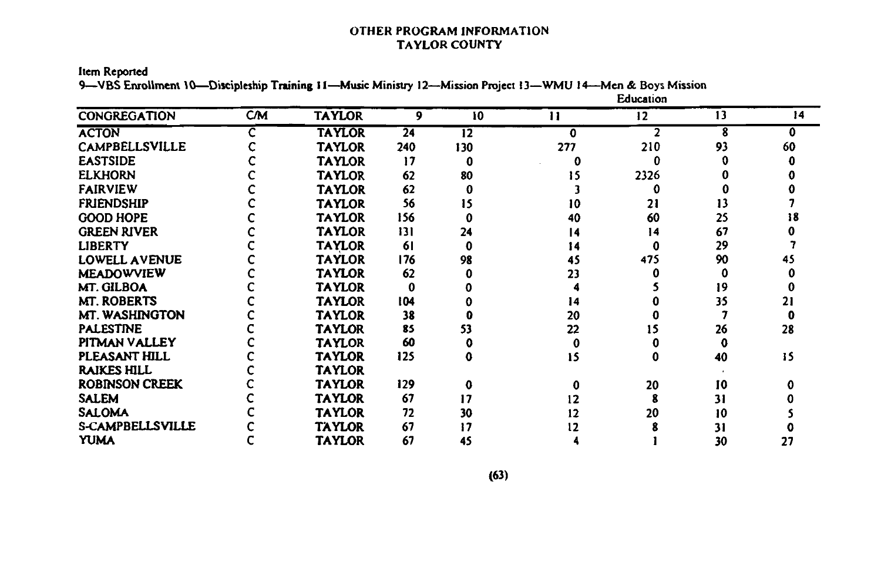# OTHER PROGRAM INFORMATION
## TAYLOR COUNTY

Item Reported
9—VBS Enrollment 10—Discipleship Training 11—Music Ministry 12—Mission Project 13—WMU 14—Men & Boys Mission Education

| CONGREGATION | C/M | TAYLOR | 9 | 10 | 11 | 12 | 13 | 14 |
|---|---|---|---|---|---|---|---|---|
| ACTON | C | TAYLOR | 24 | 12 | 0 | 2 | 8 | 0 |
| CAMPBELLSVILLE | C | TAYLOR | 240 | 130 | 277 | 210 | 93 | 60 |
| EASTSIDE | C | TAYLOR | 17 | 0 | 0 | 0 | 0 | 0 |
| ELKHORN | C | TAYLOR | 62 | 80 | 15 | 2326 | 0 | 0 |
| FAIRVIEW | C | TAYLOR | 62 | 0 | 3 | 0 | 0 | 0 |
| FRIENDSHIP | C | TAYLOR | 56 | 15 | 10 | 21 | 13 | 7 |
| GOOD HOPE | C | TAYLOR | 156 | 0 | 40 | 60 | 25 | 18 |
| GREEN RIVER | C | TAYLOR | 131 | 24 | 14 | 14 | 67 | 0 |
| LIBERTY | C | TAYLOR | 61 | 0 | 14 | 0 | 29 | 7 |
| LOWELL AVENUE | C | TAYLOR | 176 | 98 | 45 | 475 | 90 | 45 |
| MEADOWVIEW | C | TAYLOR | 62 | 0 | 23 | 0 | 0 | 0 |
| MT. GILBOA | C | TAYLOR | 0 | 0 | 4 | 5 | 19 | 0 |
| MT. ROBERTS | C | TAYLOR | 104 | 0 | 14 | 0 | 35 | 21 |
| MT. WASHINGTON | C | TAYLOR | 38 | 0 | 20 | 0 | 7 | 0 |
| PALESTINE | C | TAYLOR | 85 | 53 | 22 | 15 | 26 | 28 |
| PITMAN VALLEY | C | TAYLOR | 60 | 0 | 0 | 0 | 0 | |
| PLEASANT HILL | C | TAYLOR | 125 | 0 | 15 | 0 | 40 | 15 |
| RAIKES HILL | C | TAYLOR | | | | | . | |
| ROBINSON CREEK | C | TAYLOR | 129 | 0 | 0 | 20 | 10 | 0 |
| SALEM | C | TAYLOR | 67 | 17 | 12 | 8 | 31 | 0 |
| SALOMA | C | TAYLOR | 72 | 30 | 12 | 20 | 10 | 5 |
| S-CAMPBELLSVILLE | C | TAYLOR | 67 | 17 | 12 | 8 | 31 | 0 |
| YUMA | C | TAYLOR | 67 | 45 | 4 | 1 | 30 | 27 |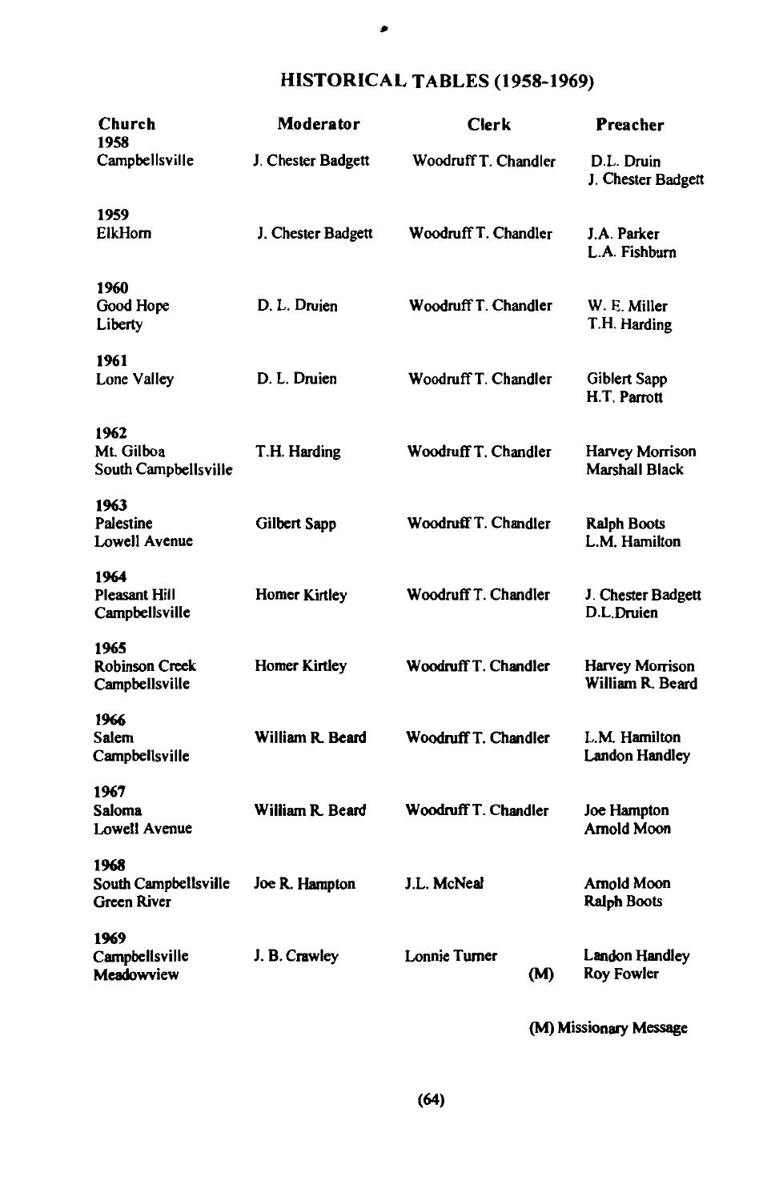## HISTORICAL TABLES (1958-1969)

| Church | Moderator | Clerk | Preacher |
|---|---|---|---|
| **1958** | | | |
| Campbellsville | J. Chester Badgett | Woodruff T. Chandler | D.L. Druin<br>J. Chester Badgett |
| **1959** | | | |
| ElkHorn | J. Chester Badgett | Woodruff T. Chandler | J.A. Parker<br>L.A. Fishburn |
| **1960** | | | |
| Good Hope<br>Liberty | D. L. Druien | Woodruff T. Chandler | W. E. Miller<br>T.H. Harding |
| **1961** | | | |
| Lone Valley | D. L. Druien | Woodruff T. Chandler | Giblert Sapp<br>H.T. Parrott |
| **1962** | | | |
| Mt. Gilboa<br>South Campbellsville | T.H. Harding | Woodruff T. Chandler | Harvey Morrison<br>Marshall Black |
| **1963** | | | |
| Palestine<br>Lowell Avenue | Gilbert Sapp | Woodruff T. Chandler | Ralph Boots<br>L.M. Hamilton |
| **1964** | | | |
| Pleasant Hill<br>Campbellsville | Homer Kirtley | Woodruff T. Chandler | J. Chester Badgett<br>D.L.Druien |
| **1965** | | | |
| Robinson Creek<br>Campbellsville | Homer Kirtley | Woodruff T. Chandler | Harvey Morrison<br>William R. Beard |
| **1966** | | | |
| Salem<br>Campbellsville | William R. Beard | Woodruff T. Chandler | L.M. Hamilton<br>Landon Handley |
| **1967** | | | |
| Saloma<br>Lowell Avenue | William R. Beard | Woodruff T. Chandler | Joe Hampton<br>Arnold Moon |
| **1968** | | | |
| South Campbellsville<br>Green River | Joe R. Hampton | J.L. McNeal | Arnold Moon<br>Ralph Boots |
| **1969** | | | |
| Campbellsville<br>Meadowview | J. B. Crawley | Lonnie Turner | Landon Handley<br>(M) Roy Fowler |

(M) Missionary Message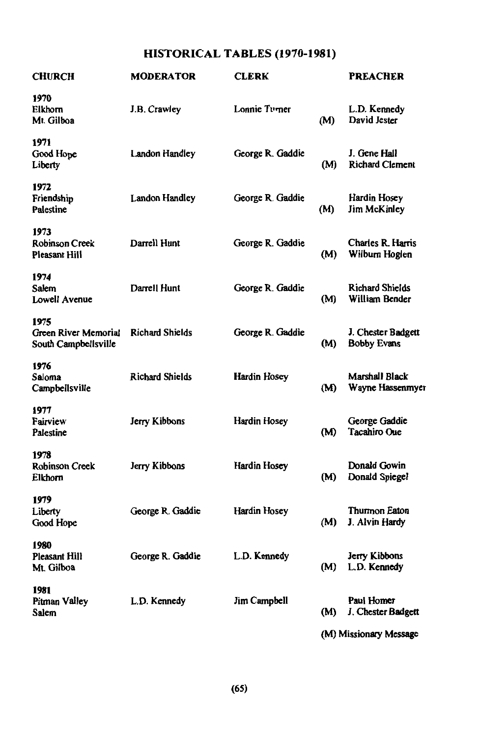## HISTORICAL TABLES (1970-1981)

| CHURCH | MODERATOR | CLERK | | PREACHER |
|---|---|---|---|---|
| **1970** | | | | |
| Elkhorn | J.B. Crawley | Lonnie Turner | | L.D. Kennedy |
| Mt. Gilboa | | | (M) | David Jester |
| **1971** | | | | |
| Good Hope | Landon Handley | George R. Gaddie | | J. Gene Hall |
| Liberty | | | (M) | Richard Clement |
| **1972** | | | | |
| Friendship | Landon Handley | George R. Gaddie | | Hardin Hosey |
| Palestine | | | (M) | Jim McKinley |
| **1973** | | | | |
| Robinson Creek | Darrell Hunt | George R. Gaddie | | Charles R. Harris |
| Pleasant Hill | | | (M) | Wilburn Hoglen |
| **1974** | | | | |
| Salem | Darrell Hunt | George R. Gaddie | | Richard Shields |
| Lowell Avenue | | | (M) | William Bender |
| **1975** | | | | |
| Green River Memorial | Richard Shields | George R. Gaddie | | J. Chester Badgett |
| South Campbellsville | | | (M) | Bobby Evans |
| **1976** | | | | |
| Saloma | Richard Shields | Hardin Hosey | | Marshall Black |
| Campbellsville | | | (M) | Wayne Hassenmyer |
| **1977** | | | | |
| Fairview | Jerry Kibbons | Hardin Hosey | | George Gaddie |
| Palestine | | | (M) | Tacahiro Oue |
| **1978** | | | | |
| Robinson Creek | Jerry Kibbons | Hardin Hosey | | Donald Gowin |
| Elkhorn | | | (M) | Donald Spiegel |
| **1979** | | | | |
| Liberty | George R. Gaddie | Hardin Hosey | | Thurmon Eaton |
| Good Hope | | | (M) | J. Alvin Hardy |
| **1980** | | | | |
| Pleasant Hill | George R. Gaddie | L.D. Kennedy | | Jerry Kibbons |
| Mt. Gilboa | | | (M) | L.D. Kennedy |
| **1981** | | | | |
| Pitman Valley | L.D. Kennedy | Jim Campbell | | Paul Horner |
| Salem | | | (M) | J. Chester Badgett |

(M) Missionary Message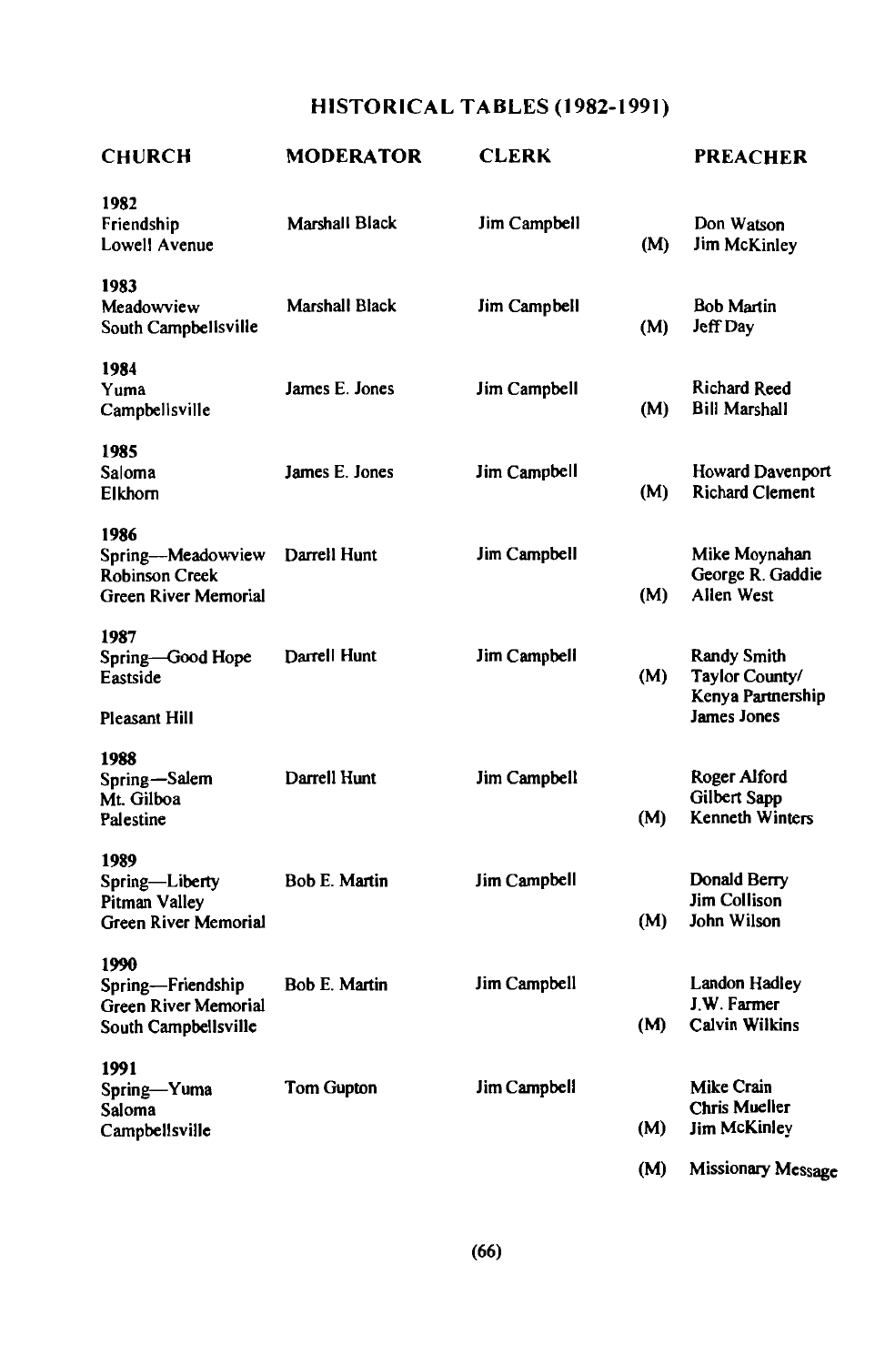## HISTORICAL TABLES (1982-1991)

| CHURCH | MODERATOR | CLERK | | PREACHER |
|---|---|---|---|---|
| **1982** | | | | |
| Friendship | Marshall Black | Jim Campbell | | Don Watson |
| Lowell Avenue | | | (M) | Jim McKinley |
| **1983** | | | | |
| Meadowview | Marshall Black | Jim Campbell | | Bob Martin |
| South Campbellsville | | | (M) | Jeff Day |
| **1984** | | | | |
| Yuma | James E. Jones | Jim Campbell | | Richard Reed |
| Campbellsville | | | (M) | Bill Marshall |
| **1985** | | | | |
| Saloma | James E. Jones | Jim Campbell | | Howard Davenport |
| Elkhorn | | | (M) | Richard Clement |
| **1986** | | | | |
| Spring—Meadowview | Darrell Hunt | Jim Campbell | | Mike Moynahan |
| Robinson Creek | | | | George R. Gaddie |
| Green River Memorial | | | (M) | Allen West |
| **1987** | | | | |
| Spring—Good Hope | Darrell Hunt | Jim Campbell | | Randy Smith |
| Eastside | | | (M) | Taylor County/ Kenya Partnership |
| Pleasant Hill | | | | James Jones |
| **1988** | | | | |
| Spring—Salem | Darrell Hunt | Jim Campbell | | Roger Alford |
| Mt. Gilboa | | | | Gilbert Sapp |
| Palestine | | | (M) | Kenneth Winters |
| **1989** | | | | |
| Spring—Liberty | Bob E. Martin | Jim Campbell | | Donald Berry |
| Pitman Valley | | | | Jim Collison |
| Green River Memorial | | | (M) | John Wilson |
| **1990** | | | | |
| Spring—Friendship | Bob E. Martin | Jim Campbell | | Landon Hadley |
| Green River Memorial | | | | J.W. Farmer |
| South Campbellsville | | | (M) | Calvin Wilkins |
| **1991** | | | | |
| Spring—Yuma | Tom Gupton | Jim Campbell | | Mike Crain |
| Saloma | | | | Chris Mueller |
| Campbellsville | | | (M) | Jim McKinley |

(M) Missionary Message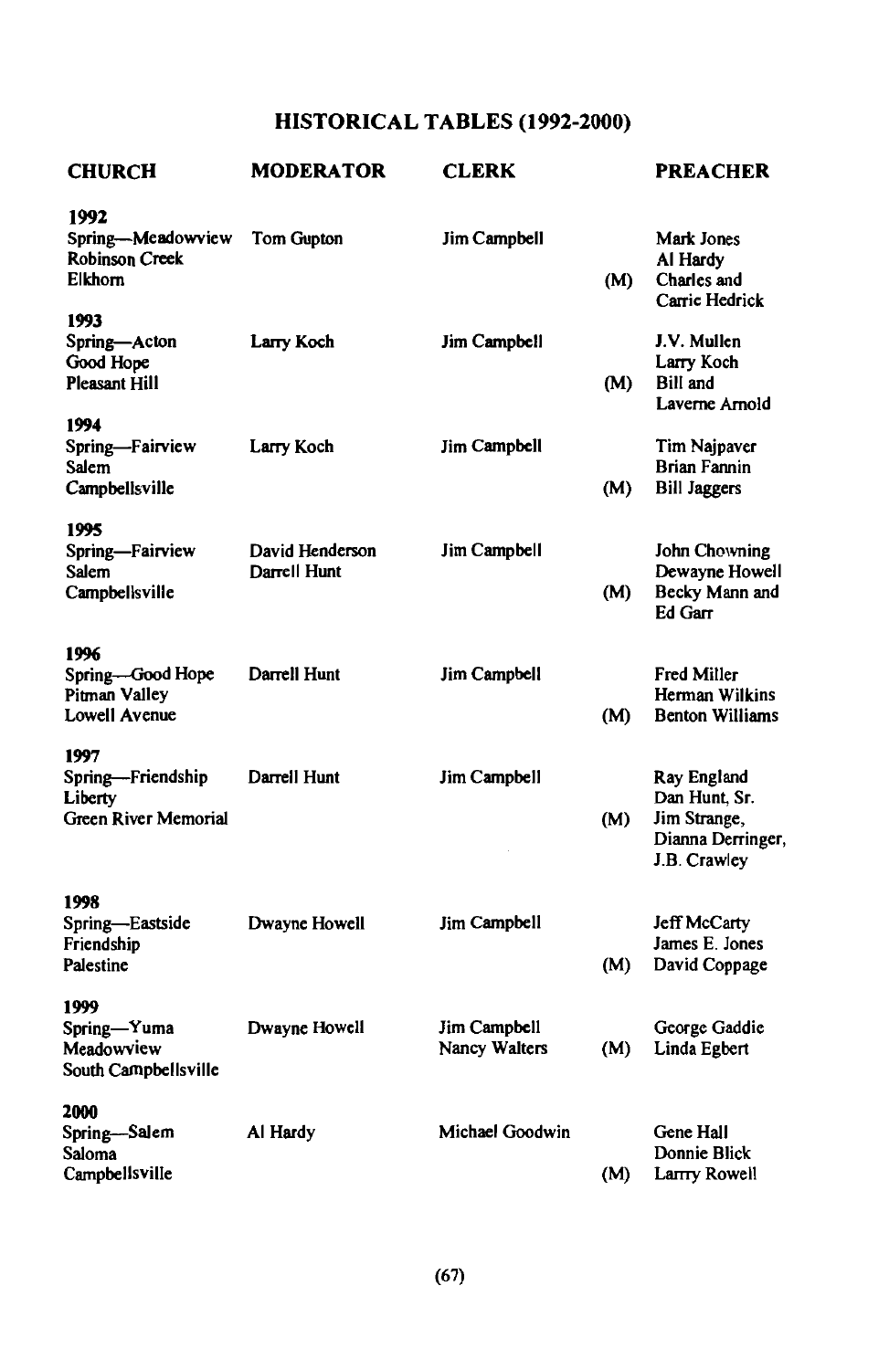# HISTORICAL TABLES (1992-2000)

| CHURCH | MODERATOR | CLERK | | PREACHER |
|---|---|---|---|---|
| **1992** | | | | |
| Spring—Meadowview | Tom Gupton | Jim Campbell | | Mark Jones |
| Robinson Creek | | | | Al Hardy |
| Elkhorn | | | (M) | Charles and Carrie Hedrick |
| **1993** | | | | |
| Spring—Acton | Larry Koch | Jim Campbell | | J.V. Mullen |
| Good Hope | | | | Larry Koch |
| Pleasant Hill | | | (M) | Bill and Laverne Arnold |
| **1994** | | | | |
| Spring—Fairview | Larry Koch | Jim Campbell | | Tim Najpaver |
| Salem | | | | Brian Fannin |
| Campbellsville | | | (M) | Bill Jaggers |
| **1995** | | | | |
| Spring—Fairview | David Henderson | Jim Campbell | | John Chowning |
| Salem | Darrell Hunt | | | Dewayne Howell |
| Campbellsville | | | (M) | Becky Mann and Ed Garr |
| **1996** | | | | |
| Spring—Good Hope | Darrell Hunt | Jim Campbell | | Fred Miller |
| Pitman Valley | | | | Herman Wilkins |
| Lowell Avenue | | | (M) | Benton Williams |
| **1997** | | | | |
| Spring—Friendship | Darrell Hunt | Jim Campbell | | Ray England |
| Liberty | | | | Dan Hunt, Sr. |
| Green River Memorial | | | (M) | Jim Strange, Dianna Derringer, J.B. Crawley |
| **1998** | | | | |
| Spring—Eastside | Dwayne Howell | Jim Campbell | | Jeff McCarty |
| Friendship | | | | James E. Jones |
| Palestine | | | (M) | David Coppage |
| **1999** | | | | |
| Spring—Yuma | Dwayne Howell | Jim Campbell | | George Gaddie |
| Meadowview | | Nancy Walters | (M) | Linda Egbert |
| South Campbellsville | | | | |
| **2000** | | | | |
| Spring—Salem | Al Hardy | Michael Goodwin | | Gene Hall |
| Saloma | | | | Donnie Blick |
| Campbellsville | | | (M) | Larrry Rowell |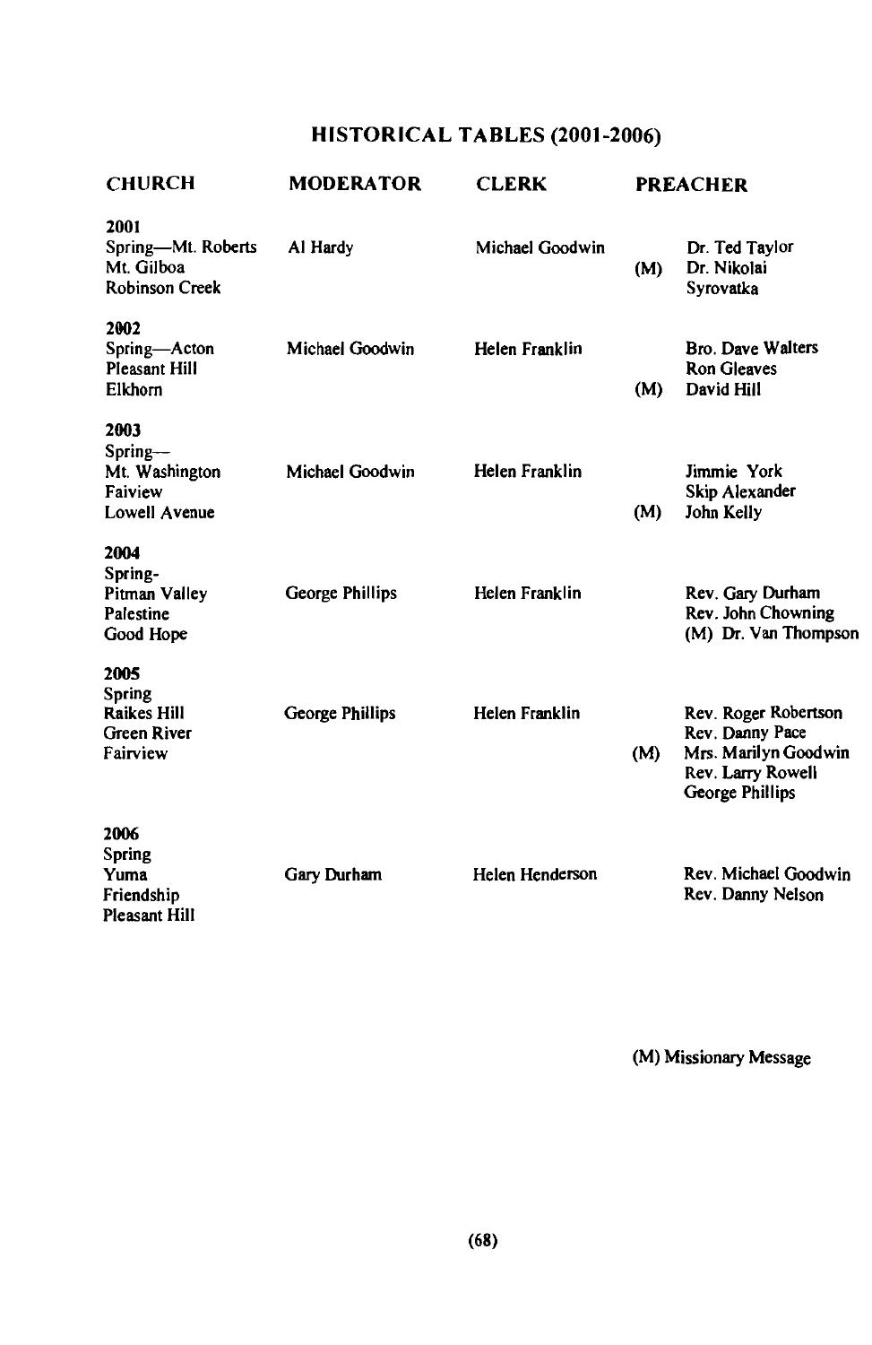## HISTORICAL TABLES (2001-2006)

| CHURCH | MODERATOR | CLERK | PREACHER |
|---|---|---|---|
| **2001** | | | |
| Spring—Mt. Roberts | Al Hardy | Michael Goodwin | Dr. Ted Taylor |
| Mt. Gilboa | | | (M) Dr. Nikolai Syrovatka |
| Robinson Creek | | | |
| **2002** | | | |
| Spring—Acton | Michael Goodwin | Helen Franklin | Bro. Dave Walters |
| Pleasant Hill | | | Ron Gleaves |
| Elkhorn | | | (M) David Hill |
| **2003** | | | |
| Spring— | | | |
| Mt. Washington | Michael Goodwin | Helen Franklin | Jimmie York |
| Faiview | | | Skip Alexander |
| Lowell Avenue | | | (M) John Kelly |
| **2004** | | | |
| Spring- | | | |
| Pitman Valley | George Phillips | Helen Franklin | Rev. Gary Durham |
| Palestine | | | Rev. John Chowning |
| Good Hope | | | (M) Dr. Van Thompson |
| **2005** | | | |
| Spring | | | |
| Raikes Hill | George Phillips | Helen Franklin | Rev. Roger Robertson |
| Green River | | | Rev. Danny Pace |
| Fairview | | | (M) Mrs. Marilyn Goodwin |
| | | | Rev. Larry Rowell |
| | | | George Phillips |
| **2006** | | | |
| Spring | | | |
| Yuma | Gary Durham | Helen Henderson | Rev. Michael Goodwin |
| Friendship | | | Rev. Danny Nelson |
| Pleasant Hill | | | |

(M) Missionary Message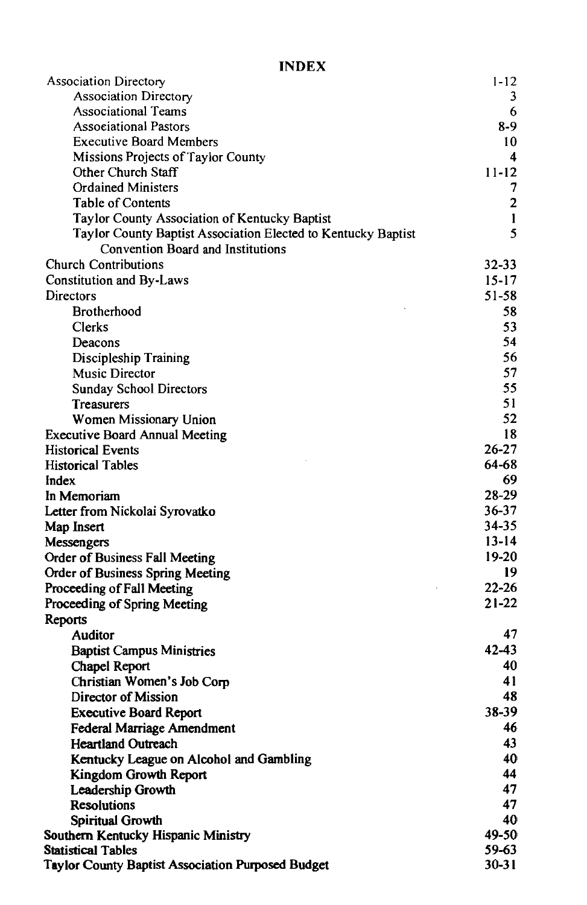# INDEX

| | |
|---|---|
| Association Directory | 1-12 |
| Association Directory | 3 |
| Associational Teams | 6 |
| Associational Pastors | 8-9 |
| Executive Board Members | 10 |
| Missions Projects of Taylor County | 4 |
| Other Church Staff | 11-12 |
| Ordained Ministers | 7 |
| Table of Contents | 2 |
| Taylor County Association of Kentucky Baptist | 1 |
| Taylor County Baptist Association Elected to Kentucky Baptist Convention Board and Institutions | 5 |
| Church Contributions | 32-33 |
| Constitution and By-Laws | 15-17 |
| Directors | 51-58 |
| Brotherhood | 58 |
| Clerks | 53 |
| Deacons | 54 |
| Discipleship Training | 56 |
| Music Director | 57 |
| Sunday School Directors | 55 |
| Treasurers | 51 |
| Women Missionary Union | 52 |
| Executive Board Annual Meeting | 18 |
| Historical Events | 26-27 |
| Historical Tables | 64-68 |
| Index | 69 |
| In Memoriam | 28-29 |
| Letter from Nickolai Syrovatko | 36-37 |
| Map Insert | 34-35 |
| Messengers | 13-14 |
| Order of Business Fall Meeting | 19-20 |
| Order of Business Spring Meeting | 19 |
| Proceeding of Fall Meeting | 22-26 |
| Proceeding of Spring Meeting | 21-22 |
| Reports | |
| Auditor | 47 |
| Baptist Campus Ministries | 42-43 |
| Chapel Report | 40 |
| Christian Women's Job Corp | 41 |
| Director of Mission | 48 |
| Executive Board Report | 38-39 |
| Federal Marriage Amendment | 46 |
| Heartland Outreach | 43 |
| Kentucky League on Alcohol and Gambling | 40 |
| Kingdom Growth Report | 44 |
| Leadership Growth | 47 |
| Resolutions | 47 |
| Spiritual Growth | 40 |
| Southern Kentucky Hispanic Ministry | 49-50 |
| Statistical Tables | 59-63 |
| Taylor County Baptist Association Purposed Budget | 30-31 |